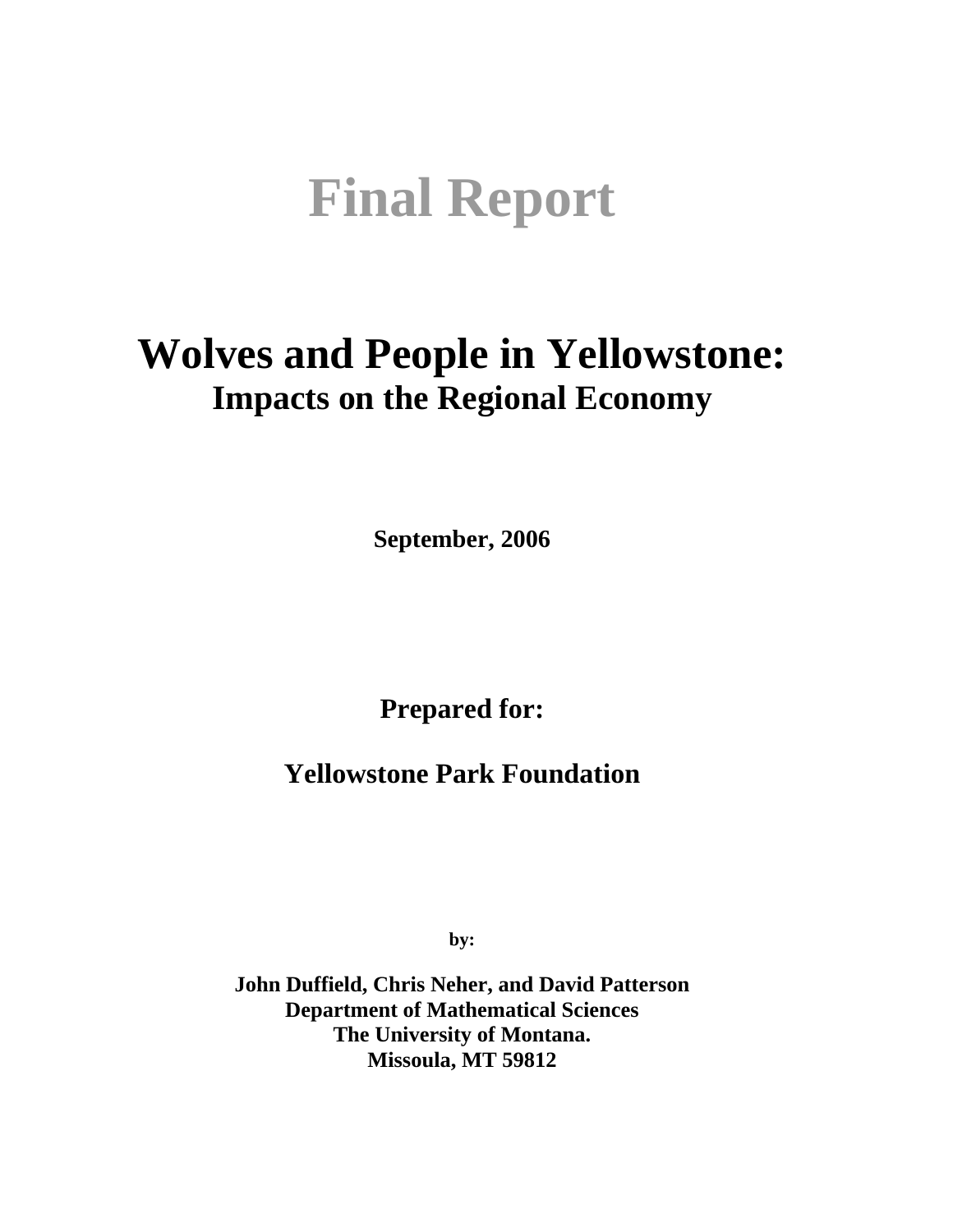# Final Report

## Wolves and People in Yellowstone:
### Impacts on the Regional Economy

**September, 2006**

**Prepared for:**

**Yellowstone Park Foundation**

**by:**

**John Duffield, Chris Neher, and David Patterson**
**Department of Mathematical Sciences**
**The University of Montana.**
**Missoula, MT 59812**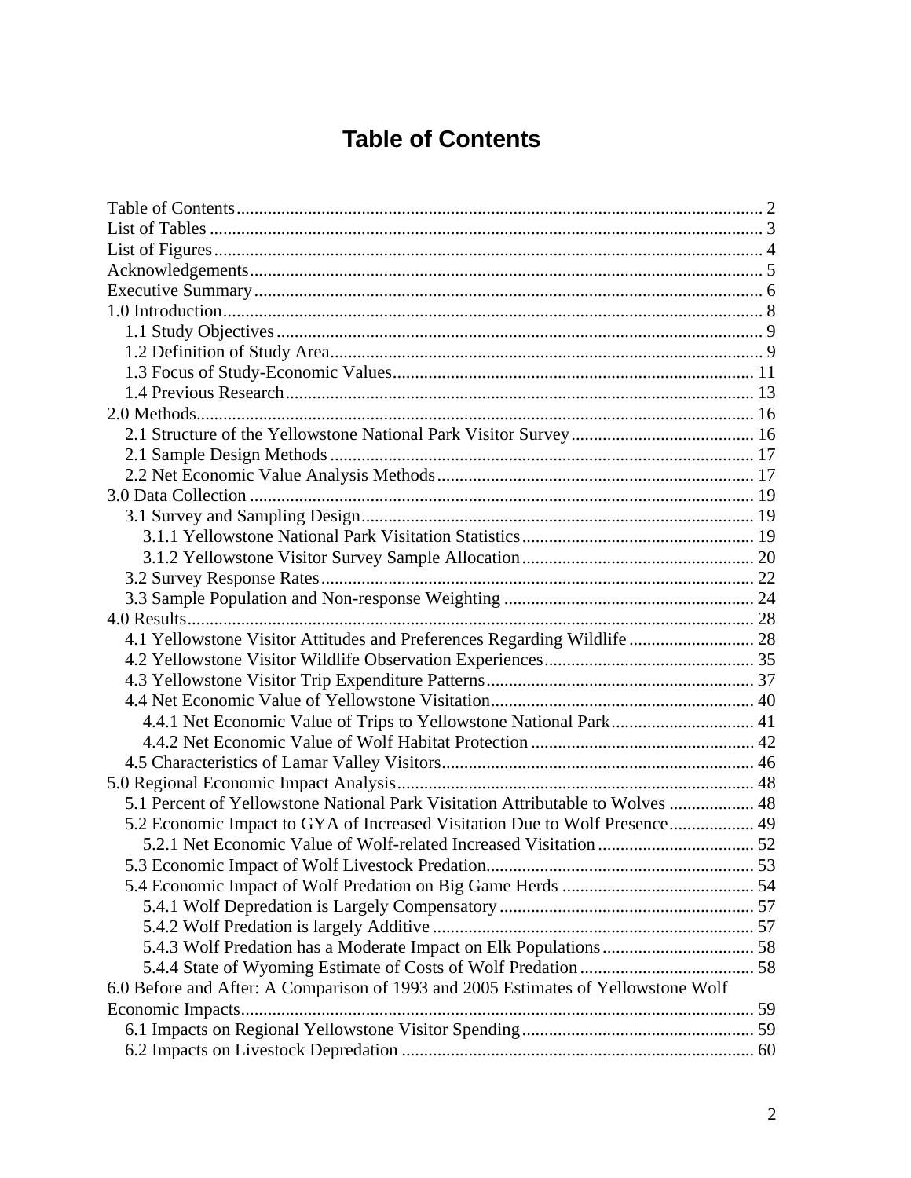# Table of Contents

Table of Contents ........................................................................................................ 2
List of Tables ............................................................................................................. 3
List of Figures ............................................................................................................ 4
Acknowledgements .................................................................................................... 5
Executive Summary ................................................................................................... 6
1.0 Introduction .......................................................................................................... 8
  1.1 Study Objectives .............................................................................................. 9
  1.2 Definition of Study Area .................................................................................. 9
  1.3 Focus of Study-Economic Values ................................................................... 11
  1.4 Previous Research ........................................................................................... 13
2.0 Methods .............................................................................................................. 16
  2.1 Structure of the Yellowstone National Park Visitor Survey ........................... 16
  2.1 Sample Design Methods ................................................................................. 17
  2.2 Net Economic Value Analysis Methods ......................................................... 17
3.0 Data Collection .................................................................................................. 19
  3.1 Survey and Sampling Design .......................................................................... 19
    3.1.1 Yellowstone National Park Visitation Statistics ...................................... 19
    3.1.2 Yellowstone Visitor Survey Sample Allocation ...................................... 20
  3.2 Survey Response Rates ................................................................................... 22
  3.3 Sample Population and Non-response Weighting .......................................... 24
4.0 Results ................................................................................................................ 28
  4.1 Yellowstone Visitor Attitudes and Preferences Regarding Wildlife .............. 28
  4.2 Yellowstone Visitor Wildlife Observation Experiences ................................. 35
  4.3 Yellowstone Visitor Trip Expenditure Patterns .............................................. 37
  4.4 Net Economic Value of Yellowstone Visitation ............................................. 40
    4.4.1 Net Economic Value of Trips to Yellowstone National Park .................. 41
    4.4.2 Net Economic Value of Wolf Habitat Protection .................................... 42
  4.5 Characteristics of Lamar Valley Visitors ........................................................ 46
5.0 Regional Economic Impact Analysis ................................................................. 48
  5.1 Percent of Yellowstone National Park Visitation Attributable to Wolves ..................... 48
  5.2 Economic Impact to GYA of Increased Visitation Due to Wolf Presence ..................... 49
    5.2.1 Net Economic Value of Wolf-related Increased Visitation ..................... 52
  5.3 Economic Impact of Wolf Livestock Predation .............................................. 53
  5.4 Economic Impact of Wolf Predation on Big Game Herds .............................. 54
    5.4.1 Wolf Depredation is Largely Compensatory ........................................... 57
    5.4.2 Wolf Predation is largely Additive .......................................................... 57
    5.4.3 Wolf Predation has a Moderate Impact on Elk Populations .................... 58
    5.4.4 State of Wyoming Estimate of Costs of Wolf Predation ......................... 58
6.0 Before and After: A Comparison of 1993 and 2005 Estimates of Yellowstone Wolf Economic Impacts ........................................................................................................ 59
  6.1 Impacts on Regional Yellowstone Visitor Spending ....................................... 59
  6.2 Impacts on Livestock Depredation .................................................................. 60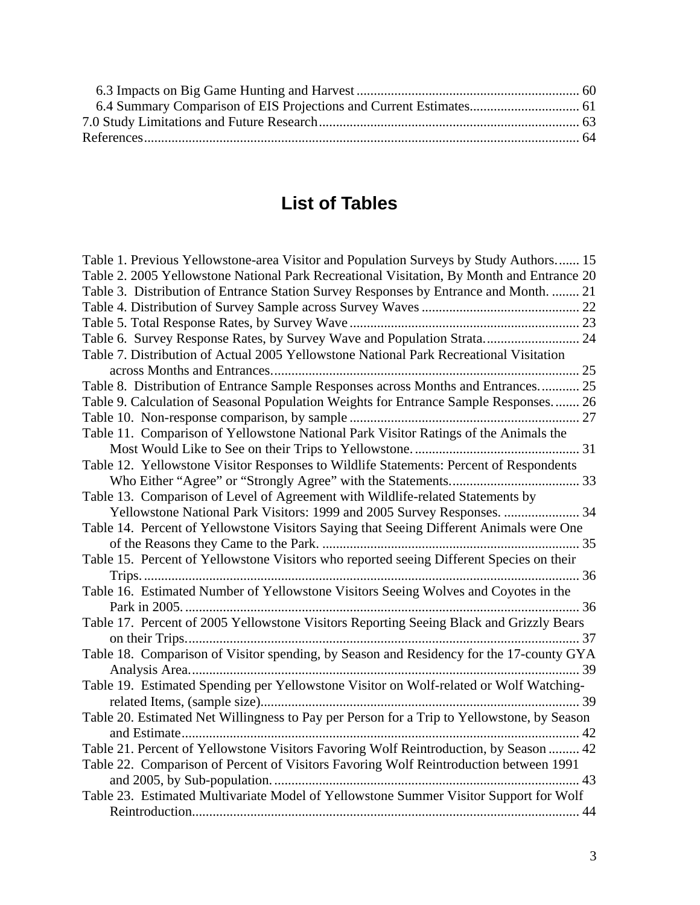6.3 Impacts on Big Game Hunting and Harvest ................................................................. 60
6.4 Summary Comparison of EIS Projections and Current Estimates................................ 61
7.0 Study Limitations and Future Research ........................................................................... 63
References................................................................................................................................ 64

## List of Tables

Table 1. Previous Yellowstone-area Visitor and Population Surveys by Study Authors....... 15
Table 2. 2005 Yellowstone National Park Recreational Visitation, By Month and Entrance 20
Table 3. Distribution of Entrance Station Survey Responses by Entrance and Month. ........ 21
Table 4. Distribution of Survey Sample across Survey Waves ............................................. 22
Table 5. Total Response Rates, by Survey Wave.................................................................. 23
Table 6. Survey Response Rates, by Survey Wave and Population Strata........................... 24
Table 7. Distribution of Actual 2005 Yellowstone National Park Recreational Visitation across Months and Entrances......................................................................................... 25
Table 8. Distribution of Entrance Sample Responses across Months and Entrances........... 25
Table 9. Calculation of Seasonal Population Weights for Entrance Sample Responses........ 26
Table 10. Non-response comparison, by sample .................................................................. 27
Table 11. Comparison of Yellowstone National Park Visitor Ratings of the Animals the Most Would Like to See on their Trips to Yellowstone................................................ 31
Table 12. Yellowstone Visitor Responses to Wildlife Statements: Percent of Respondents Who Either "Agree" or "Strongly Agree" with the Statements...................................... 33
Table 13. Comparison of Level of Agreement with Wildlife-related Statements by Yellowstone National Park Visitors: 1999 and 2005 Survey Responses. ...................... 34
Table 14. Percent of Yellowstone Visitors Saying that Seeing Different Animals were One of the Reasons they Came to the Park. .......................................................................... 35
Table 15. Percent of Yellowstone Visitors who reported seeing Different Species on their Trips. .............................................................................................................................. 36
Table 16. Estimated Number of Yellowstone Visitors Seeing Wolves and Coyotes in the Park in 2005. .................................................................................................................. 36
Table 17. Percent of 2005 Yellowstone Visitors Reporting Seeing Black and Grizzly Bears on their Trips.................................................................................................................. 37
Table 18. Comparison of Visitor spending, by Season and Residency for the 17-county GYA Analysis Area................................................................................................................. 39
Table 19. Estimated Spending per Yellowstone Visitor on Wolf-related or Wolf Watching-related Items, (sample size)............................................................................................ 39
Table 20. Estimated Net Willingness to Pay per Person for a Trip to Yellowstone, by Season and Estimate.................................................................................................................. 42
Table 21. Percent of Yellowstone Visitors Favoring Wolf Reintroduction, by Season ......... 42
Table 22. Comparison of Percent of Visitors Favoring Wolf Reintroduction between 1991 and 2005, by Sub-population......................................................................................... 43
Table 23. Estimated Multivariate Model of Yellowstone Summer Visitor Support for Wolf Reintroduction................................................................................................................ 44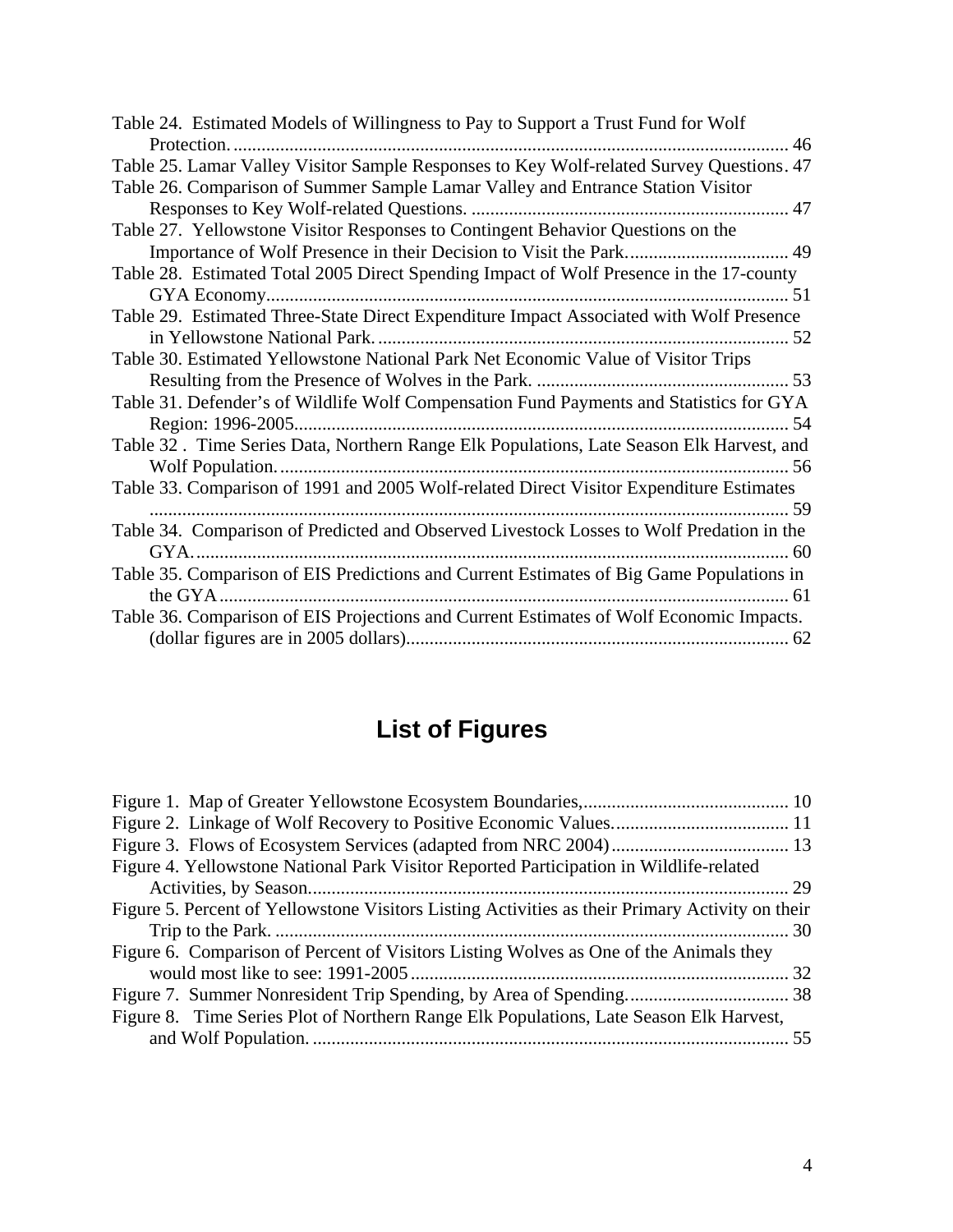Table 24. Estimated Models of Willingness to Pay to Support a Trust Fund for Wolf Protection. ........................................................................................................ 46
Table 25. Lamar Valley Visitor Sample Responses to Key Wolf-related Survey Questions. 47
Table 26. Comparison of Summer Sample Lamar Valley and Entrance Station Visitor Responses to Key Wolf-related Questions. .................................................................... 47
Table 27. Yellowstone Visitor Responses to Contingent Behavior Questions on the Importance of Wolf Presence in their Decision to Visit the Park. .................................. 49
Table 28. Estimated Total 2005 Direct Spending Impact of Wolf Presence in the 17-county GYA Economy............................................................................................................... 51
Table 29. Estimated Three-State Direct Expenditure Impact Associated with Wolf Presence in Yellowstone National Park. ........................................................................................ 52
Table 30. Estimated Yellowstone National Park Net Economic Value of Visitor Trips Resulting from the Presence of Wolves in the Park. ...................................................... 53
Table 31. Defender's of Wildlife Wolf Compensation Fund Payments and Statistics for GYA Region: 1996-2005......................................................................................................... 54
Table 32 . Time Series Data, Northern Range Elk Populations, Late Season Elk Harvest, and Wolf Population............................................................................................................. 56
Table 33. Comparison of 1991 and 2005 Wolf-related Direct Visitor Expenditure Estimates ........................................................................................................................................ 59
Table 34. Comparison of Predicted and Observed Livestock Losses to Wolf Predation in the GYA............................................................................................................................... 60
Table 35. Comparison of EIS Predictions and Current Estimates of Big Game Populations in the GYA......................................................................................................................... 61
Table 36. Comparison of EIS Projections and Current Estimates of Wolf Economic Impacts. (dollar figures are in 2005 dollars)................................................................................. 62

# List of Figures

Figure 1. Map of Greater Yellowstone Ecosystem Boundaries,............................................ 10
Figure 2. Linkage of Wolf Recovery to Positive Economic Values...................................... 11
Figure 3. Flows of Ecosystem Services (adapted from NRC 2004)...................................... 13
Figure 4. Yellowstone National Park Visitor Reported Participation in Wildlife-related Activities, by Season...................................................................................................... 29
Figure 5. Percent of Yellowstone Visitors Listing Activities as their Primary Activity on their Trip to the Park. ............................................................................................................ 30
Figure 6. Comparison of Percent of Visitors Listing Wolves as One of the Animals they would most like to see: 1991-2005................................................................................ 32
Figure 7. Summer Nonresident Trip Spending, by Area of Spending................................... 38
Figure 8. Time Series Plot of Northern Range Elk Populations, Late Season Elk Harvest, and Wolf Population. ...................................................................................................... 55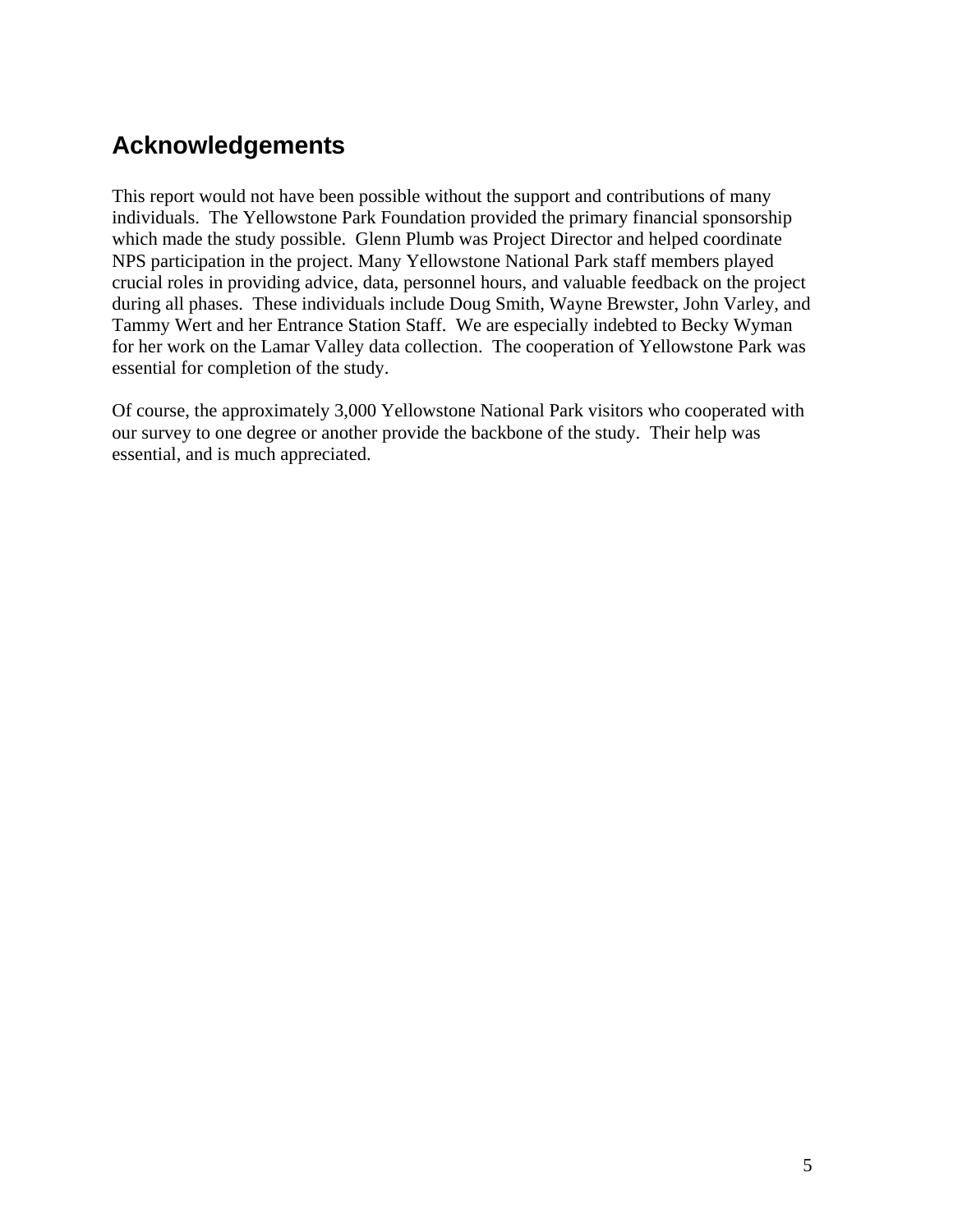## Acknowledgements

This report would not have been possible without the support and contributions of many individuals. The Yellowstone Park Foundation provided the primary financial sponsorship which made the study possible. Glenn Plumb was Project Director and helped coordinate NPS participation in the project. Many Yellowstone National Park staff members played crucial roles in providing advice, data, personnel hours, and valuable feedback on the project during all phases. These individuals include Doug Smith, Wayne Brewster, John Varley, and Tammy Wert and her Entrance Station Staff. We are especially indebted to Becky Wyman for her work on the Lamar Valley data collection. The cooperation of Yellowstone Park was essential for completion of the study.

Of course, the approximately 3,000 Yellowstone National Park visitors who cooperated with our survey to one degree or another provide the backbone of the study. Their help was essential, and is much appreciated.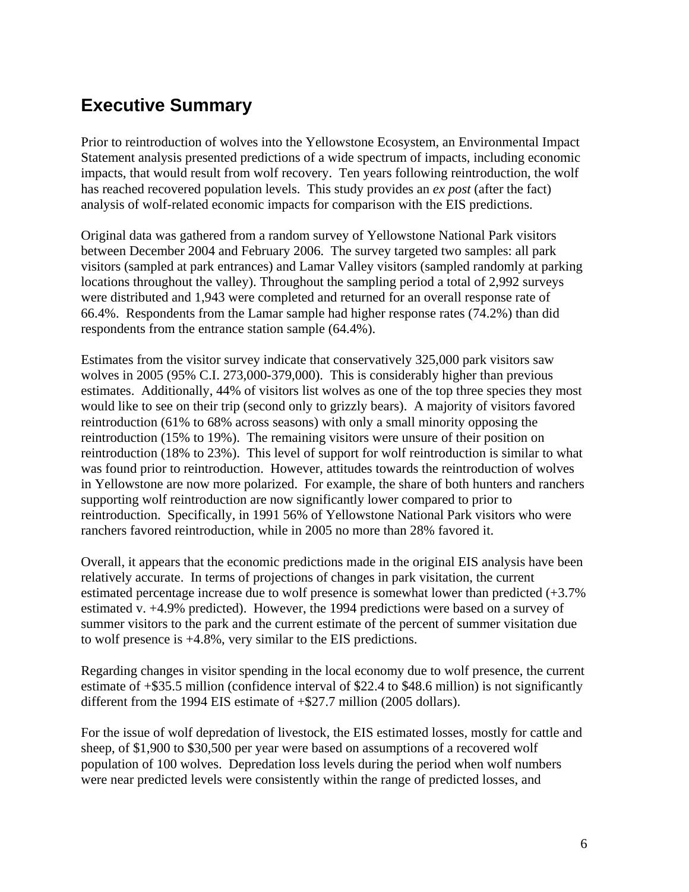## Executive Summary

Prior to reintroduction of wolves into the Yellowstone Ecosystem, an Environmental Impact Statement analysis presented predictions of a wide spectrum of impacts, including economic impacts, that would result from wolf recovery. Ten years following reintroduction, the wolf has reached recovered population levels. This study provides an *ex post* (after the fact) analysis of wolf-related economic impacts for comparison with the EIS predictions.

Original data was gathered from a random survey of Yellowstone National Park visitors between December 2004 and February 2006. The survey targeted two samples: all park visitors (sampled at park entrances) and Lamar Valley visitors (sampled randomly at parking locations throughout the valley). Throughout the sampling period a total of 2,992 surveys were distributed and 1,943 were completed and returned for an overall response rate of 66.4%. Respondents from the Lamar sample had higher response rates (74.2%) than did respondents from the entrance station sample (64.4%).

Estimates from the visitor survey indicate that conservatively 325,000 park visitors saw wolves in 2005 (95% C.I. 273,000-379,000). This is considerably higher than previous estimates. Additionally, 44% of visitors list wolves as one of the top three species they most would like to see on their trip (second only to grizzly bears). A majority of visitors favored reintroduction (61% to 68% across seasons) with only a small minority opposing the reintroduction (15% to 19%). The remaining visitors were unsure of their position on reintroduction (18% to 23%). This level of support for wolf reintroduction is similar to what was found prior to reintroduction. However, attitudes towards the reintroduction of wolves in Yellowstone are now more polarized. For example, the share of both hunters and ranchers supporting wolf reintroduction are now significantly lower compared to prior to reintroduction. Specifically, in 1991 56% of Yellowstone National Park visitors who were ranchers favored reintroduction, while in 2005 no more than 28% favored it.

Overall, it appears that the economic predictions made in the original EIS analysis have been relatively accurate. In terms of projections of changes in park visitation, the current estimated percentage increase due to wolf presence is somewhat lower than predicted (+3.7% estimated v. +4.9% predicted). However, the 1994 predictions were based on a survey of summer visitors to the park and the current estimate of the percent of summer visitation due to wolf presence is +4.8%, very similar to the EIS predictions.

Regarding changes in visitor spending in the local economy due to wolf presence, the current estimate of +$35.5 million (confidence interval of $22.4 to $48.6 million) is not significantly different from the 1994 EIS estimate of +$27.7 million (2005 dollars).

For the issue of wolf depredation of livestock, the EIS estimated losses, mostly for cattle and sheep, of $1,900 to $30,500 per year were based on assumptions of a recovered wolf population of 100 wolves. Depredation loss levels during the period when wolf numbers were near predicted levels were consistently within the range of predicted losses, and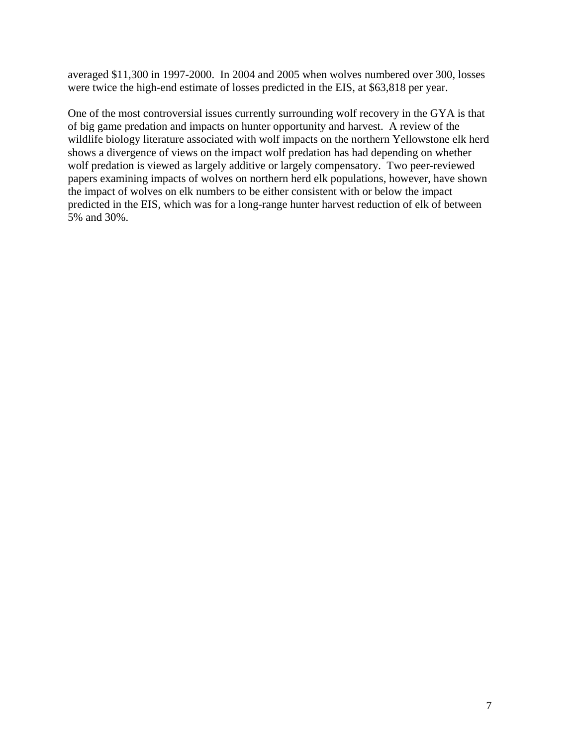averaged $11,300 in 1997-2000. In 2004 and 2005 when wolves numbered over 300, losses were twice the high-end estimate of losses predicted in the EIS, at $63,818 per year.

One of the most controversial issues currently surrounding wolf recovery in the GYA is that of big game predation and impacts on hunter opportunity and harvest. A review of the wildlife biology literature associated with wolf impacts on the northern Yellowstone elk herd shows a divergence of views on the impact wolf predation has had depending on whether wolf predation is viewed as largely additive or largely compensatory. Two peer-reviewed papers examining impacts of wolves on northern herd elk populations, however, have shown the impact of wolves on elk numbers to be either consistent with or below the impact predicted in the EIS, which was for a long-range hunter harvest reduction of elk of between 5% and 30%.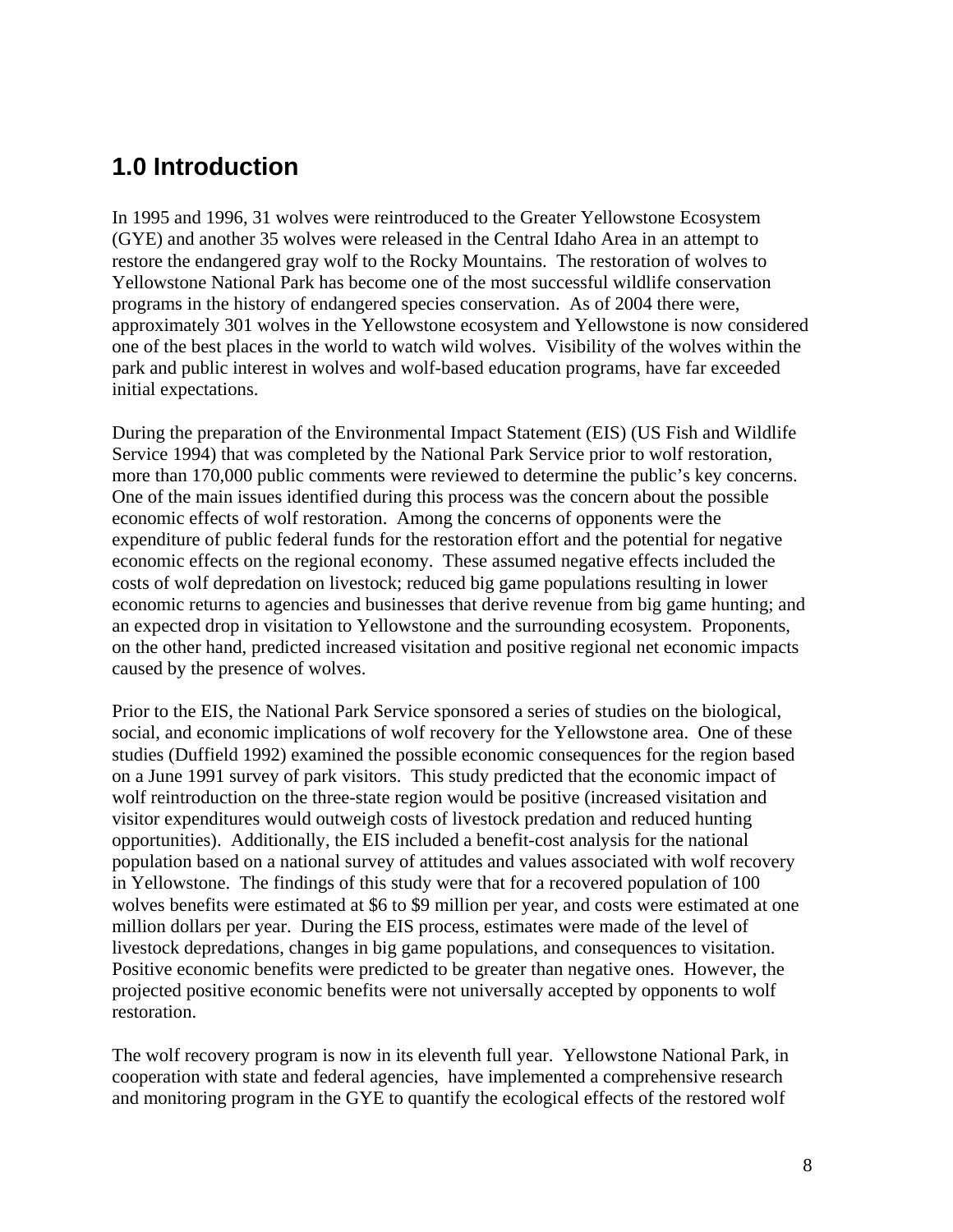## 1.0 Introduction

In 1995 and 1996, 31 wolves were reintroduced to the Greater Yellowstone Ecosystem (GYE) and another 35 wolves were released in the Central Idaho Area in an attempt to restore the endangered gray wolf to the Rocky Mountains. The restoration of wolves to Yellowstone National Park has become one of the most successful wildlife conservation programs in the history of endangered species conservation. As of 2004 there were, approximately 301 wolves in the Yellowstone ecosystem and Yellowstone is now considered one of the best places in the world to watch wild wolves. Visibility of the wolves within the park and public interest in wolves and wolf-based education programs, have far exceeded initial expectations.

During the preparation of the Environmental Impact Statement (EIS) (US Fish and Wildlife Service 1994) that was completed by the National Park Service prior to wolf restoration, more than 170,000 public comments were reviewed to determine the public's key concerns. One of the main issues identified during this process was the concern about the possible economic effects of wolf restoration. Among the concerns of opponents were the expenditure of public federal funds for the restoration effort and the potential for negative economic effects on the regional economy. These assumed negative effects included the costs of wolf depredation on livestock; reduced big game populations resulting in lower economic returns to agencies and businesses that derive revenue from big game hunting; and an expected drop in visitation to Yellowstone and the surrounding ecosystem. Proponents, on the other hand, predicted increased visitation and positive regional net economic impacts caused by the presence of wolves.

Prior to the EIS, the National Park Service sponsored a series of studies on the biological, social, and economic implications of wolf recovery for the Yellowstone area. One of these studies (Duffield 1992) examined the possible economic consequences for the region based on a June 1991 survey of park visitors. This study predicted that the economic impact of wolf reintroduction on the three-state region would be positive (increased visitation and visitor expenditures would outweigh costs of livestock predation and reduced hunting opportunities). Additionally, the EIS included a benefit-cost analysis for the national population based on a national survey of attitudes and values associated with wolf recovery in Yellowstone. The findings of this study were that for a recovered population of 100 wolves benefits were estimated at $6 to $9 million per year, and costs were estimated at one million dollars per year. During the EIS process, estimates were made of the level of livestock depredations, changes in big game populations, and consequences to visitation. Positive economic benefits were predicted to be greater than negative ones. However, the projected positive economic benefits were not universally accepted by opponents to wolf restoration.

The wolf recovery program is now in its eleventh full year. Yellowstone National Park, in cooperation with state and federal agencies, have implemented a comprehensive research and monitoring program in the GYE to quantify the ecological effects of the restored wolf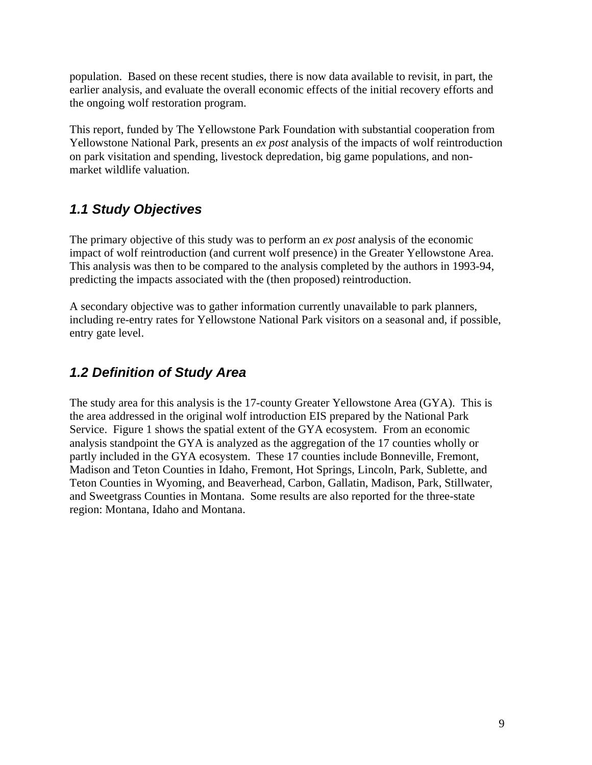population. Based on these recent studies, there is now data available to revisit, in part, the earlier analysis, and evaluate the overall economic effects of the initial recovery efforts and the ongoing wolf restoration program.

This report, funded by The Yellowstone Park Foundation with substantial cooperation from Yellowstone National Park, presents an *ex post* analysis of the impacts of wolf reintroduction on park visitation and spending, livestock depredation, big game populations, and non-market wildlife valuation.

## *1.1 Study Objectives*

The primary objective of this study was to perform an *ex post* analysis of the economic impact of wolf reintroduction (and current wolf presence) in the Greater Yellowstone Area. This analysis was then to be compared to the analysis completed by the authors in 1993-94, predicting the impacts associated with the (then proposed) reintroduction.

A secondary objective was to gather information currently unavailable to park planners, including re-entry rates for Yellowstone National Park visitors on a seasonal and, if possible, entry gate level.

## *1.2 Definition of Study Area*

The study area for this analysis is the 17-county Greater Yellowstone Area (GYA). This is the area addressed in the original wolf introduction EIS prepared by the National Park Service. Figure 1 shows the spatial extent of the GYA ecosystem. From an economic analysis standpoint the GYA is analyzed as the aggregation of the 17 counties wholly or partly included in the GYA ecosystem. These 17 counties include Bonneville, Fremont, Madison and Teton Counties in Idaho, Fremont, Hot Springs, Lincoln, Park, Sublette, and Teton Counties in Wyoming, and Beaverhead, Carbon, Gallatin, Madison, Park, Stillwater, and Sweetgrass Counties in Montana. Some results are also reported for the three-state region: Montana, Idaho and Montana.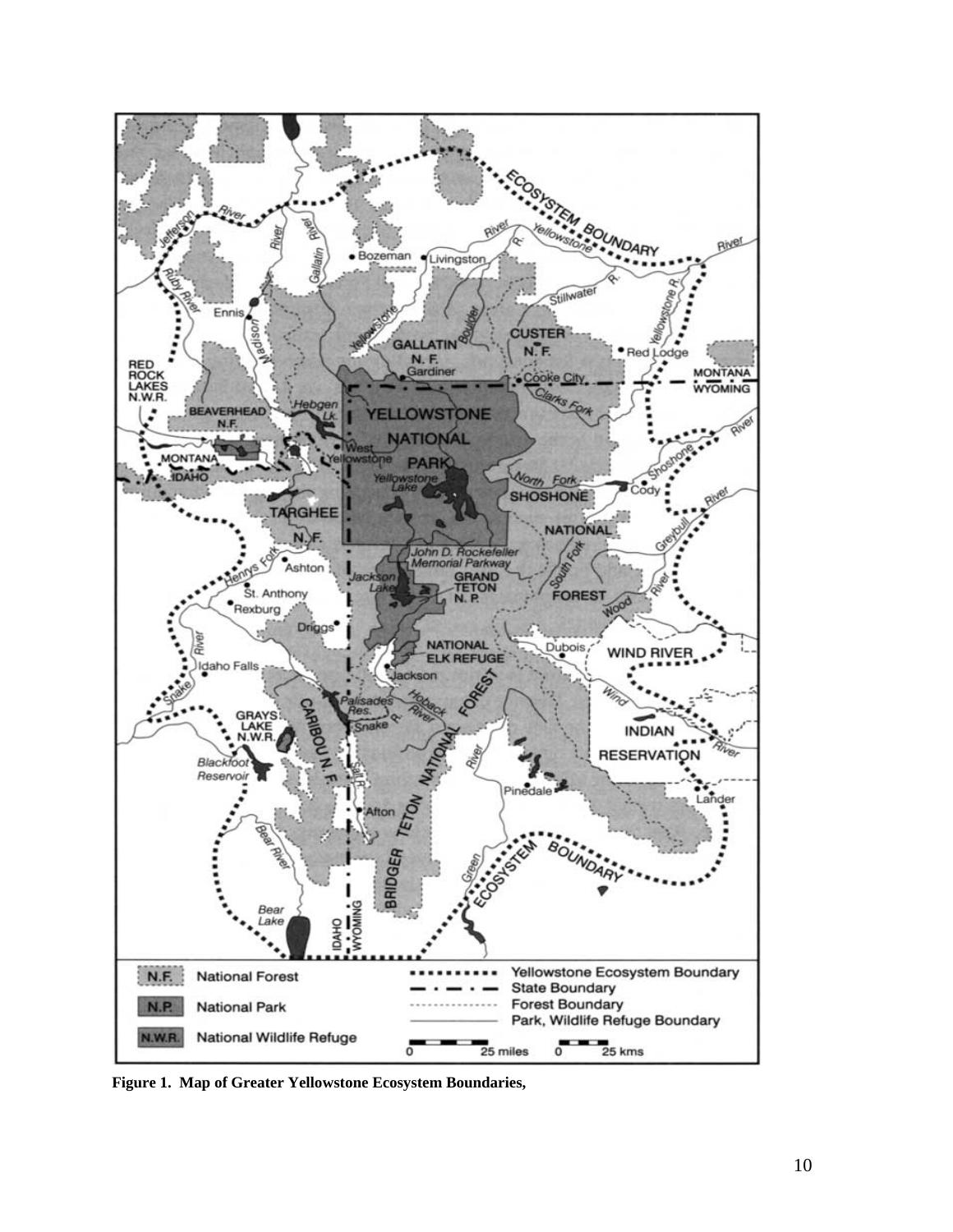**Figure 1. Map of Greater Yellowstone Ecosystem Boundaries,**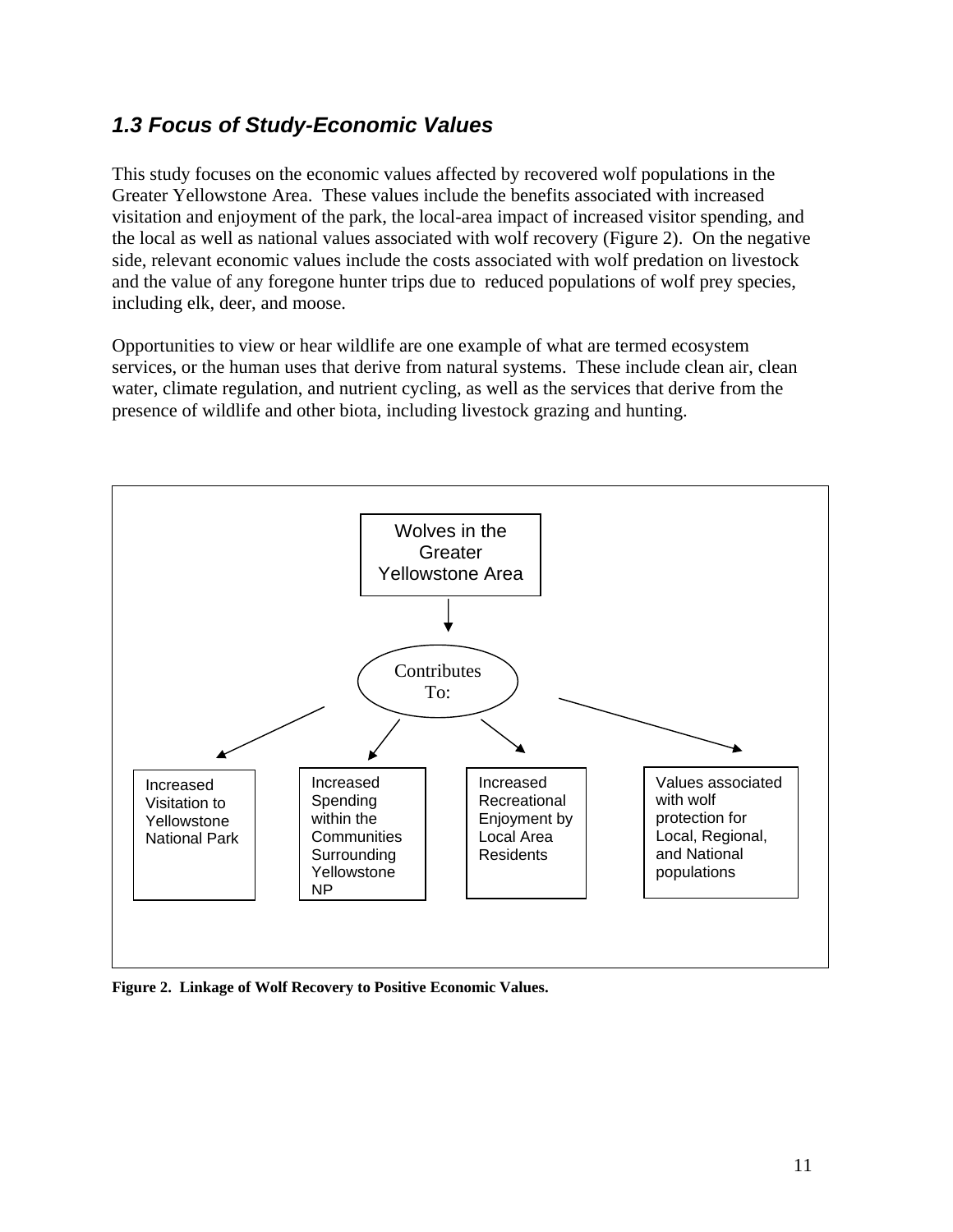## *1.3 Focus of Study-Economic Values*

This study focuses on the economic values affected by recovered wolf populations in the Greater Yellowstone Area. These values include the benefits associated with increased visitation and enjoyment of the park, the local-area impact of increased visitor spending, and the local as well as national values associated with wolf recovery (Figure 2). On the negative side, relevant economic values include the costs associated with wolf predation on livestock and the value of any foregone hunter trips due to reduced populations of wolf prey species, including elk, deer, and moose.

Opportunities to view or hear wildlife are one example of what are termed ecosystem services, or the human uses that derive from natural systems. These include clean air, clean water, climate regulation, and nutrient cycling, as well as the services that derive from the presence of wildlife and other biota, including livestock grazing and hunting.

Wolves in the Greater Yellowstone Area

Contributes To:

- Increased Visitation to Yellowstone National Park
- Increased Spending within the Communities Surrounding Yellowstone NP
- Increased Recreational Enjoyment by Local Area Residents
- Values associated with wolf protection for Local, Regional, and National populations

**Figure 2. Linkage of Wolf Recovery to Positive Economic Values.**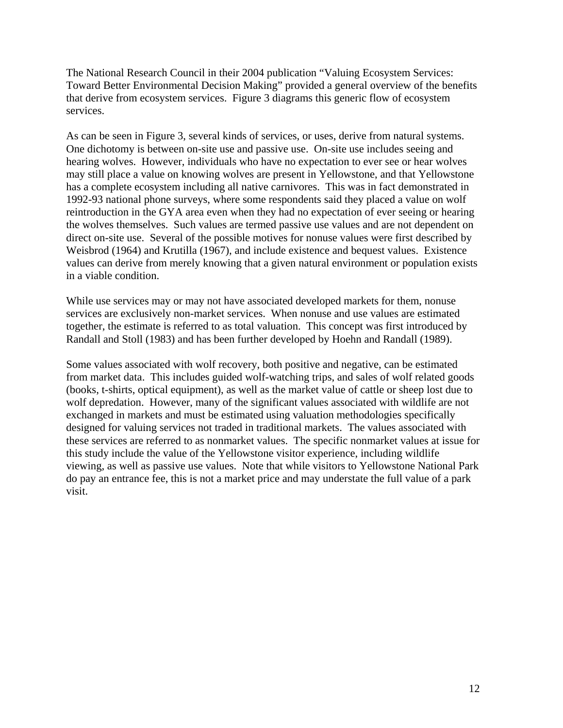The National Research Council in their 2004 publication "Valuing Ecosystem Services: Toward Better Environmental Decision Making" provided a general overview of the benefits that derive from ecosystem services. Figure 3 diagrams this generic flow of ecosystem services.

As can be seen in Figure 3, several kinds of services, or uses, derive from natural systems. One dichotomy is between on-site use and passive use. On-site use includes seeing and hearing wolves. However, individuals who have no expectation to ever see or hear wolves may still place a value on knowing wolves are present in Yellowstone, and that Yellowstone has a complete ecosystem including all native carnivores. This was in fact demonstrated in 1992-93 national phone surveys, where some respondents said they placed a value on wolf reintroduction in the GYA area even when they had no expectation of ever seeing or hearing the wolves themselves. Such values are termed passive use values and are not dependent on direct on-site use. Several of the possible motives for nonuse values were first described by Weisbrod (1964) and Krutilla (1967), and include existence and bequest values. Existence values can derive from merely knowing that a given natural environment or population exists in a viable condition.

While use services may or may not have associated developed markets for them, nonuse services are exclusively non-market services. When nonuse and use values are estimated together, the estimate is referred to as total valuation. This concept was first introduced by Randall and Stoll (1983) and has been further developed by Hoehn and Randall (1989).

Some values associated with wolf recovery, both positive and negative, can be estimated from market data. This includes guided wolf-watching trips, and sales of wolf related goods (books, t-shirts, optical equipment), as well as the market value of cattle or sheep lost due to wolf depredation. However, many of the significant values associated with wildlife are not exchanged in markets and must be estimated using valuation methodologies specifically designed for valuing services not traded in traditional markets. The values associated with these services are referred to as nonmarket values. The specific nonmarket values at issue for this study include the value of the Yellowstone visitor experience, including wildlife viewing, as well as passive use values. Note that while visitors to Yellowstone National Park do pay an entrance fee, this is not a market price and may understate the full value of a park visit.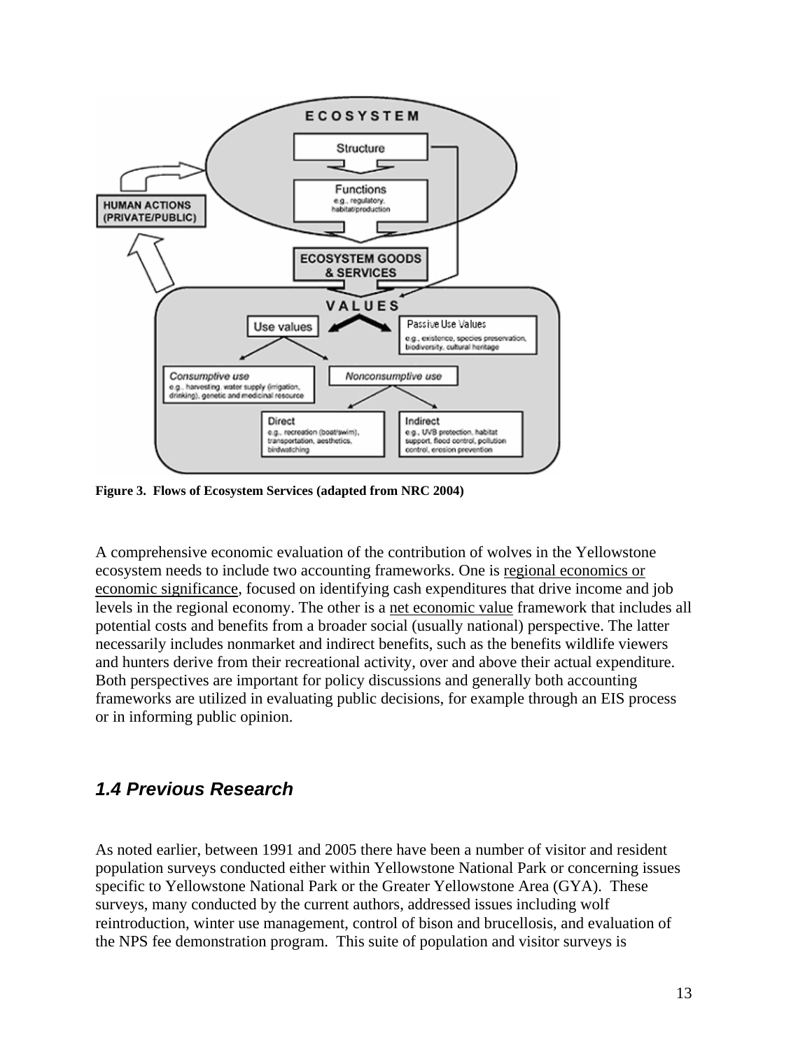**Figure 3. Flows of Ecosystem Services (adapted from NRC 2004)**

A comprehensive economic evaluation of the contribution of wolves in the Yellowstone ecosystem needs to include two accounting frameworks. One is regional economics or economic significance, focused on identifying cash expenditures that drive income and job levels in the regional economy. The other is a net economic value framework that includes all potential costs and benefits from a broader social (usually national) perspective. The latter necessarily includes nonmarket and indirect benefits, such as the benefits wildlife viewers and hunters derive from their recreational activity, over and above their actual expenditure. Both perspectives are important for policy discussions and generally both accounting frameworks are utilized in evaluating public decisions, for example through an EIS process or in informing public opinion.

## *1.4 Previous Research*

As noted earlier, between 1991 and 2005 there have been a number of visitor and resident population surveys conducted either within Yellowstone National Park or concerning issues specific to Yellowstone National Park or the Greater Yellowstone Area (GYA). These surveys, many conducted by the current authors, addressed issues including wolf reintroduction, winter use management, control of bison and brucellosis, and evaluation of the NPS fee demonstration program. This suite of population and visitor surveys is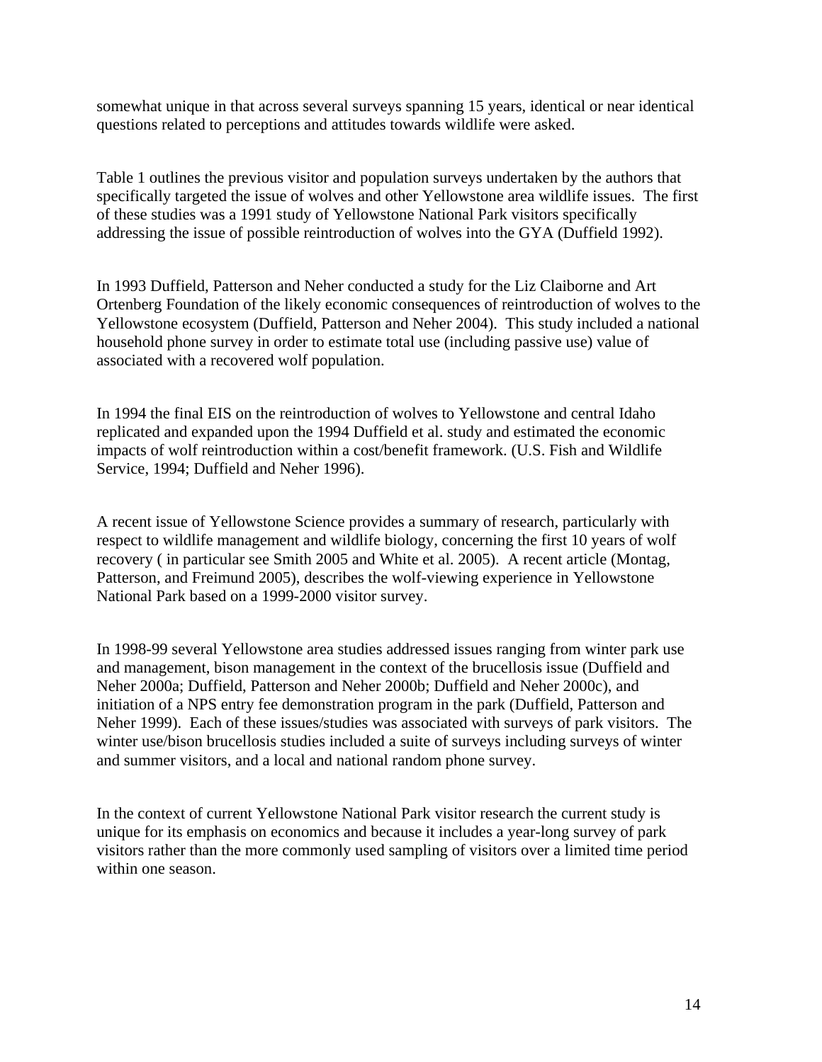somewhat unique in that across several surveys spanning 15 years, identical or near identical questions related to perceptions and attitudes towards wildlife were asked.

Table 1 outlines the previous visitor and population surveys undertaken by the authors that specifically targeted the issue of wolves and other Yellowstone area wildlife issues. The first of these studies was a 1991 study of Yellowstone National Park visitors specifically addressing the issue of possible reintroduction of wolves into the GYA (Duffield 1992).

In 1993 Duffield, Patterson and Neher conducted a study for the Liz Claiborne and Art Ortenberg Foundation of the likely economic consequences of reintroduction of wolves to the Yellowstone ecosystem (Duffield, Patterson and Neher 2004). This study included a national household phone survey in order to estimate total use (including passive use) value of associated with a recovered wolf population.

In 1994 the final EIS on the reintroduction of wolves to Yellowstone and central Idaho replicated and expanded upon the 1994 Duffield et al. study and estimated the economic impacts of wolf reintroduction within a cost/benefit framework. (U.S. Fish and Wildlife Service, 1994; Duffield and Neher 1996).

A recent issue of Yellowstone Science provides a summary of research, particularly with respect to wildlife management and wildlife biology, concerning the first 10 years of wolf recovery ( in particular see Smith 2005 and White et al. 2005). A recent article (Montag, Patterson, and Freimund 2005), describes the wolf-viewing experience in Yellowstone National Park based on a 1999-2000 visitor survey.

In 1998-99 several Yellowstone area studies addressed issues ranging from winter park use and management, bison management in the context of the brucellosis issue (Duffield and Neher 2000a; Duffield, Patterson and Neher 2000b; Duffield and Neher 2000c), and initiation of a NPS entry fee demonstration program in the park (Duffield, Patterson and Neher 1999). Each of these issues/studies was associated with surveys of park visitors. The winter use/bison brucellosis studies included a suite of surveys including surveys of winter and summer visitors, and a local and national random phone survey.

In the context of current Yellowstone National Park visitor research the current study is unique for its emphasis on economics and because it includes a year-long survey of park visitors rather than the more commonly used sampling of visitors over a limited time period within one season.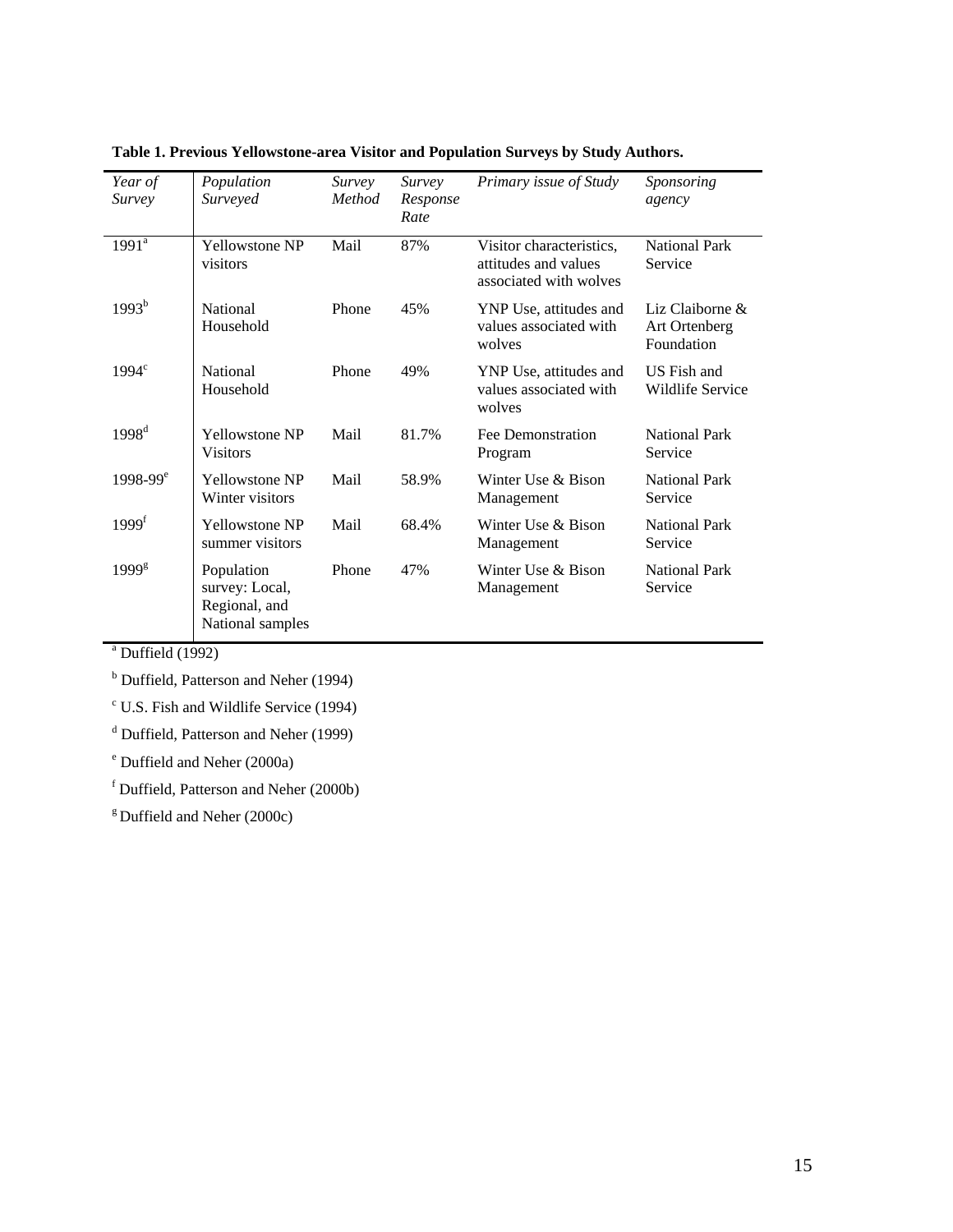**Table 1. Previous Yellowstone-area Visitor and Population Surveys by Study Authors.**

| *Year of Survey* | *Population Surveyed* | *Survey Method* | *Survey Response Rate* | *Primary issue of Study* | *Sponsoring agency* |
|---|---|---|---|---|---|
| 1991[a] | Yellowstone NP visitors | Mail | 87% | Visitor characteristics, attitudes and values associated with wolves | National Park Service |
| 1993[b] | National Household | Phone | 45% | YNP Use, attitudes and values associated with wolves | Liz Claiborne & Art Ortenberg Foundation |
| 1994[c] | National Household | Phone | 49% | YNP Use, attitudes and values associated with wolves | US Fish and Wildlife Service |
| 1998[d] | Yellowstone NP Visitors | Mail | 81.7% | Fee Demonstration Program | National Park Service |
| 1998-99[e] | Yellowstone NP Winter visitors | Mail | 58.9% | Winter Use & Bison Management | National Park Service |
| 1999[f] | Yellowstone NP summer visitors | Mail | 68.4% | Winter Use & Bison Management | National Park Service |
| 1999[g] | Population survey: Local, Regional, and National samples | Phone | 47% | Winter Use & Bison Management | National Park Service |

[a] Duffield (1992)

[b] Duffield, Patterson and Neher (1994)

[c] U.S. Fish and Wildlife Service (1994)

[d] Duffield, Patterson and Neher (1999)

[e] Duffield and Neher (2000a)

[f] Duffield, Patterson and Neher (2000b)

[g] Duffield and Neher (2000c)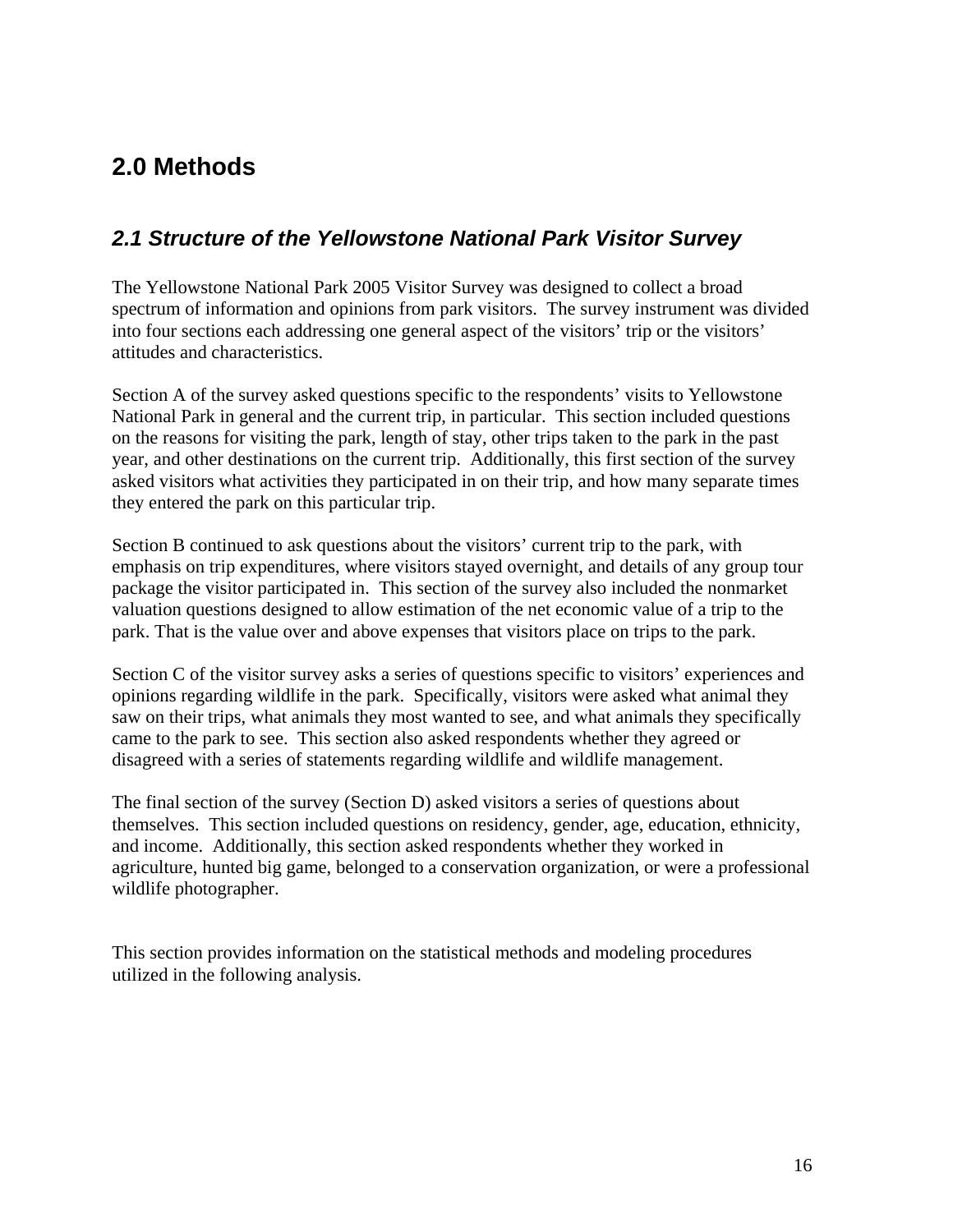# 2.0 Methods

## *2.1 Structure of the Yellowstone National Park Visitor Survey*

The Yellowstone National Park 2005 Visitor Survey was designed to collect a broad spectrum of information and opinions from park visitors. The survey instrument was divided into four sections each addressing one general aspect of the visitors' trip or the visitors' attitudes and characteristics.

Section A of the survey asked questions specific to the respondents' visits to Yellowstone National Park in general and the current trip, in particular. This section included questions on the reasons for visiting the park, length of stay, other trips taken to the park in the past year, and other destinations on the current trip. Additionally, this first section of the survey asked visitors what activities they participated in on their trip, and how many separate times they entered the park on this particular trip.

Section B continued to ask questions about the visitors' current trip to the park, with emphasis on trip expenditures, where visitors stayed overnight, and details of any group tour package the visitor participated in. This section of the survey also included the nonmarket valuation questions designed to allow estimation of the net economic value of a trip to the park. That is the value over and above expenses that visitors place on trips to the park.

Section C of the visitor survey asks a series of questions specific to visitors' experiences and opinions regarding wildlife in the park. Specifically, visitors were asked what animal they saw on their trips, what animals they most wanted to see, and what animals they specifically came to the park to see. This section also asked respondents whether they agreed or disagreed with a series of statements regarding wildlife and wildlife management.

The final section of the survey (Section D) asked visitors a series of questions about themselves. This section included questions on residency, gender, age, education, ethnicity, and income. Additionally, this section asked respondents whether they worked in agriculture, hunted big game, belonged to a conservation organization, or were a professional wildlife photographer.

This section provides information on the statistical methods and modeling procedures utilized in the following analysis.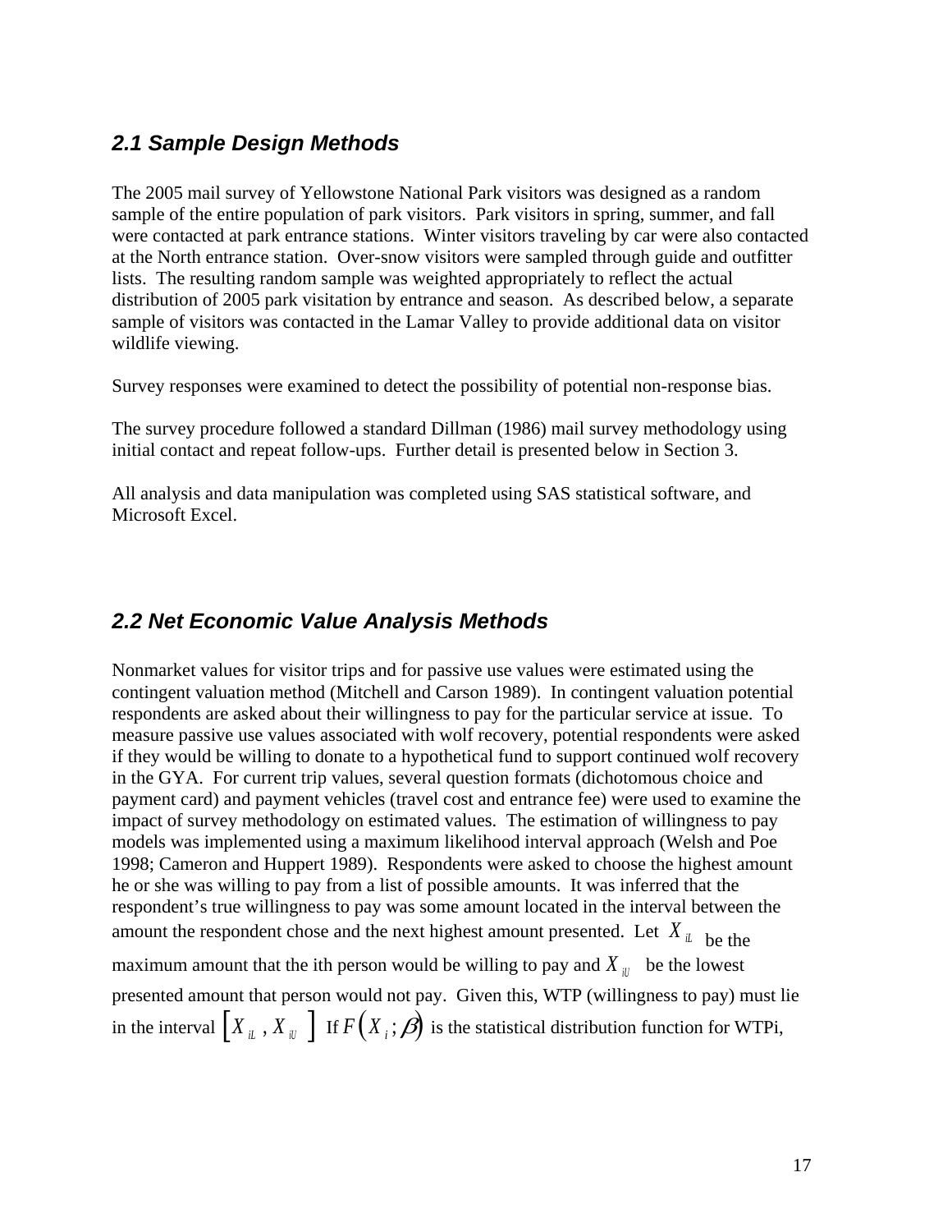### *2.1 Sample Design Methods*

The 2005 mail survey of Yellowstone National Park visitors was designed as a random sample of the entire population of park visitors. Park visitors in spring, summer, and fall were contacted at park entrance stations. Winter visitors traveling by car were also contacted at the North entrance station. Over-snow visitors were sampled through guide and outfitter lists. The resulting random sample was weighted appropriately to reflect the actual distribution of 2005 park visitation by entrance and season. As described below, a separate sample of visitors was contacted in the Lamar Valley to provide additional data on visitor wildlife viewing.

Survey responses were examined to detect the possibility of potential non-response bias.

The survey procedure followed a standard Dillman (1986) mail survey methodology using initial contact and repeat follow-ups. Further detail is presented below in Section 3.

All analysis and data manipulation was completed using SAS statistical software, and Microsoft Excel.

### *2.2 Net Economic Value Analysis Methods*

Nonmarket values for visitor trips and for passive use values were estimated using the contingent valuation method (Mitchell and Carson 1989). In contingent valuation potential respondents are asked about their willingness to pay for the particular service at issue. To measure passive use values associated with wolf recovery, potential respondents were asked if they would be willing to donate to a hypothetical fund to support continued wolf recovery in the GYA. For current trip values, several question formats (dichotomous choice and payment card) and payment vehicles (travel cost and entrance fee) were used to examine the impact of survey methodology on estimated values. The estimation of willingness to pay models was implemented using a maximum likelihood interval approach (Welsh and Poe 1998; Cameron and Huppert 1989). Respondents were asked to choose the highest amount he or she was willing to pay from a list of possible amounts. It was inferred that the respondent's true willingness to pay was some amount located in the interval between the amount the respondent chose and the next highest amount presented. Let $X_{iL}$ be the maximum amount that the ith person would be willing to pay and $X_{iU}$ be the lowest presented amount that person would not pay. Given this, WTP (willingness to pay) must lie in the interval $[X_{iL}, X_{iU}]$ If $F(X_i;\beta)$ is the statistical distribution function for WTPi,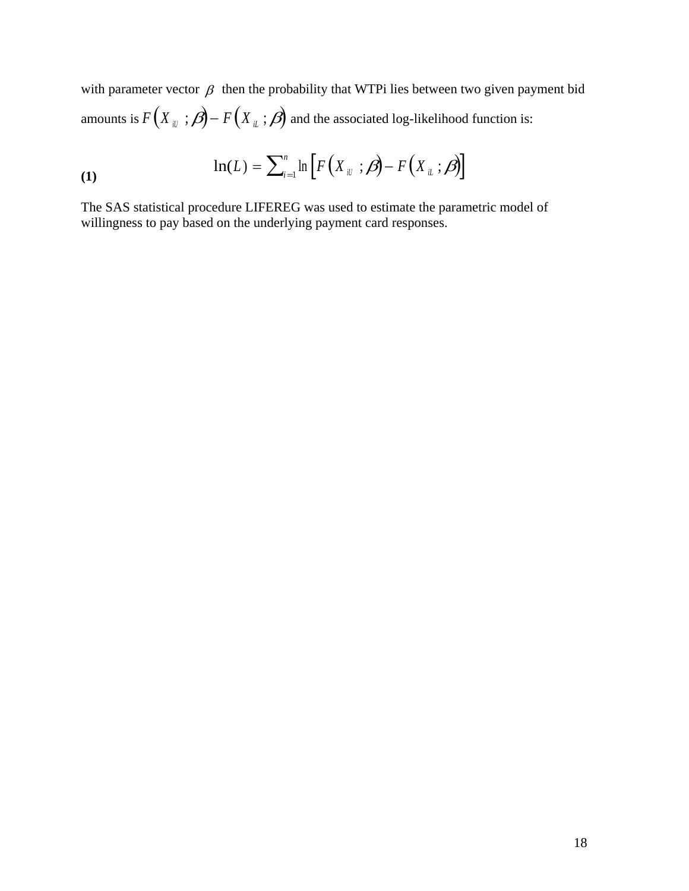with parameter vector $\beta$ then the probability that WTPi lies between two given payment bid amounts is $F\left(X_{iU}\ ;\beta\right)-F\left(X_{iL}\ ;\beta\right)$ and the associated log-likelihood function is:

**(1)**

$$\ln(L)=\sum_{i=1}^{n}\ln\left[F\left(X_{iU}\ ;\beta\right)-F\left(X_{iL}\ ;\beta\right)\right]$$

The SAS statistical procedure LIFEREG was used to estimate the parametric model of willingness to pay based on the underlying payment card responses.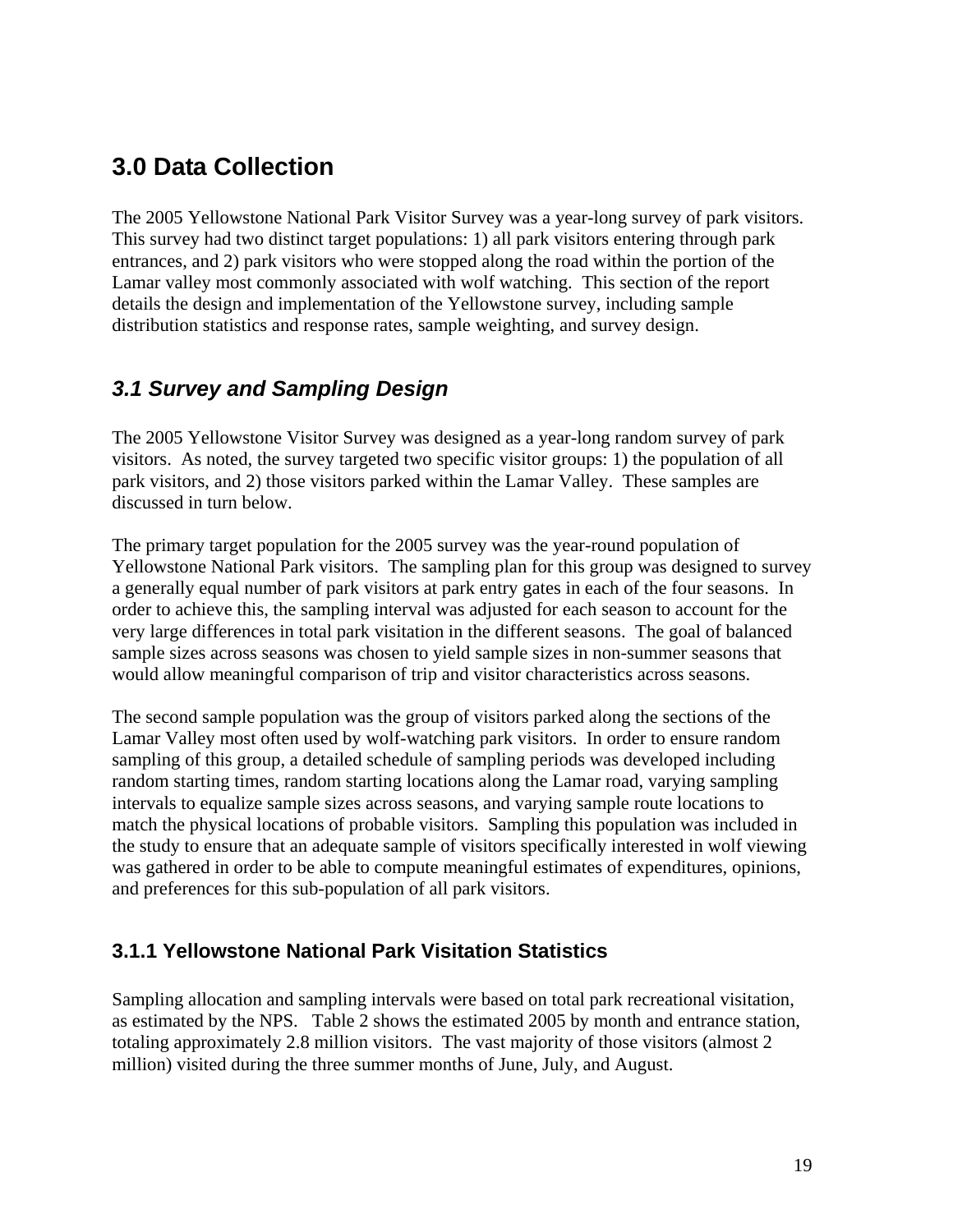# 3.0 Data Collection

The 2005 Yellowstone National Park Visitor Survey was a year-long survey of park visitors. This survey had two distinct target populations: 1) all park visitors entering through park entrances, and 2) park visitors who were stopped along the road within the portion of the Lamar valley most commonly associated with wolf watching. This section of the report details the design and implementation of the Yellowstone survey, including sample distribution statistics and response rates, sample weighting, and survey design.

## *3.1 Survey and Sampling Design*

The 2005 Yellowstone Visitor Survey was designed as a year-long random survey of park visitors. As noted, the survey targeted two specific visitor groups: 1) the population of all park visitors, and 2) those visitors parked within the Lamar Valley. These samples are discussed in turn below.

The primary target population for the 2005 survey was the year-round population of Yellowstone National Park visitors. The sampling plan for this group was designed to survey a generally equal number of park visitors at park entry gates in each of the four seasons. In order to achieve this, the sampling interval was adjusted for each season to account for the very large differences in total park visitation in the different seasons. The goal of balanced sample sizes across seasons was chosen to yield sample sizes in non-summer seasons that would allow meaningful comparison of trip and visitor characteristics across seasons.

The second sample population was the group of visitors parked along the sections of the Lamar Valley most often used by wolf-watching park visitors. In order to ensure random sampling of this group, a detailed schedule of sampling periods was developed including random starting times, random starting locations along the Lamar road, varying sampling intervals to equalize sample sizes across seasons, and varying sample route locations to match the physical locations of probable visitors. Sampling this population was included in the study to ensure that an adequate sample of visitors specifically interested in wolf viewing was gathered in order to be able to compute meaningful estimates of expenditures, opinions, and preferences for this sub-population of all park visitors.

### 3.1.1 Yellowstone National Park Visitation Statistics

Sampling allocation and sampling intervals were based on total park recreational visitation, as estimated by the NPS. Table 2 shows the estimated 2005 by month and entrance station, totaling approximately 2.8 million visitors. The vast majority of those visitors (almost 2 million) visited during the three summer months of June, July, and August.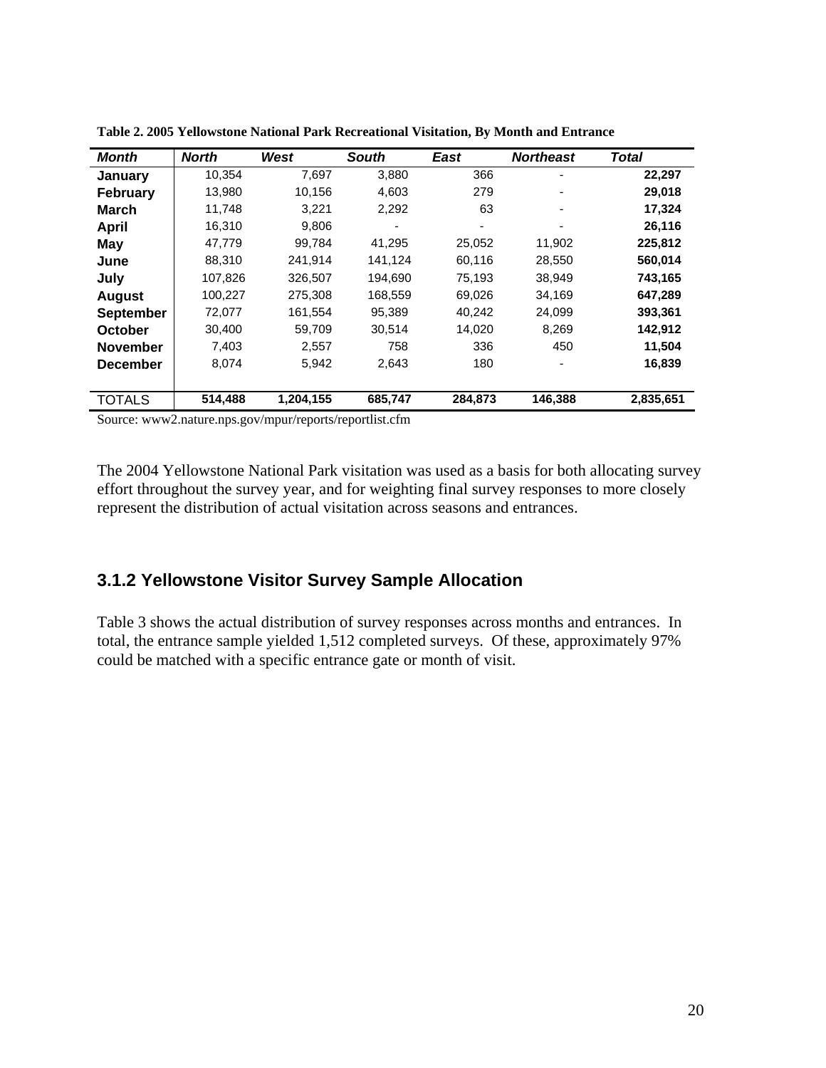**Table 2. 2005 Yellowstone National Park Recreational Visitation, By Month and Entrance**

| *Month* | *North* | *West* | *South* | *East* | *Northeast* | *Total* |
|---|---|---|---|---|---|---|
| **January** | 10,354 | 7,697 | 3,880 | 366 | - | **22,297** |
| **February** | 13,980 | 10,156 | 4,603 | 279 | - | **29,018** |
| **March** | 11,748 | 3,221 | 2,292 | 63 | - | **17,324** |
| **April** | 16,310 | 9,806 | - | - | - | **26,116** |
| **May** | 47,779 | 99,784 | 41,295 | 25,052 | 11,902 | **225,812** |
| **June** | 88,310 | 241,914 | 141,124 | 60,116 | 28,550 | **560,014** |
| **July** | 107,826 | 326,507 | 194,690 | 75,193 | 38,949 | **743,165** |
| **August** | 100,227 | 275,308 | 168,559 | 69,026 | 34,169 | **647,289** |
| **September** | 72,077 | 161,554 | 95,389 | 40,242 | 24,099 | **393,361** |
| **October** | 30,400 | 59,709 | 30,514 | 14,020 | 8,269 | **142,912** |
| **November** | 7,403 | 2,557 | 758 | 336 | 450 | **11,504** |
| **December** | 8,074 | 5,942 | 2,643 | 180 | - | **16,839** |
| TOTALS | **514,488** | **1,204,155** | **685,747** | **284,873** | **146,388** | **2,835,651** |

Source: www2.nature.nps.gov/mpur/reports/reportlist.cfm

The 2004 Yellowstone National Park visitation was used as a basis for both allocating survey effort throughout the survey year, and for weighting final survey responses to more closely represent the distribution of actual visitation across seasons and entrances.

### 3.1.2 Yellowstone Visitor Survey Sample Allocation

Table 3 shows the actual distribution of survey responses across months and entrances. In total, the entrance sample yielded 1,512 completed surveys. Of these, approximately 97% could be matched with a specific entrance gate or month of visit.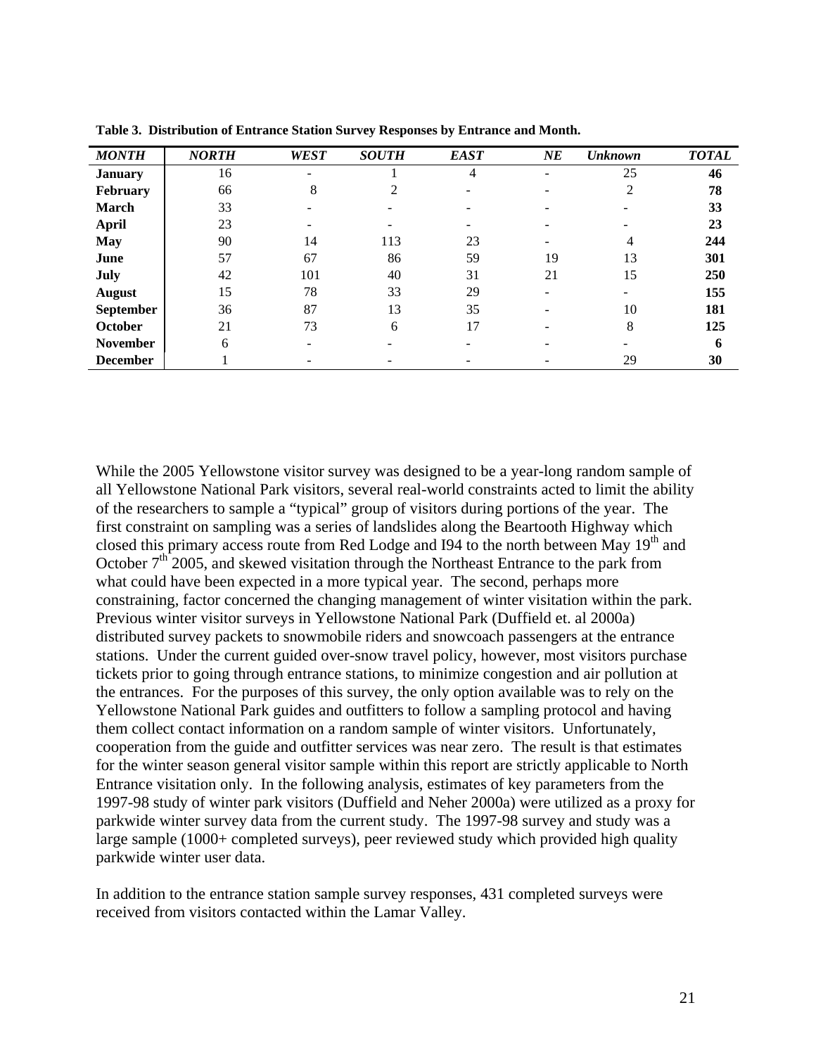**Table 3. Distribution of Entrance Station Survey Responses by Entrance and Month.**

| *MONTH* | *NORTH* | *WEST* | *SOUTH* | *EAST* | *NE* | *Unknown* | *TOTAL* |
|---|---|---|---|---|---|---|---|
| **January** | 16 | - | 1 | 4 | - | 25 | **46** |
| **February** | 66 | 8 | 2 | - | - | 2 | **78** |
| **March** | 33 | - | - | - | - | - | **33** |
| **April** | 23 | - | - | - | - | - | **23** |
| **May** | 90 | 14 | 113 | 23 | - | 4 | **244** |
| **June** | 57 | 67 | 86 | 59 | 19 | 13 | **301** |
| **July** | 42 | 101 | 40 | 31 | 21 | 15 | **250** |
| **August** | 15 | 78 | 33 | 29 | - | - | **155** |
| **September** | 36 | 87 | 13 | 35 | - | 10 | **181** |
| **October** | 21 | 73 | 6 | 17 | - | 8 | **125** |
| **November** | 6 | - | - | - | - | - | **6** |
| **December** | 1 | - | - | - | - | 29 | **30** |

While the 2005 Yellowstone visitor survey was designed to be a year-long random sample of all Yellowstone National Park visitors, several real-world constraints acted to limit the ability of the researchers to sample a "typical" group of visitors during portions of the year. The first constraint on sampling was a series of landslides along the Beartooth Highway which closed this primary access route from Red Lodge and I94 to the north between May 19th and October 7th 2005, and skewed visitation through the Northeast Entrance to the park from what could have been expected in a more typical year. The second, perhaps more constraining, factor concerned the changing management of winter visitation within the park. Previous winter visitor surveys in Yellowstone National Park (Duffield et. al 2000a) distributed survey packets to snowmobile riders and snowcoach passengers at the entrance stations. Under the current guided over-snow travel policy, however, most visitors purchase tickets prior to going through entrance stations, to minimize congestion and air pollution at the entrances. For the purposes of this survey, the only option available was to rely on the Yellowstone National Park guides and outfitters to follow a sampling protocol and having them collect contact information on a random sample of winter visitors. Unfortunately, cooperation from the guide and outfitter services was near zero. The result is that estimates for the winter season general visitor sample within this report are strictly applicable to North Entrance visitation only. In the following analysis, estimates of key parameters from the 1997-98 study of winter park visitors (Duffield and Neher 2000a) were utilized as a proxy for parkwide winter survey data from the current study. The 1997-98 survey and study was a large sample (1000+ completed surveys), peer reviewed study which provided high quality parkwide winter user data.

In addition to the entrance station sample survey responses, 431 completed surveys were received from visitors contacted within the Lamar Valley.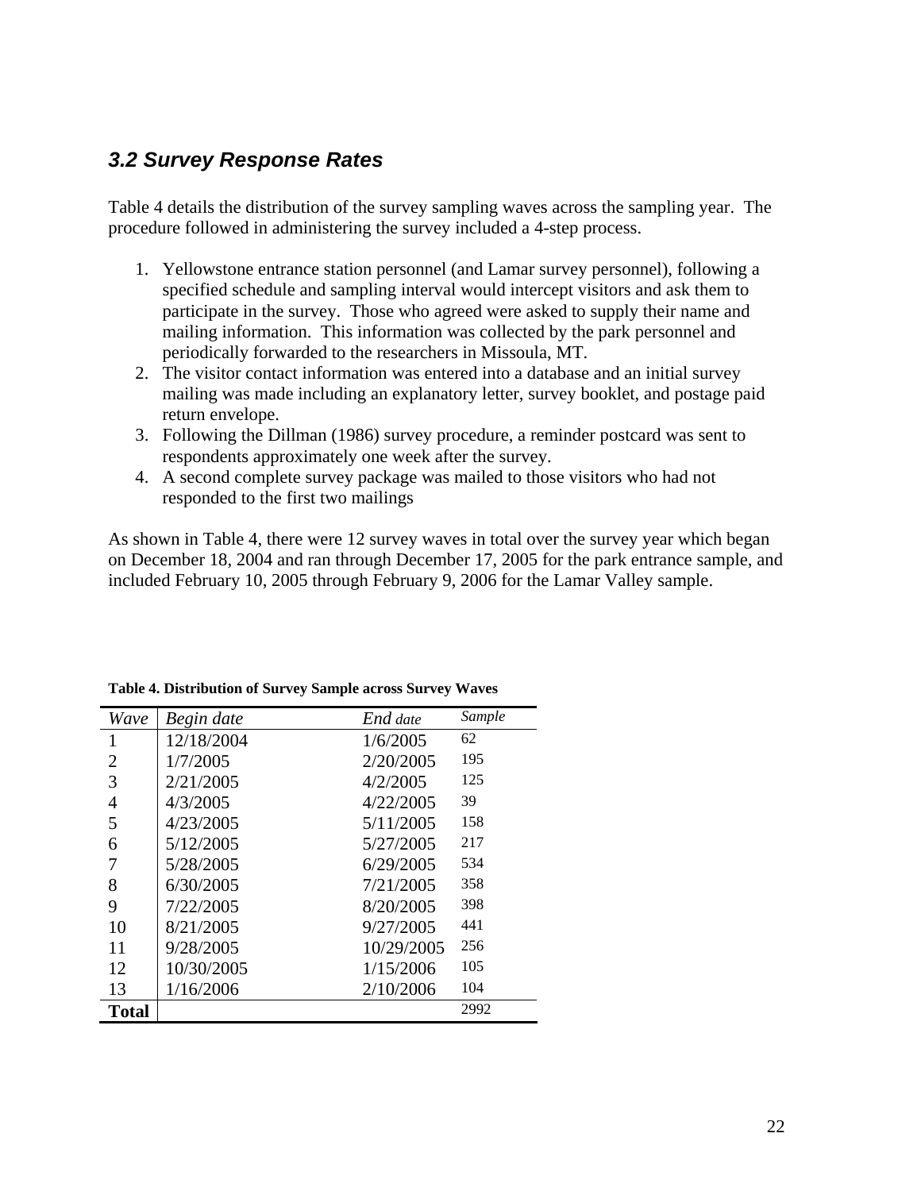### *3.2 Survey Response Rates*

Table 4 details the distribution of the survey sampling waves across the sampling year. The procedure followed in administering the survey included a 4-step process.

1. Yellowstone entrance station personnel (and Lamar survey personnel), following a specified schedule and sampling interval would intercept visitors and ask them to participate in the survey. Those who agreed were asked to supply their name and mailing information. This information was collected by the park personnel and periodically forwarded to the researchers in Missoula, MT.
2. The visitor contact information was entered into a database and an initial survey mailing was made including an explanatory letter, survey booklet, and postage paid return envelope.
3. Following the Dillman (1986) survey procedure, a reminder postcard was sent to respondents approximately one week after the survey.
4. A second complete survey package was mailed to those visitors who had not responded to the first two mailings

As shown in Table 4, there were 12 survey waves in total over the survey year which began on December 18, 2004 and ran through December 17, 2005 for the park entrance sample, and included February 10, 2005 through February 9, 2006 for the Lamar Valley sample.

**Table 4. Distribution of Survey Sample across Survey Waves**

| *Wave* | *Begin date* | *End date* | *Sample* |
|---|---|---|---|
| 1 | 12/18/2004 | 1/6/2005 | 62 |
| 2 | 1/7/2005 | 2/20/2005 | 195 |
| 3 | 2/21/2005 | 4/2/2005 | 125 |
| 4 | 4/3/2005 | 4/22/2005 | 39 |
| 5 | 4/23/2005 | 5/11/2005 | 158 |
| 6 | 5/12/2005 | 5/27/2005 | 217 |
| 7 | 5/28/2005 | 6/29/2005 | 534 |
| 8 | 6/30/2005 | 7/21/2005 | 358 |
| 9 | 7/22/2005 | 8/20/2005 | 398 |
| 10 | 8/21/2005 | 9/27/2005 | 441 |
| 11 | 9/28/2005 | 10/29/2005 | 256 |
| 12 | 10/30/2005 | 1/15/2006 | 105 |
| 13 | 1/16/2006 | 2/10/2006 | 104 |
| **Total** | | | 2992 |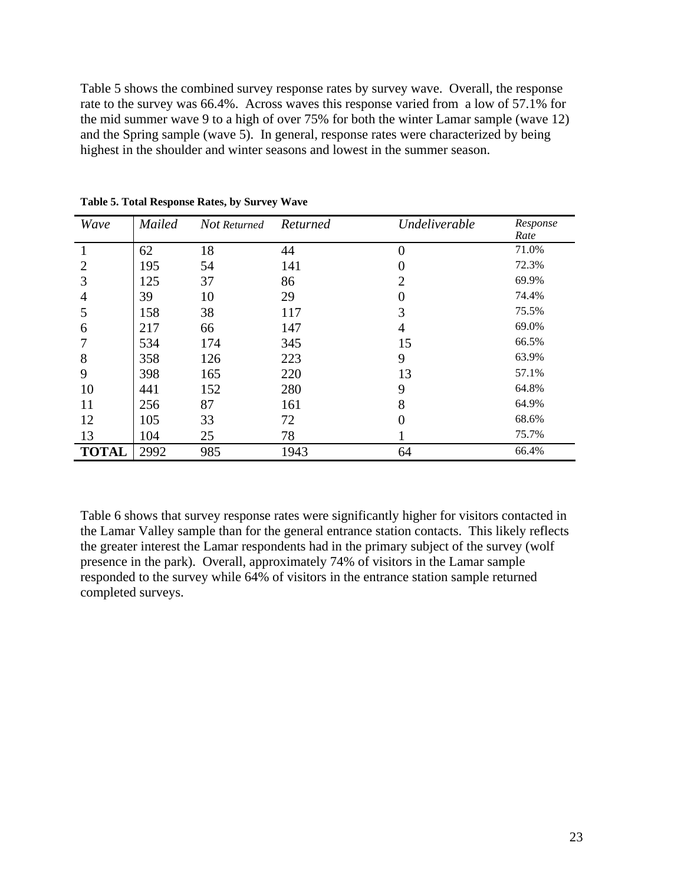Table 5 shows the combined survey response rates by survey wave. Overall, the response rate to the survey was 66.4%. Across waves this response varied from a low of 57.1% for the mid summer wave 9 to a high of over 75% for both the winter Lamar sample (wave 12) and the Spring sample (wave 5). In general, response rates were characterized by being highest in the shoulder and winter seasons and lowest in the summer season.

**Table 5. Total Response Rates, by Survey Wave**

| *Wave* | *Mailed* | *Not Returned* | *Returned* | *Undeliverable* | *Response Rate* |
|---|---|---|---|---|---|
| 1 | 62 | 18 | 44 | 0 | 71.0% |
| 2 | 195 | 54 | 141 | 0 | 72.3% |
| 3 | 125 | 37 | 86 | 2 | 69.9% |
| 4 | 39 | 10 | 29 | 0 | 74.4% |
| 5 | 158 | 38 | 117 | 3 | 75.5% |
| 6 | 217 | 66 | 147 | 4 | 69.0% |
| 7 | 534 | 174 | 345 | 15 | 66.5% |
| 8 | 358 | 126 | 223 | 9 | 63.9% |
| 9 | 398 | 165 | 220 | 13 | 57.1% |
| 10 | 441 | 152 | 280 | 9 | 64.8% |
| 11 | 256 | 87 | 161 | 8 | 64.9% |
| 12 | 105 | 33 | 72 | 0 | 68.6% |
| 13 | 104 | 25 | 78 | 1 | 75.7% |
| **TOTAL** | 2992 | 985 | 1943 | 64 | 66.4% |

Table 6 shows that survey response rates were significantly higher for visitors contacted in the Lamar Valley sample than for the general entrance station contacts. This likely reflects the greater interest the Lamar respondents had in the primary subject of the survey (wolf presence in the park). Overall, approximately 74% of visitors in the Lamar sample responded to the survey while 64% of visitors in the entrance station sample returned completed surveys.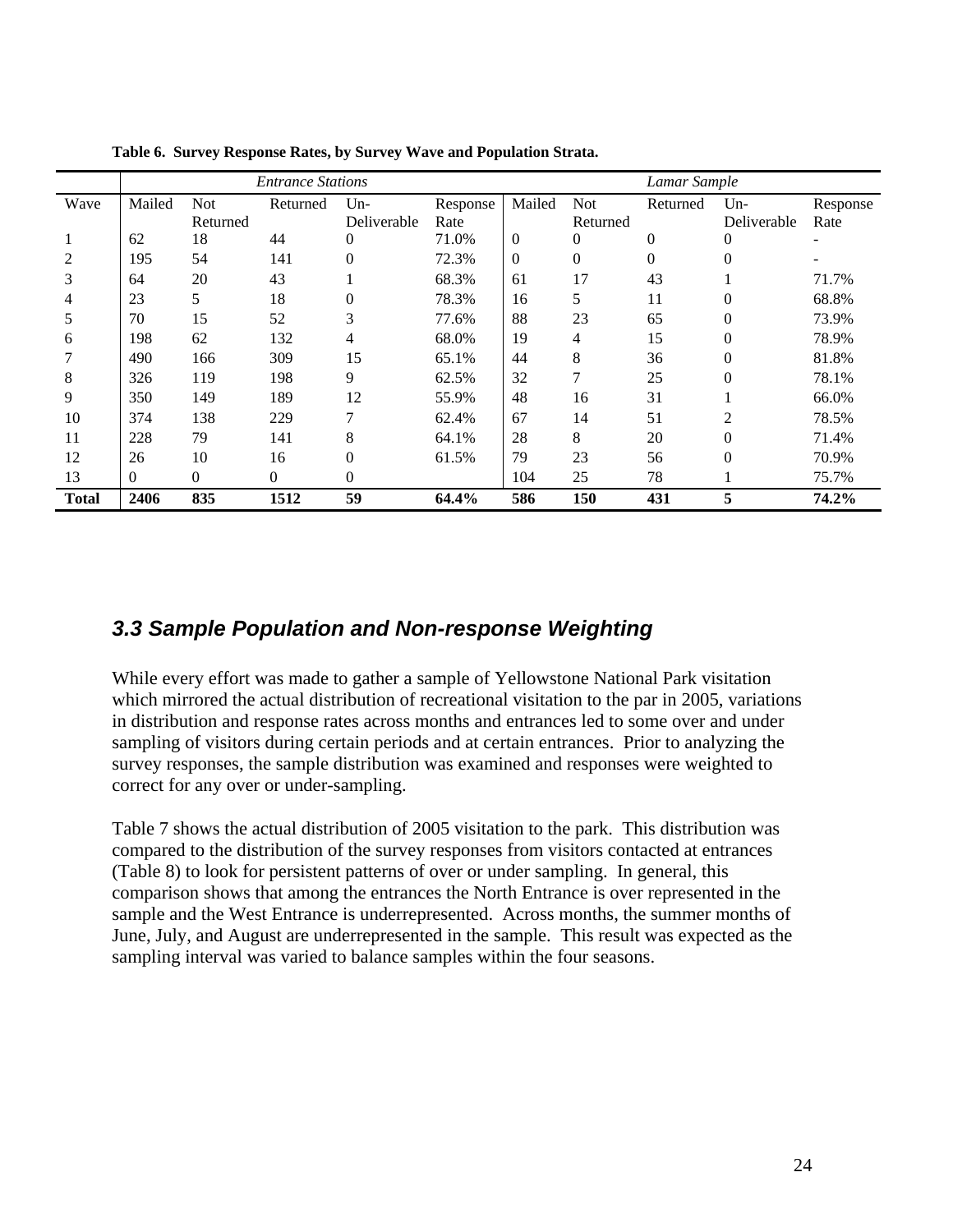**Table 6. Survey Response Rates, by Survey Wave and Population Strata.**

| | *Entrance Stations* | | | | | *Lamar Sample* | | | | |
|---|---|---|---|---|---|---|---|---|---|---|
| Wave | Mailed | Not Returned | Returned | Un-Deliverable | Response Rate | Mailed | Not Returned | Returned | Un-Deliverable | Response Rate |
| 1 | 62 | 18 | 44 | 0 | 71.0% | 0 | 0 | 0 | 0 | - |
| 2 | 195 | 54 | 141 | 0 | 72.3% | 0 | 0 | 0 | 0 | - |
| 3 | 64 | 20 | 43 | 1 | 68.3% | 61 | 17 | 43 | 1 | 71.7% |
| 4 | 23 | 5 | 18 | 0 | 78.3% | 16 | 5 | 11 | 0 | 68.8% |
| 5 | 70 | 15 | 52 | 3 | 77.6% | 88 | 23 | 65 | 0 | 73.9% |
| 6 | 198 | 62 | 132 | 4 | 68.0% | 19 | 4 | 15 | 0 | 78.9% |
| 7 | 490 | 166 | 309 | 15 | 65.1% | 44 | 8 | 36 | 0 | 81.8% |
| 8 | 326 | 119 | 198 | 9 | 62.5% | 32 | 7 | 25 | 0 | 78.1% |
| 9 | 350 | 149 | 189 | 12 | 55.9% | 48 | 16 | 31 | 1 | 66.0% |
| 10 | 374 | 138 | 229 | 7 | 62.4% | 67 | 14 | 51 | 2 | 78.5% |
| 11 | 228 | 79 | 141 | 8 | 64.1% | 28 | 8 | 20 | 0 | 71.4% |
| 12 | 26 | 10 | 16 | 0 | 61.5% | 79 | 23 | 56 | 0 | 70.9% |
| 13 | 0 | 0 | 0 | 0 | | 104 | 25 | 78 | 1 | 75.7% |
| **Total** | **2406** | **835** | **1512** | **59** | **64.4%** | **586** | **150** | **431** | **5** | **74.2%** |

## *3.3 Sample Population and Non-response Weighting*

While every effort was made to gather a sample of Yellowstone National Park visitation which mirrored the actual distribution of recreational visitation to the par in 2005, variations in distribution and response rates across months and entrances led to some over and under sampling of visitors during certain periods and at certain entrances. Prior to analyzing the survey responses, the sample distribution was examined and responses were weighted to correct for any over or under-sampling.

Table 7 shows the actual distribution of 2005 visitation to the park. This distribution was compared to the distribution of the survey responses from visitors contacted at entrances (Table 8) to look for persistent patterns of over or under sampling. In general, this comparison shows that among the entrances the North Entrance is over represented in the sample and the West Entrance is underrepresented. Across months, the summer months of June, July, and August are underrepresented in the sample. This result was expected as the sampling interval was varied to balance samples within the four seasons.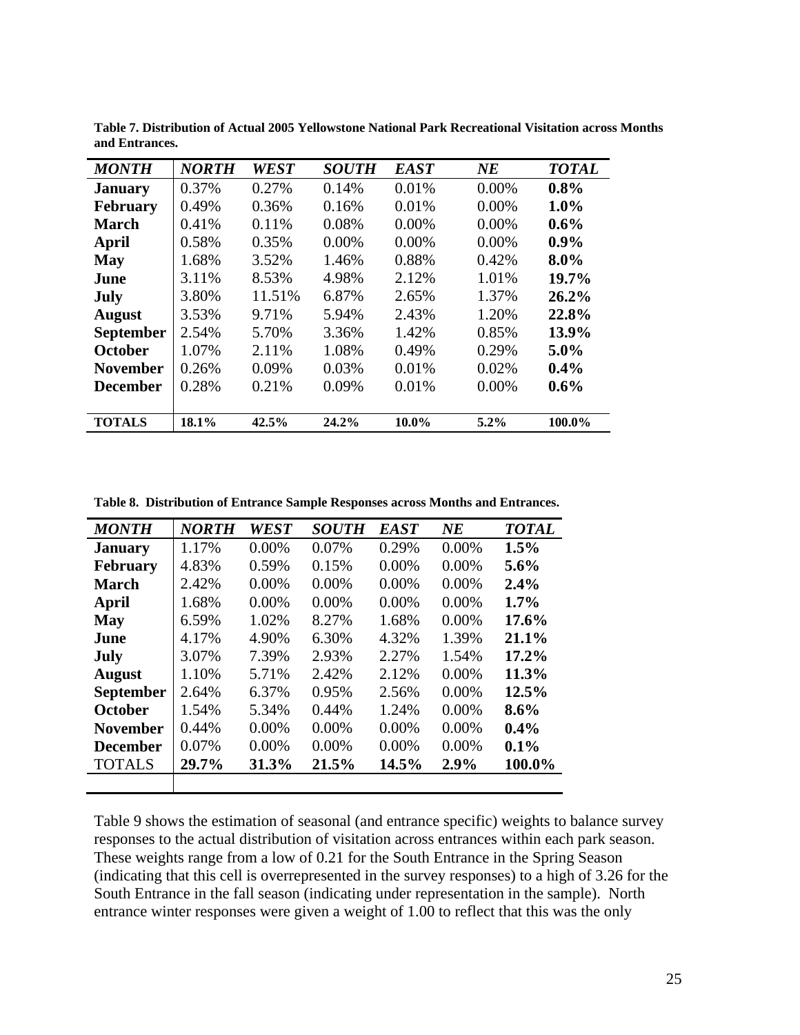**Table 7. Distribution of Actual 2005 Yellowstone National Park Recreational Visitation across Months and Entrances.**

| *MONTH* | *NORTH* | *WEST* | *SOUTH* | *EAST* | *NE* | *TOTAL* |
|---|---|---|---|---|---|---|
| **January** | 0.37% | 0.27% | 0.14% | 0.01% | 0.00% | **0.8%** |
| **February** | 0.49% | 0.36% | 0.16% | 0.01% | 0.00% | **1.0%** |
| **March** | 0.41% | 0.11% | 0.08% | 0.00% | 0.00% | **0.6%** |
| **April** | 0.58% | 0.35% | 0.00% | 0.00% | 0.00% | **0.9%** |
| **May** | 1.68% | 3.52% | 1.46% | 0.88% | 0.42% | **8.0%** |
| **June** | 3.11% | 8.53% | 4.98% | 2.12% | 1.01% | **19.7%** |
| **July** | 3.80% | 11.51% | 6.87% | 2.65% | 1.37% | **26.2%** |
| **August** | 3.53% | 9.71% | 5.94% | 2.43% | 1.20% | **22.8%** |
| **September** | 2.54% | 5.70% | 3.36% | 1.42% | 0.85% | **13.9%** |
| **October** | 1.07% | 2.11% | 1.08% | 0.49% | 0.29% | **5.0%** |
| **November** | 0.26% | 0.09% | 0.03% | 0.01% | 0.02% | **0.4%** |
| **December** | 0.28% | 0.21% | 0.09% | 0.01% | 0.00% | **0.6%** |
| **TOTALS** | **18.1%** | **42.5%** | **24.2%** | **10.0%** | **5.2%** | **100.0%** |

**Table 8. Distribution of Entrance Sample Responses across Months and Entrances.**

| *MONTH* | *NORTH* | *WEST* | *SOUTH* | *EAST* | *NE* | *TOTAL* |
|---|---|---|---|---|---|---|
| **January** | 1.17% | 0.00% | 0.07% | 0.29% | 0.00% | **1.5%** |
| **February** | 4.83% | 0.59% | 0.15% | 0.00% | 0.00% | **5.6%** |
| **March** | 2.42% | 0.00% | 0.00% | 0.00% | 0.00% | **2.4%** |
| **April** | 1.68% | 0.00% | 0.00% | 0.00% | 0.00% | **1.7%** |
| **May** | 6.59% | 1.02% | 8.27% | 1.68% | 0.00% | **17.6%** |
| **June** | 4.17% | 4.90% | 6.30% | 4.32% | 1.39% | **21.1%** |
| **July** | 3.07% | 7.39% | 2.93% | 2.27% | 1.54% | **17.2%** |
| **August** | 1.10% | 5.71% | 2.42% | 2.12% | 0.00% | **11.3%** |
| **September** | 2.64% | 6.37% | 0.95% | 2.56% | 0.00% | **12.5%** |
| **October** | 1.54% | 5.34% | 0.44% | 1.24% | 0.00% | **8.6%** |
| **November** | 0.44% | 0.00% | 0.00% | 0.00% | 0.00% | **0.4%** |
| **December** | 0.07% | 0.00% | 0.00% | 0.00% | 0.00% | **0.1%** |
| TOTALS | **29.7%** | **31.3%** | **21.5%** | **14.5%** | **2.9%** | **100.0%** |

Table 9 shows the estimation of seasonal (and entrance specific) weights to balance survey responses to the actual distribution of visitation across entrances within each park season. These weights range from a low of 0.21 for the South Entrance in the Spring Season (indicating that this cell is overrepresented in the survey responses) to a high of 3.26 for the South Entrance in the fall season (indicating under representation in the sample). North entrance winter responses were given a weight of 1.00 to reflect that this was the only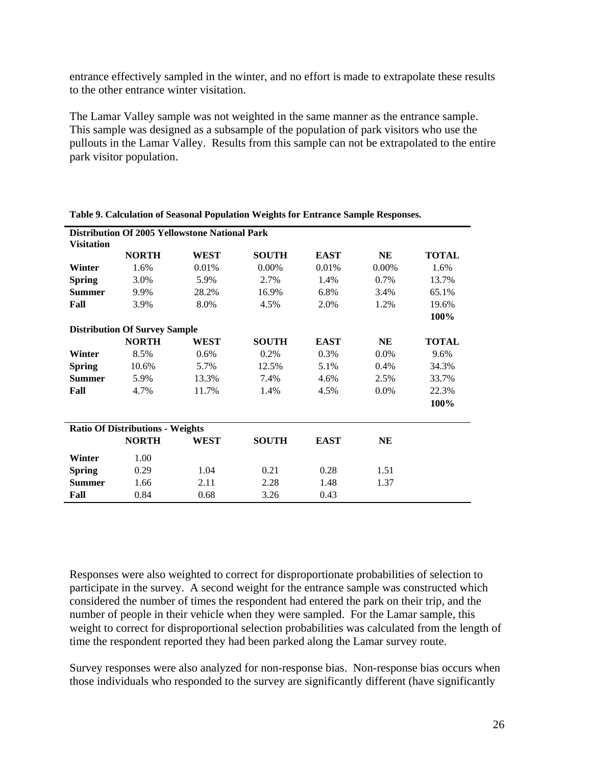entrance effectively sampled in the winter, and no effort is made to extrapolate these results to the other entrance winter visitation.

The Lamar Valley sample was not weighted in the same manner as the entrance sample. This sample was designed as a subsample of the population of park visitors who use the pullouts in the Lamar Valley. Results from this sample can not be extrapolated to the entire park visitor population.

**Table 9. Calculation of Seasonal Population Weights for Entrance Sample Responses.**

| **Distribution Of 2005 Yellowstone National Park Visitation** | | | | | | |
|---|---|---|---|---|---|---|
| | **NORTH** | **WEST** | **SOUTH** | **EAST** | **NE** | **TOTAL** |
| **Winter** | 1.6% | 0.01% | 0.00% | 0.01% | 0.00% | 1.6% |
| **Spring** | 3.0% | 5.9% | 2.7% | 1.4% | 0.7% | 13.7% |
| **Summer** | 9.9% | 28.2% | 16.9% | 6.8% | 3.4% | 65.1% |
| **Fall** | 3.9% | 8.0% | 4.5% | 2.0% | 1.2% | 19.6% |
| | | | | | | **100%** |
| **Distribution Of Survey Sample** | | | | | | |
| | **NORTH** | **WEST** | **SOUTH** | **EAST** | **NE** | **TOTAL** |
| **Winter** | 8.5% | 0.6% | 0.2% | 0.3% | 0.0% | 9.6% |
| **Spring** | 10.6% | 5.7% | 12.5% | 5.1% | 0.4% | 34.3% |
| **Summer** | 5.9% | 13.3% | 7.4% | 4.6% | 2.5% | 33.7% |
| **Fall** | 4.7% | 11.7% | 1.4% | 4.5% | 0.0% | 22.3% |
| | | | | | | **100%** |
| **Ratio Of Distributions - Weights** | | | | | | |
| | **NORTH** | **WEST** | **SOUTH** | **EAST** | **NE** | |
| **Winter** | 1.00 | | | | | |
| **Spring** | 0.29 | 1.04 | 0.21 | 0.28 | 1.51 | |
| **Summer** | 1.66 | 2.11 | 2.28 | 1.48 | 1.37 | |
| **Fall** | 0.84 | 0.68 | 3.26 | 0.43 | | |

Responses were also weighted to correct for disproportionate probabilities of selection to participate in the survey. A second weight for the entrance sample was constructed which considered the number of times the respondent had entered the park on their trip, and the number of people in their vehicle when they were sampled. For the Lamar sample, this weight to correct for disproportional selection probabilities was calculated from the length of time the respondent reported they had been parked along the Lamar survey route.

Survey responses were also analyzed for non-response bias. Non-response bias occurs when those individuals who responded to the survey are significantly different (have significantly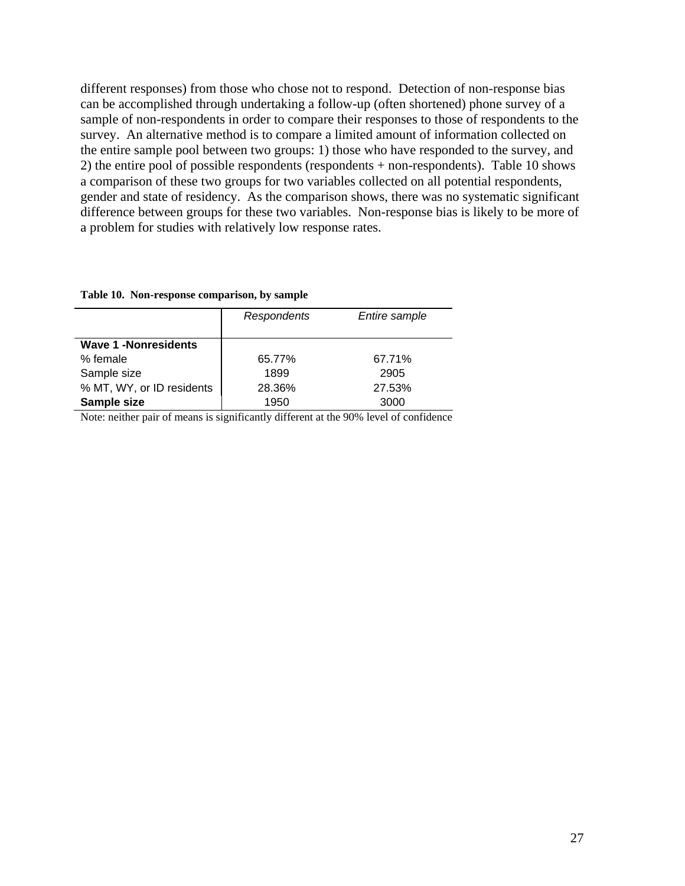different responses) from those who chose not to respond. Detection of non-response bias can be accomplished through undertaking a follow-up (often shortened) phone survey of a sample of non-respondents in order to compare their responses to those of respondents to the survey. An alternative method is to compare a limited amount of information collected on the entire sample pool between two groups: 1) those who have responded to the survey, and 2) the entire pool of possible respondents (respondents + non-respondents). Table 10 shows a comparison of these two groups for two variables collected on all potential respondents, gender and state of residency. As the comparison shows, there was no systematic significant difference between groups for these two variables. Non-response bias is likely to be more of a problem for studies with relatively low response rates.

**Table 10. Non-response comparison, by sample**

| | *Respondents* | *Entire sample* |
|---|---|---|
| **Wave 1 -Nonresidents** | | |
| % female | 65.77% | 67.71% |
| Sample size | 1899 | 2905 |
| % MT, WY, or ID residents | 28.36% | 27.53% |
| **Sample size** | 1950 | 3000 |

Note: neither pair of means is significantly different at the 90% level of confidence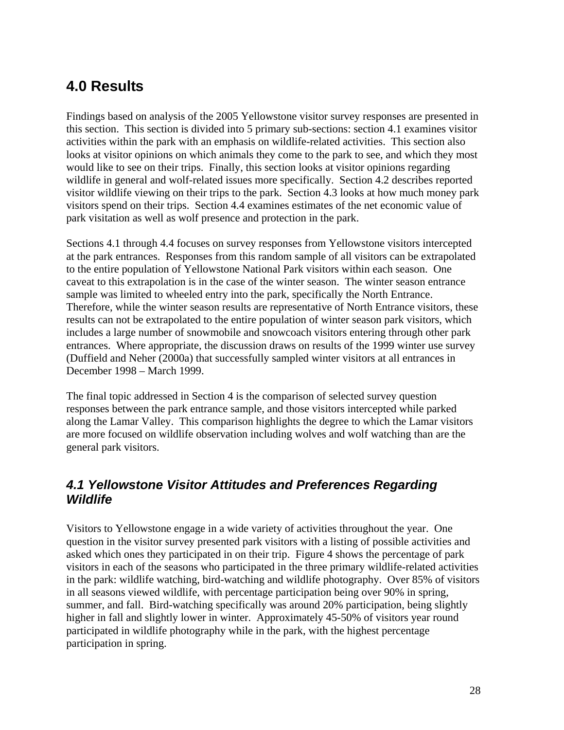# 4.0 Results

Findings based on analysis of the 2005 Yellowstone visitor survey responses are presented in this section. This section is divided into 5 primary sub-sections: section 4.1 examines visitor activities within the park with an emphasis on wildlife-related activities. This section also looks at visitor opinions on which animals they come to the park to see, and which they most would like to see on their trips. Finally, this section looks at visitor opinions regarding wildlife in general and wolf-related issues more specifically. Section 4.2 describes reported visitor wildlife viewing on their trips to the park. Section 4.3 looks at how much money park visitors spend on their trips. Section 4.4 examines estimates of the net economic value of park visitation as well as wolf presence and protection in the park.

Sections 4.1 through 4.4 focuses on survey responses from Yellowstone visitors intercepted at the park entrances. Responses from this random sample of all visitors can be extrapolated to the entire population of Yellowstone National Park visitors within each season. One caveat to this extrapolation is in the case of the winter season. The winter season entrance sample was limited to wheeled entry into the park, specifically the North Entrance. Therefore, while the winter season results are representative of North Entrance visitors, these results can not be extrapolated to the entire population of winter season park visitors, which includes a large number of snowmobile and snowcoach visitors entering through other park entrances. Where appropriate, the discussion draws on results of the 1999 winter use survey (Duffield and Neher (2000a) that successfully sampled winter visitors at all entrances in December 1998 – March 1999.

The final topic addressed in Section 4 is the comparison of selected survey question responses between the park entrance sample, and those visitors intercepted while parked along the Lamar Valley. This comparison highlights the degree to which the Lamar visitors are more focused on wildlife observation including wolves and wolf watching than are the general park visitors.

## *4.1 Yellowstone Visitor Attitudes and Preferences Regarding Wildlife*

Visitors to Yellowstone engage in a wide variety of activities throughout the year. One question in the visitor survey presented park visitors with a listing of possible activities and asked which ones they participated in on their trip. Figure 4 shows the percentage of park visitors in each of the seasons who participated in the three primary wildlife-related activities in the park: wildlife watching, bird-watching and wildlife photography. Over 85% of visitors in all seasons viewed wildlife, with percentage participation being over 90% in spring, summer, and fall. Bird-watching specifically was around 20% participation, being slightly higher in fall and slightly lower in winter. Approximately 45-50% of visitors year round participated in wildlife photography while in the park, with the highest percentage participation in spring.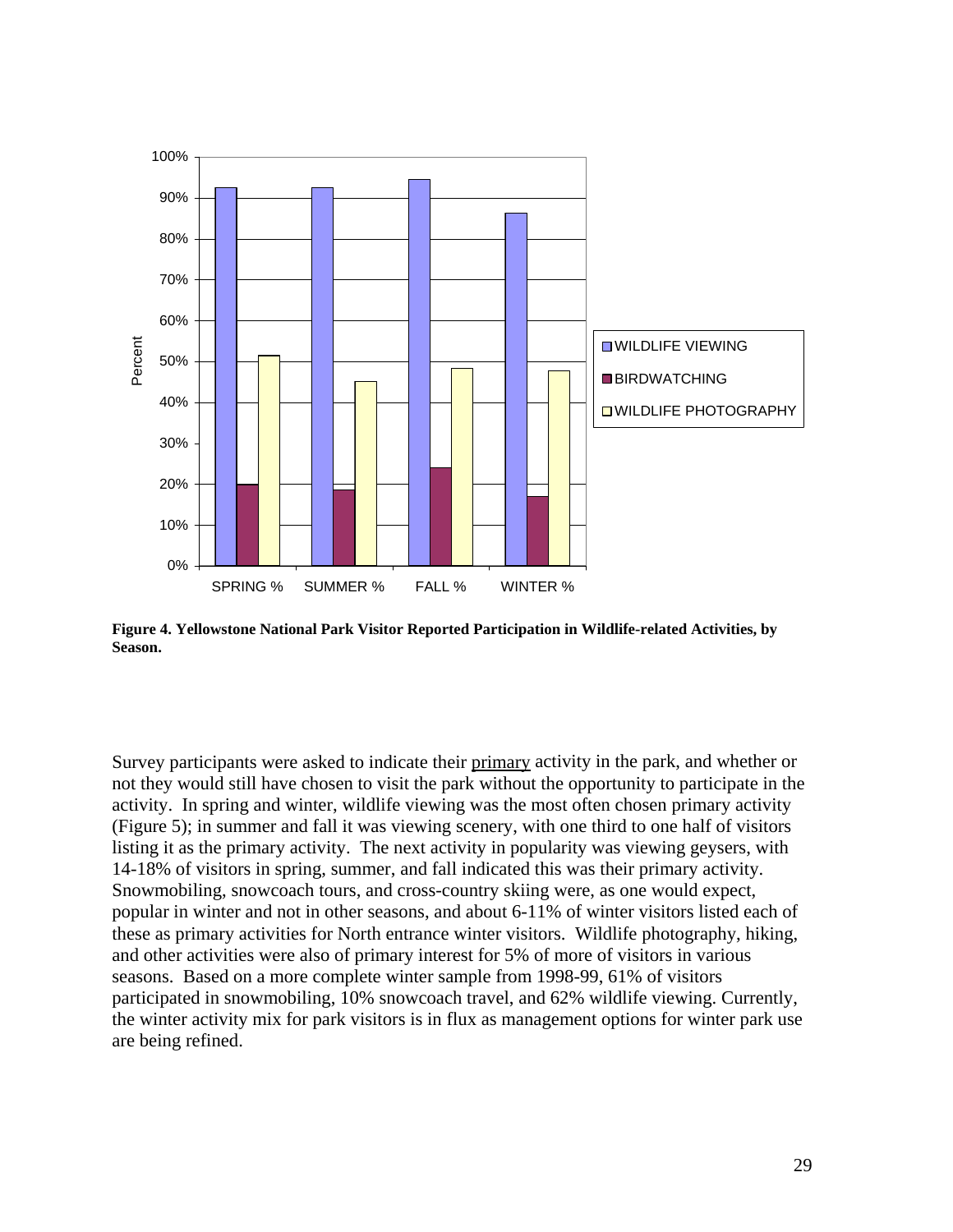**Figure 4. Yellowstone National Park Visitor Reported Participation in Wildlife-related Activities, by Season.**

Survey participants were asked to indicate their <u>primary</u> activity in the park, and whether or not they would still have chosen to visit the park without the opportunity to participate in the activity. In spring and winter, wildlife viewing was the most often chosen primary activity (Figure 5); in summer and fall it was viewing scenery, with one third to one half of visitors listing it as the primary activity. The next activity in popularity was viewing geysers, with 14-18% of visitors in spring, summer, and fall indicated this was their primary activity. Snowmobiling, snowcoach tours, and cross-country skiing were, as one would expect, popular in winter and not in other seasons, and about 6-11% of winter visitors listed each of these as primary activities for North entrance winter visitors. Wildlife photography, hiking, and other activities were also of primary interest for 5% of more of visitors in various seasons. Based on a more complete winter sample from 1998-99, 61% of visitors participated in snowmobiling, 10% snowcoach travel, and 62% wildlife viewing. Currently, the winter activity mix for park visitors is in flux as management options for winter park use are being refined.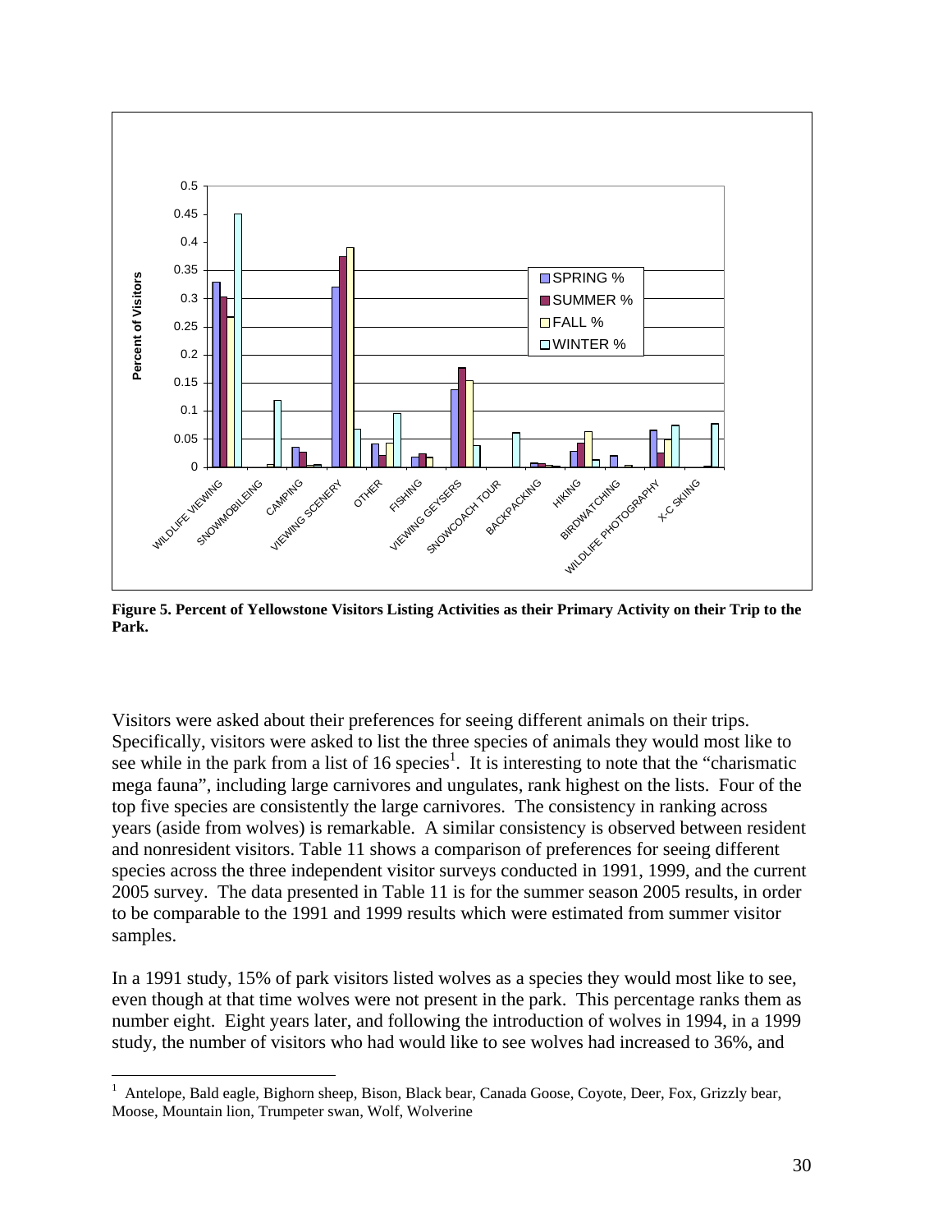**Figure 5. Percent of Yellowstone Visitors Listing Activities as their Primary Activity on their Trip to the Park.**

Visitors were asked about their preferences for seeing different animals on their trips. Specifically, visitors were asked to list the three species of animals they would most like to see while in the park from a list of 16 species[1]. It is interesting to note that the "charismatic mega fauna", including large carnivores and ungulates, rank highest on the lists. Four of the top five species are consistently the large carnivores. The consistency in ranking across years (aside from wolves) is remarkable. A similar consistency is observed between resident and nonresident visitors. Table 11 shows a comparison of preferences for seeing different species across the three independent visitor surveys conducted in 1991, 1999, and the current 2005 survey. The data presented in Table 11 is for the summer season 2005 results, in order to be comparable to the 1991 and 1999 results which were estimated from summer visitor samples.

In a 1991 study, 15% of park visitors listed wolves as a species they would most like to see, even though at that time wolves were not present in the park. This percentage ranks them as number eight. Eight years later, and following the introduction of wolves in 1994, in a 1999 study, the number of visitors who had would like to see wolves had increased to 36%, and

[1] Antelope, Bald eagle, Bighorn sheep, Bison, Black bear, Canada Goose, Coyote, Deer, Fox, Grizzly bear, Moose, Mountain lion, Trumpeter swan, Wolf, Wolverine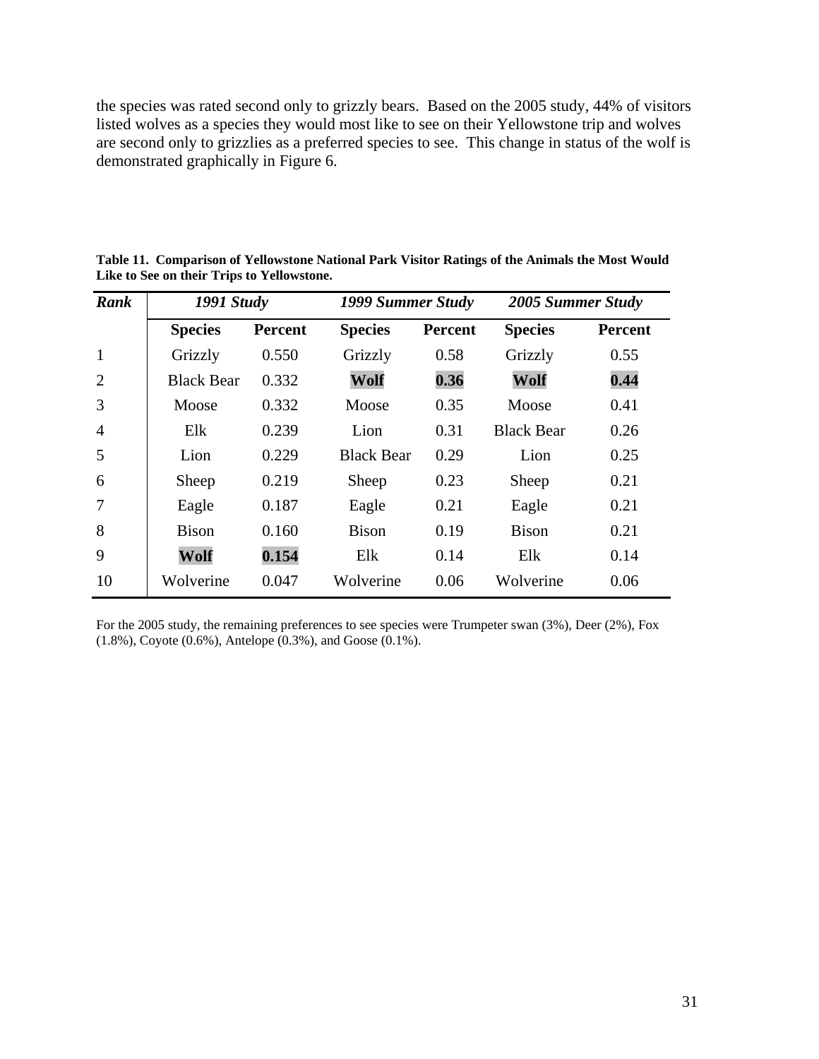the species was rated second only to grizzly bears. Based on the 2005 study, 44% of visitors listed wolves as a species they would most like to see on their Yellowstone trip and wolves are second only to grizzlies as a preferred species to see. This change in status of the wolf is demonstrated graphically in Figure 6.

**Table 11. Comparison of Yellowstone National Park Visitor Ratings of the Animals the Most Would Like to See on their Trips to Yellowstone.**

| *Rank* | *1991 Study* | | *1999 Summer Study* | | *2005 Summer Study* | |
|---|---|---|---|---|---|---|
| | **Species** | **Percent** | **Species** | **Percent** | **Species** | **Percent** |
| 1 | Grizzly | 0.550 | Grizzly | 0.58 | Grizzly | 0.55 |
| 2 | Black Bear | 0.332 | **Wolf** | **0.36** | **Wolf** | **0.44** |
| 3 | Moose | 0.332 | Moose | 0.35 | Moose | 0.41 |
| 4 | Elk | 0.239 | Lion | 0.31 | Black Bear | 0.26 |
| 5 | Lion | 0.229 | Black Bear | 0.29 | Lion | 0.25 |
| 6 | Sheep | 0.219 | Sheep | 0.23 | Sheep | 0.21 |
| 7 | Eagle | 0.187 | Eagle | 0.21 | Eagle | 0.21 |
| 8 | Bison | 0.160 | Bison | 0.19 | Bison | 0.21 |
| 9 | **Wolf** | **0.154** | Elk | 0.14 | Elk | 0.14 |
| 10 | Wolverine | 0.047 | Wolverine | 0.06 | Wolverine | 0.06 |

For the 2005 study, the remaining preferences to see species were Trumpeter swan (3%), Deer (2%), Fox (1.8%), Coyote (0.6%), Antelope (0.3%), and Goose (0.1%).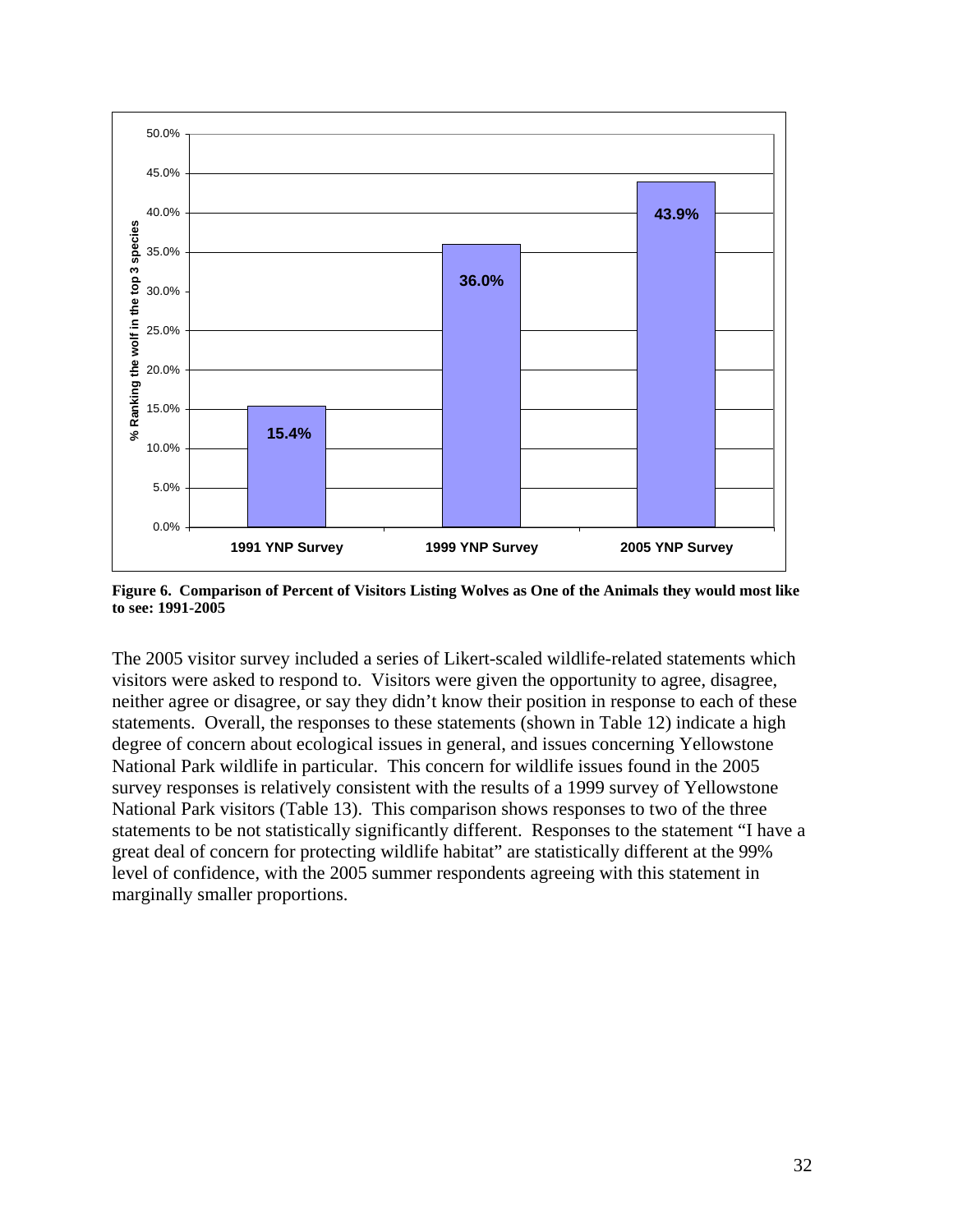**Figure 6. Comparison of Percent of Visitors Listing Wolves as One of the Animals they would most like to see: 1991-2005**

The 2005 visitor survey included a series of Likert-scaled wildlife-related statements which visitors were asked to respond to. Visitors were given the opportunity to agree, disagree, neither agree or disagree, or say they didn't know their position in response to each of these statements. Overall, the responses to these statements (shown in Table 12) indicate a high degree of concern about ecological issues in general, and issues concerning Yellowstone National Park wildlife in particular. This concern for wildlife issues found in the 2005 survey responses is relatively consistent with the results of a 1999 survey of Yellowstone National Park visitors (Table 13). This comparison shows responses to two of the three statements to be not statistically significantly different. Responses to the statement "I have a great deal of concern for protecting wildlife habitat" are statistically different at the 99% level of confidence, with the 2005 summer respondents agreeing with this statement in marginally smaller proportions.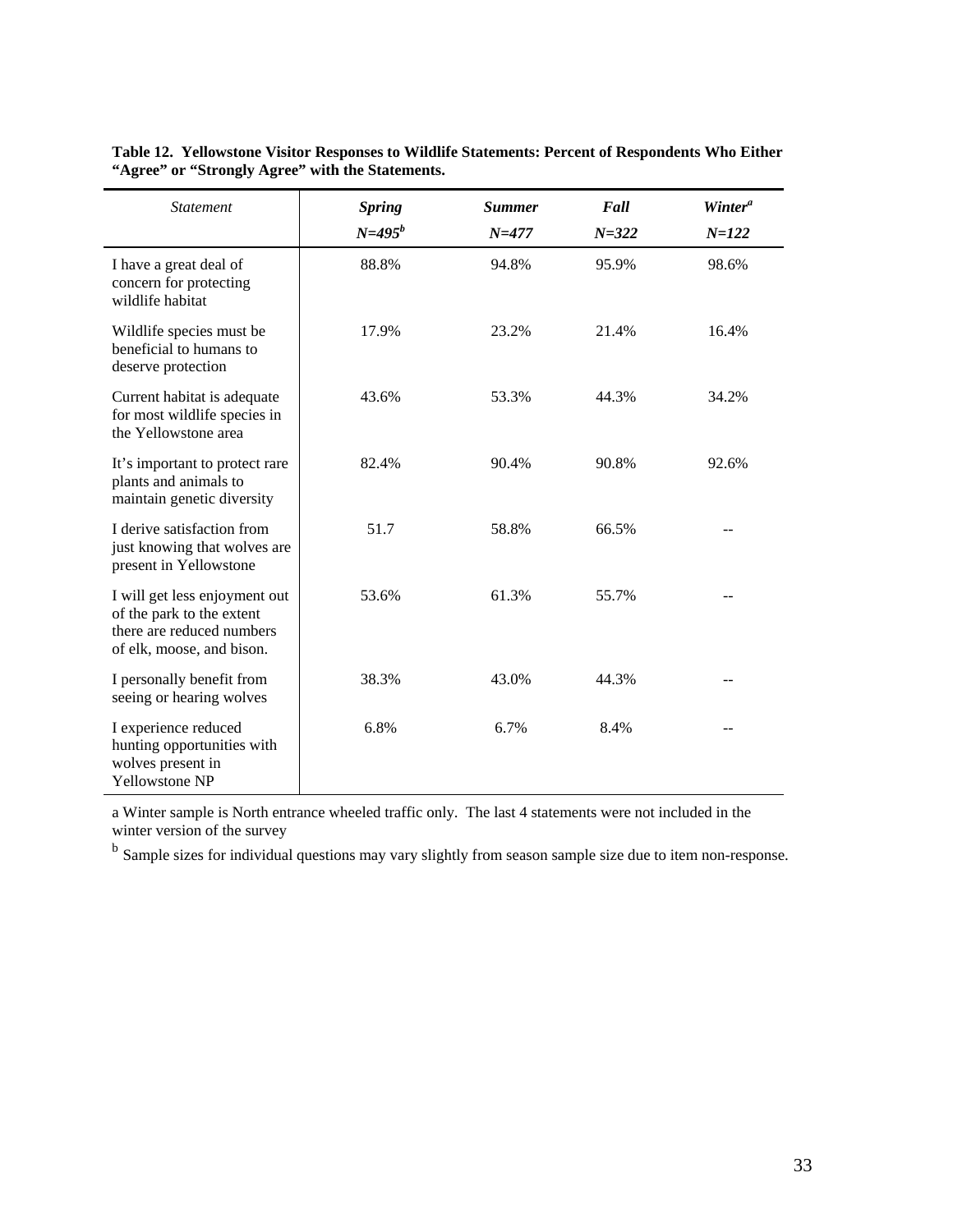**Table 12. Yellowstone Visitor Responses to Wildlife Statements: Percent of Respondents Who Either "Agree" or "Strongly Agree" with the Statements.**

| *Statement* | ***Spring*** *N=495*[b] | ***Summer*** *N=477* | ***Fall*** *N=322* | ***Winter***[a] *N=122* |
|---|---|---|---|---|
| I have a great deal of concern for protecting wildlife habitat | 88.8% | 94.8% | 95.9% | 98.6% |
| Wildlife species must be beneficial to humans to deserve protection | 17.9% | 23.2% | 21.4% | 16.4% |
| Current habitat is adequate for most wildlife species in the Yellowstone area | 43.6% | 53.3% | 44.3% | 34.2% |
| It's important to protect rare plants and animals to maintain genetic diversity | 82.4% | 90.4% | 90.8% | 92.6% |
| I derive satisfaction from just knowing that wolves are present in Yellowstone | 51.7 | 58.8% | 66.5% | -- |
| I will get less enjoyment out of the park to the extent there are reduced numbers of elk, moose, and bison. | 53.6% | 61.3% | 55.7% | -- |
| I personally benefit from seeing or hearing wolves | 38.3% | 43.0% | 44.3% | -- |
| I experience reduced hunting opportunities with wolves present in Yellowstone NP | 6.8% | 6.7% | 8.4% | -- |

a Winter sample is North entrance wheeled traffic only. The last 4 statements were not included in the winter version of the survey

b Sample sizes for individual questions may vary slightly from season sample size due to item non-response.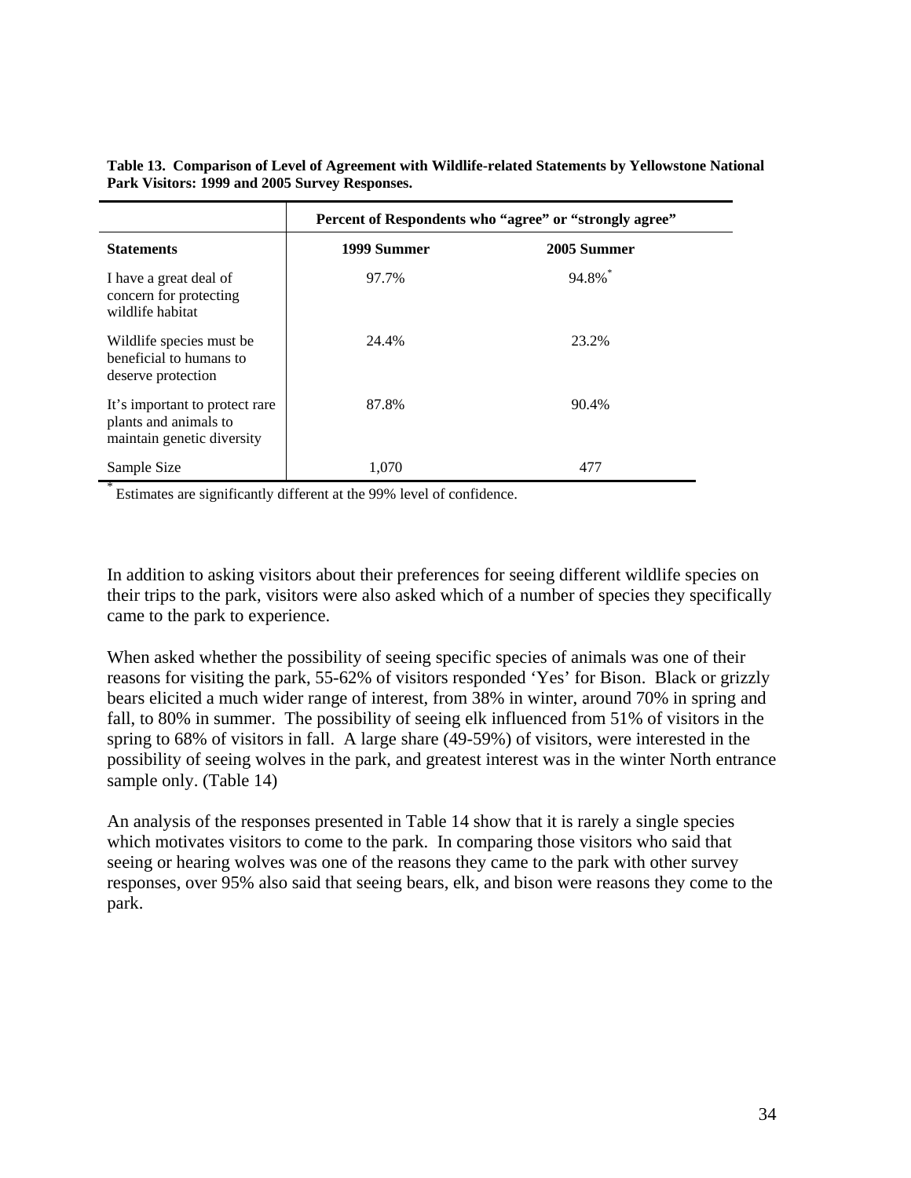**Table 13. Comparison of Level of Agreement with Wildlife-related Statements by Yellowstone National Park Visitors: 1999 and 2005 Survey Responses.**

| | Percent of Respondents who "agree" or "strongly agree" | |
|---|---|---|
| **Statements** | **1999 Summer** | **2005 Summer** |
| I have a great deal of concern for protecting wildlife habitat | 97.7% | 94.8%* |
| Wildlife species must be beneficial to humans to deserve protection | 24.4% | 23.2% |
| It's important to protect rare plants and animals to maintain genetic diversity | 87.8% | 90.4% |
| Sample Size | 1,070 | 477 |

* Estimates are significantly different at the 99% level of confidence.

In addition to asking visitors about their preferences for seeing different wildlife species on their trips to the park, visitors were also asked which of a number of species they specifically came to the park to experience.

When asked whether the possibility of seeing specific species of animals was one of their reasons for visiting the park, 55-62% of visitors responded 'Yes' for Bison. Black or grizzly bears elicited a much wider range of interest, from 38% in winter, around 70% in spring and fall, to 80% in summer. The possibility of seeing elk influenced from 51% of visitors in the spring to 68% of visitors in fall. A large share (49-59%) of visitors, were interested in the possibility of seeing wolves in the park, and greatest interest was in the winter North entrance sample only. (Table 14)

An analysis of the responses presented in Table 14 show that it is rarely a single species which motivates visitors to come to the park. In comparing those visitors who said that seeing or hearing wolves was one of the reasons they came to the park with other survey responses, over 95% also said that seeing bears, elk, and bison were reasons they come to the park.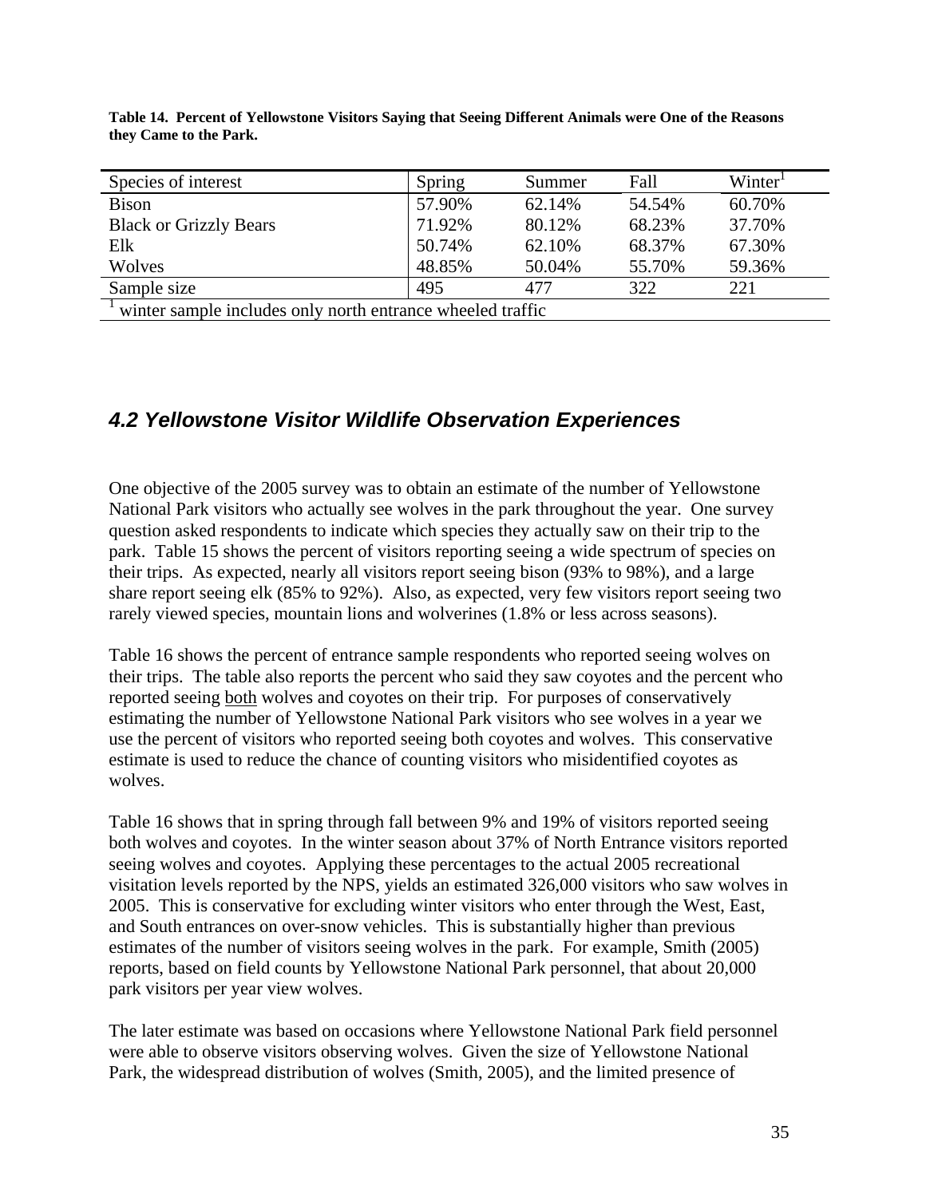**Table 14. Percent of Yellowstone Visitors Saying that Seeing Different Animals were One of the Reasons they Came to the Park.**

| Species of interest | Spring | Summer | Fall | Winter[1] |
|---|---|---|---|---|
| Bison | 57.90% | 62.14% | 54.54% | 60.70% |
| Black or Grizzly Bears | 71.92% | 80.12% | 68.23% | 37.70% |
| Elk | 50.74% | 62.10% | 68.37% | 67.30% |
| Wolves | 48.85% | 50.04% | 55.70% | 59.36% |
| Sample size | 495 | 477 | 322 | 221 |

[1] winter sample includes only north entrance wheeled traffic

## *4.2 Yellowstone Visitor Wildlife Observation Experiences*

One objective of the 2005 survey was to obtain an estimate of the number of Yellowstone National Park visitors who actually see wolves in the park throughout the year. One survey question asked respondents to indicate which species they actually saw on their trip to the park. Table 15 shows the percent of visitors reporting seeing a wide spectrum of species on their trips. As expected, nearly all visitors report seeing bison (93% to 98%), and a large share report seeing elk (85% to 92%). Also, as expected, very few visitors report seeing two rarely viewed species, mountain lions and wolverines (1.8% or less across seasons).

Table 16 shows the percent of entrance sample respondents who reported seeing wolves on their trips. The table also reports the percent who said they saw coyotes and the percent who reported seeing <u>both</u> wolves and coyotes on their trip. For purposes of conservatively estimating the number of Yellowstone National Park visitors who see wolves in a year we use the percent of visitors who reported seeing both coyotes and wolves. This conservative estimate is used to reduce the chance of counting visitors who misidentified coyotes as wolves.

Table 16 shows that in spring through fall between 9% and 19% of visitors reported seeing both wolves and coyotes. In the winter season about 37% of North Entrance visitors reported seeing wolves and coyotes. Applying these percentages to the actual 2005 recreational visitation levels reported by the NPS, yields an estimated 326,000 visitors who saw wolves in 2005. This is conservative for excluding winter visitors who enter through the West, East, and South entrances on over-snow vehicles. This is substantially higher than previous estimates of the number of visitors seeing wolves in the park. For example, Smith (2005) reports, based on field counts by Yellowstone National Park personnel, that about 20,000 park visitors per year view wolves.

The later estimate was based on occasions where Yellowstone National Park field personnel were able to observe visitors observing wolves. Given the size of Yellowstone National Park, the widespread distribution of wolves (Smith, 2005), and the limited presence of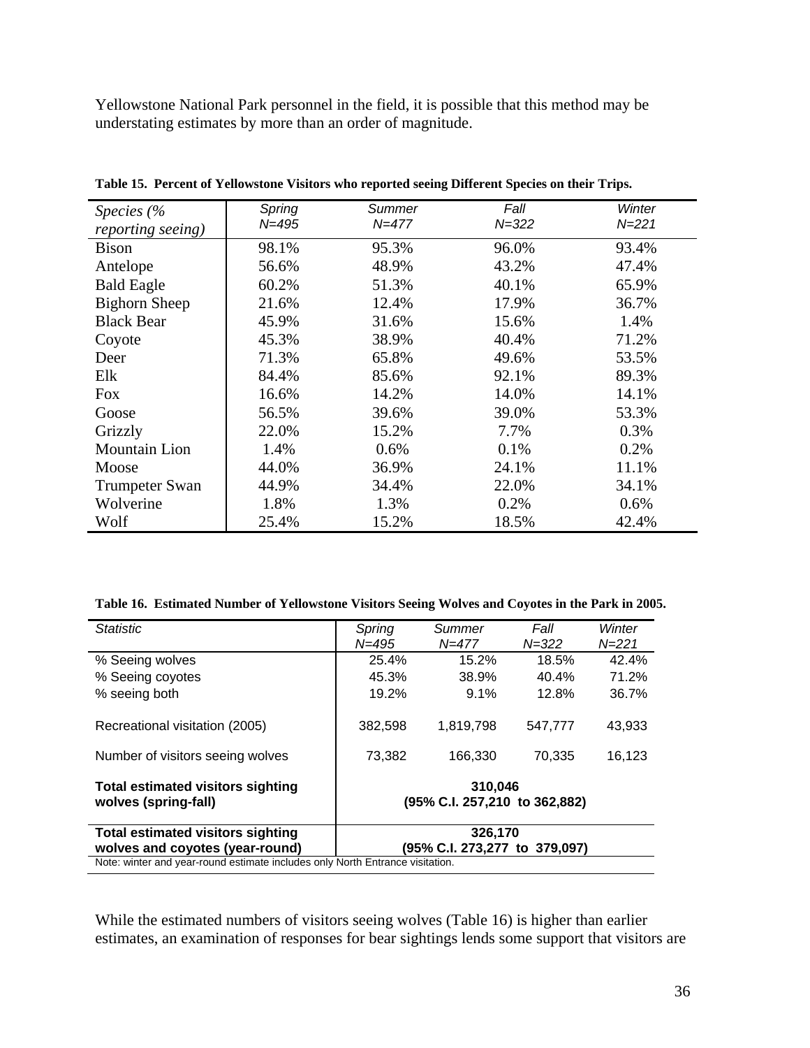Yellowstone National Park personnel in the field, it is possible that this method may be understating estimates by more than an order of magnitude.

**Table 15. Percent of Yellowstone Visitors who reported seeing Different Species on their Trips.**

| *Species (% reporting seeing)* | *Spring N=495* | *Summer N=477* | *Fall N=322* | *Winter N=221* |
|---|---|---|---|---|
| Bison | 98.1% | 95.3% | 96.0% | 93.4% |
| Antelope | 56.6% | 48.9% | 43.2% | 47.4% |
| Bald Eagle | 60.2% | 51.3% | 40.1% | 65.9% |
| Bighorn Sheep | 21.6% | 12.4% | 17.9% | 36.7% |
| Black Bear | 45.9% | 31.6% | 15.6% | 1.4% |
| Coyote | 45.3% | 38.9% | 40.4% | 71.2% |
| Deer | 71.3% | 65.8% | 49.6% | 53.5% |
| Elk | 84.4% | 85.6% | 92.1% | 89.3% |
| Fox | 16.6% | 14.2% | 14.0% | 14.1% |
| Goose | 56.5% | 39.6% | 39.0% | 53.3% |
| Grizzly | 22.0% | 15.2% | 7.7% | 0.3% |
| Mountain Lion | 1.4% | 0.6% | 0.1% | 0.2% |
| Moose | 44.0% | 36.9% | 24.1% | 11.1% |
| Trumpeter Swan | 44.9% | 34.4% | 22.0% | 34.1% |
| Wolverine | 1.8% | 1.3% | 0.2% | 0.6% |
| Wolf | 25.4% | 15.2% | 18.5% | 42.4% |

**Table 16. Estimated Number of Yellowstone Visitors Seeing Wolves and Coyotes in the Park in 2005.**

| *Statistic* | *Spring N=495* | *Summer N=477* | *Fall N=322* | *Winter N=221* |
|---|---|---|---|---|
| % Seeing wolves | 25.4% | 15.2% | 18.5% | 42.4% |
| % Seeing coyotes | 45.3% | 38.9% | 40.4% | 71.2% |
| % seeing both | 19.2% | 9.1% | 12.8% | 36.7% |
| Recreational visitation (2005) | 382,598 | 1,819,798 | 547,777 | 43,933 |
| Number of visitors seeing wolves | 73,382 | 166,330 | 70,335 | 16,123 |
| **Total estimated visitors sighting wolves (spring-fall)** | **310,046 (95% C.I. 257,210 to 362,882)** | | | |
| **Total estimated visitors sighting wolves and coyotes (year-round)** | **326,170 (95% C.I. 273,277 to 379,097)** | | | |

Note: winter and year-round estimate includes only North Entrance visitation.

While the estimated numbers of visitors seeing wolves (Table 16) is higher than earlier estimates, an examination of responses for bear sightings lends some support that visitors are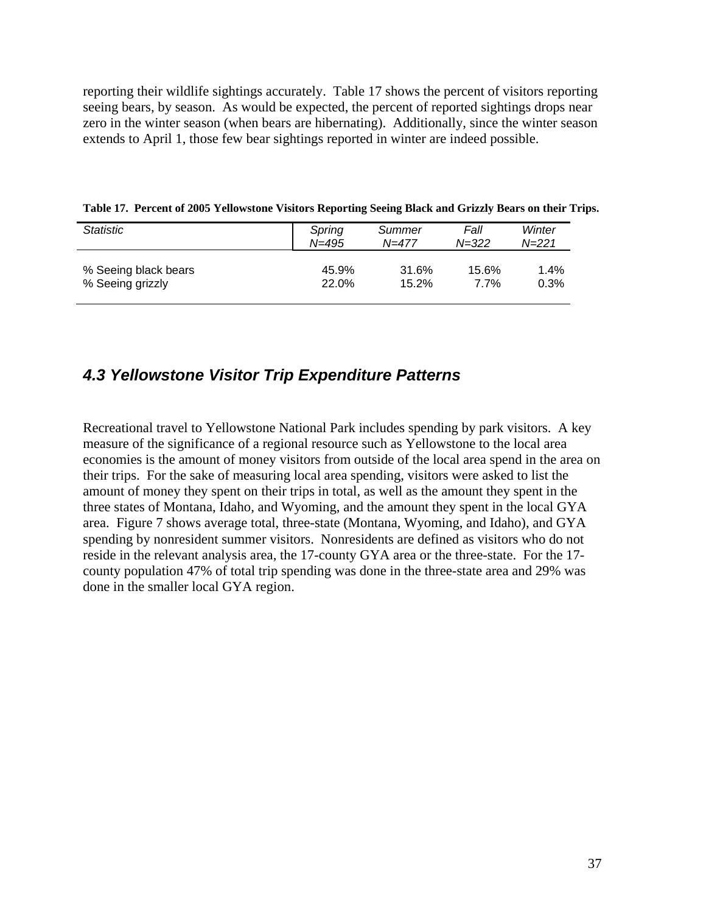reporting their wildlife sightings accurately. Table 17 shows the percent of visitors reporting seeing bears, by season. As would be expected, the percent of reported sightings drops near zero in the winter season (when bears are hibernating). Additionally, since the winter season extends to April 1, those few bear sightings reported in winter are indeed possible.

**Table 17. Percent of 2005 Yellowstone Visitors Reporting Seeing Black and Grizzly Bears on their Trips.**

| *Statistic* | *Spring N=495* | *Summer N=477* | *Fall N=322* | *Winter N=221* |
|---|---|---|---|---|
| % Seeing black bears | 45.9% | 31.6% | 15.6% | 1.4% |
| % Seeing grizzly | 22.0% | 15.2% | 7.7% | 0.3% |

## *4.3 Yellowstone Visitor Trip Expenditure Patterns*

Recreational travel to Yellowstone National Park includes spending by park visitors. A key measure of the significance of a regional resource such as Yellowstone to the local area economies is the amount of money visitors from outside of the local area spend in the area on their trips. For the sake of measuring local area spending, visitors were asked to list the amount of money they spent on their trips in total, as well as the amount they spent in the three states of Montana, Idaho, and Wyoming, and the amount they spent in the local GYA area. Figure 7 shows average total, three-state (Montana, Wyoming, and Idaho), and GYA spending by nonresident summer visitors. Nonresidents are defined as visitors who do not reside in the relevant analysis area, the 17-county GYA area or the three-state. For the 17-county population 47% of total trip spending was done in the three-state area and 29% was done in the smaller local GYA region.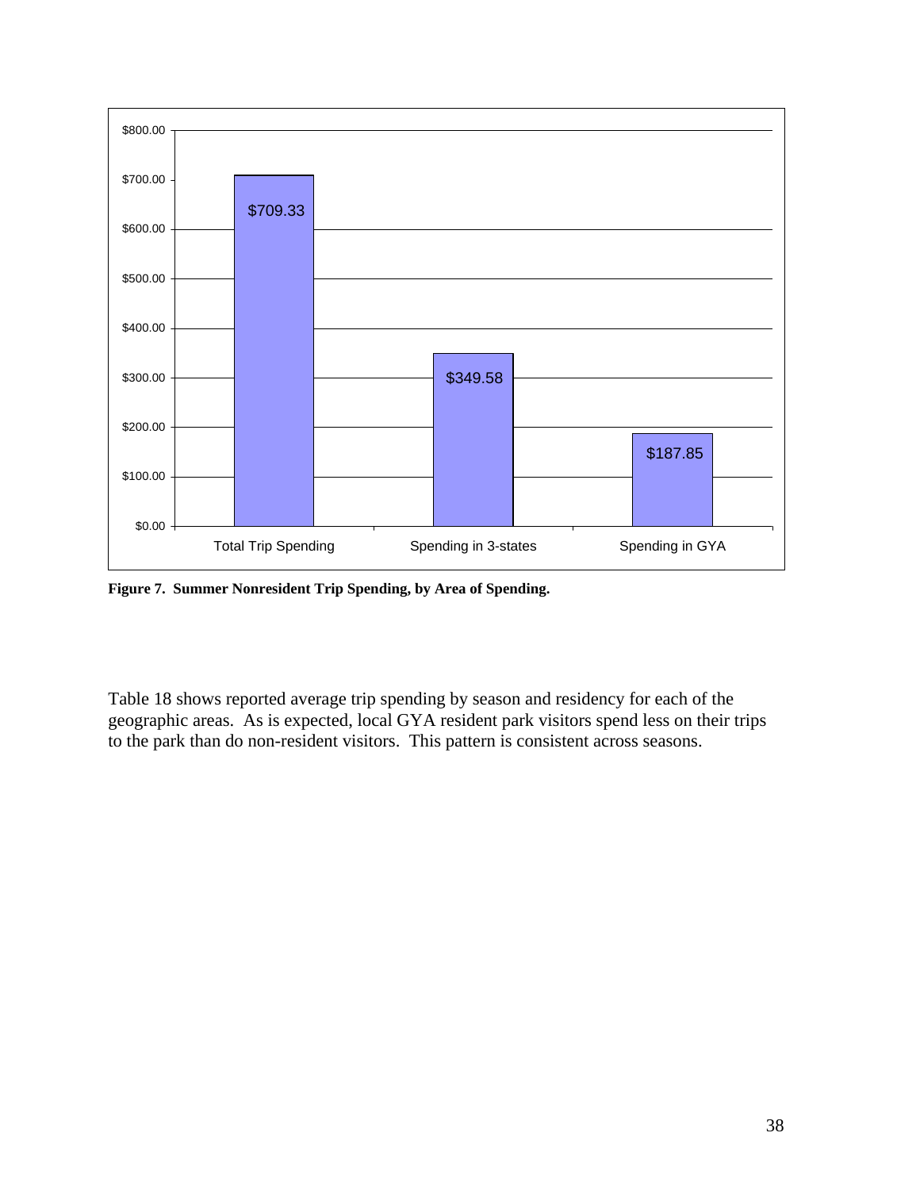**Figure 7. Summer Nonresident Trip Spending, by Area of Spending.**

Table 18 shows reported average trip spending by season and residency for each of the geographic areas. As is expected, local GYA resident park visitors spend less on their trips to the park than do non-resident visitors. This pattern is consistent across seasons.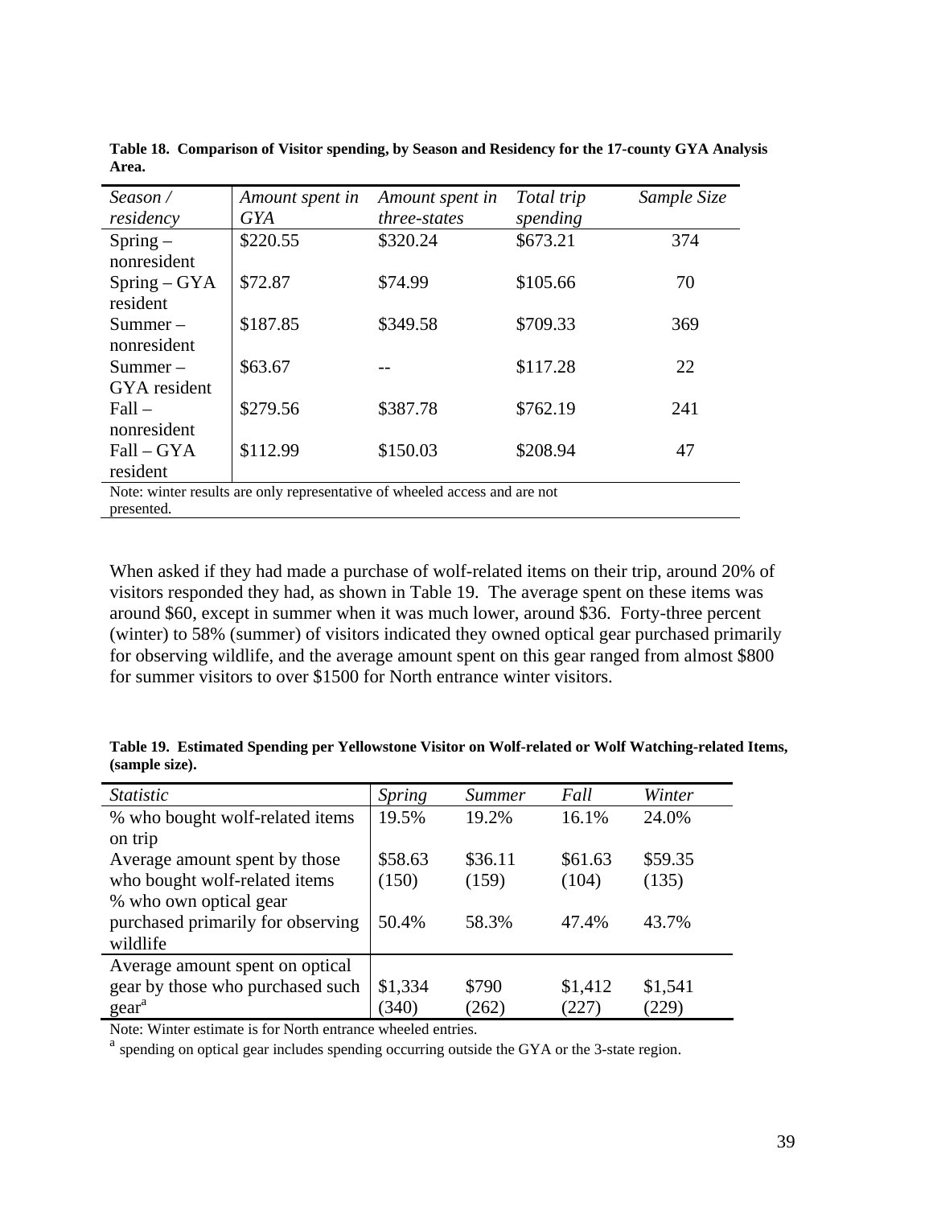**Table 18. Comparison of Visitor spending, by Season and Residency for the 17-county GYA Analysis Area.**

| *Season / residency* | *Amount spent in GYA* | *Amount spent in three-states* | *Total trip spending* | *Sample Size* |
|---|---|---|---|---|
| Spring – nonresident | $220.55 | $320.24 | $673.21 | 374 |
| Spring – GYA resident | $72.87 | $74.99 | $105.66 | 70 |
| Summer – nonresident | $187.85 | $349.58 | $709.33 | 369 |
| Summer – GYA resident | $63.67 | -- | $117.28 | 22 |
| Fall – nonresident | $279.56 | $387.78 | $762.19 | 241 |
| Fall – GYA resident | $112.99 | $150.03 | $208.94 | 47 |

Note: winter results are only representative of wheeled access and are not presented.

When asked if they had made a purchase of wolf-related items on their trip, around 20% of visitors responded they had, as shown in Table 19. The average spent on these items was around $60, except in summer when it was much lower, around $36. Forty-three percent (winter) to 58% (summer) of visitors indicated they owned optical gear purchased primarily for observing wildlife, and the average amount spent on this gear ranged from almost $800 for summer visitors to over $1500 for North entrance winter visitors.

**Table 19. Estimated Spending per Yellowstone Visitor on Wolf-related or Wolf Watching-related Items, (sample size).**

| *Statistic* | *Spring* | *Summer* | *Fall* | *Winter* |
|---|---|---|---|---|
| % who bought wolf-related items on trip | 19.5% | 19.2% | 16.1% | 24.0% |
| Average amount spent by those who bought wolf-related items | $58.63 (150) | $36.11 (159) | $61.63 (104) | $59.35 (135) |
| % who own optical gear purchased primarily for observing wildlife | 50.4% | 58.3% | 47.4% | 43.7% |
| Average amount spent on optical gear by those who purchased such gear[a] | $1,334 (340) | $790 (262) | $1,412 (227) | $1,541 (229) |

Note: Winter estimate is for North entrance wheeled entries.

[a] spending on optical gear includes spending occurring outside the GYA or the 3-state region.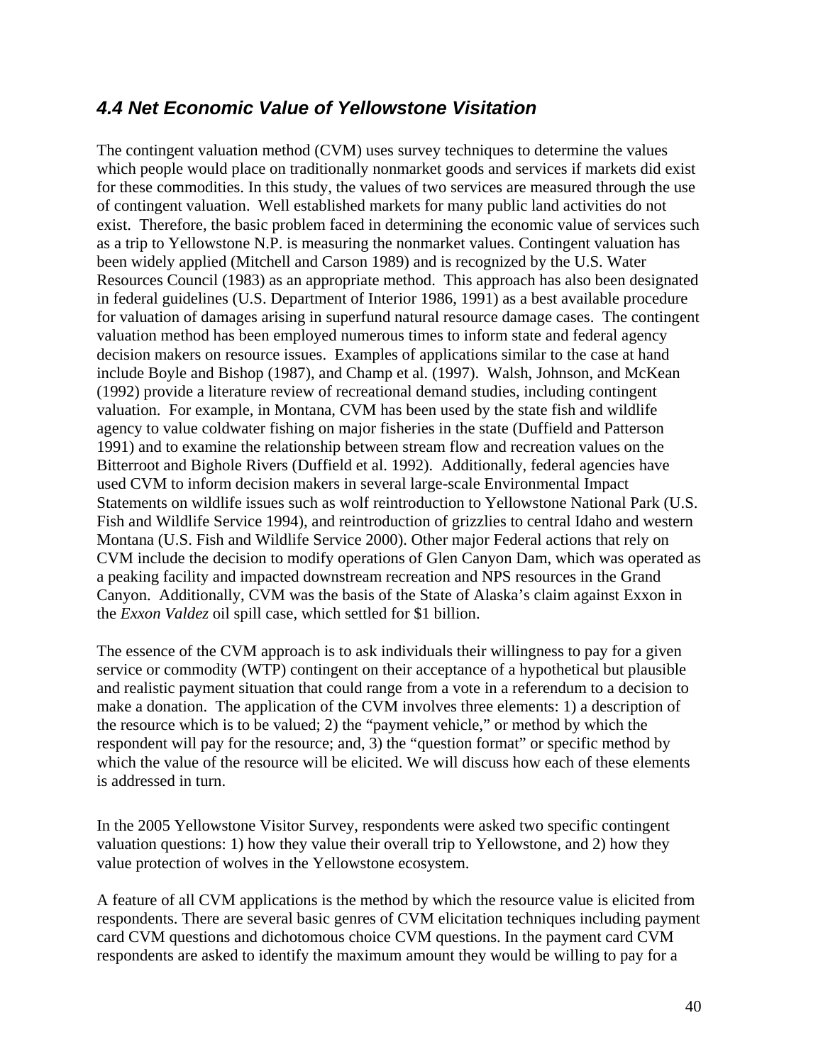### 4.4 Net Economic Value of Yellowstone Visitation

The contingent valuation method (CVM) uses survey techniques to determine the values which people would place on traditionally nonmarket goods and services if markets did exist for these commodities. In this study, the values of two services are measured through the use of contingent valuation. Well established markets for many public land activities do not exist. Therefore, the basic problem faced in determining the economic value of services such as a trip to Yellowstone N.P. is measuring the nonmarket values. Contingent valuation has been widely applied (Mitchell and Carson 1989) and is recognized by the U.S. Water Resources Council (1983) as an appropriate method. This approach has also been designated in federal guidelines (U.S. Department of Interior 1986, 1991) as a best available procedure for valuation of damages arising in superfund natural resource damage cases. The contingent valuation method has been employed numerous times to inform state and federal agency decision makers on resource issues. Examples of applications similar to the case at hand include Boyle and Bishop (1987), and Champ et al. (1997). Walsh, Johnson, and McKean (1992) provide a literature review of recreational demand studies, including contingent valuation. For example, in Montana, CVM has been used by the state fish and wildlife agency to value coldwater fishing on major fisheries in the state (Duffield and Patterson 1991) and to examine the relationship between stream flow and recreation values on the Bitterroot and Bighole Rivers (Duffield et al. 1992). Additionally, federal agencies have used CVM to inform decision makers in several large-scale Environmental Impact Statements on wildlife issues such as wolf reintroduction to Yellowstone National Park (U.S. Fish and Wildlife Service 1994), and reintroduction of grizzlies to central Idaho and western Montana (U.S. Fish and Wildlife Service 2000). Other major Federal actions that rely on CVM include the decision to modify operations of Glen Canyon Dam, which was operated as a peaking facility and impacted downstream recreation and NPS resources in the Grand Canyon. Additionally, CVM was the basis of the State of Alaska's claim against Exxon in the *Exxon Valdez* oil spill case, which settled for $1 billion.

The essence of the CVM approach is to ask individuals their willingness to pay for a given service or commodity (WTP) contingent on their acceptance of a hypothetical but plausible and realistic payment situation that could range from a vote in a referendum to a decision to make a donation. The application of the CVM involves three elements: 1) a description of the resource which is to be valued; 2) the "payment vehicle," or method by which the respondent will pay for the resource; and, 3) the "question format" or specific method by which the value of the resource will be elicited. We will discuss how each of these elements is addressed in turn.

In the 2005 Yellowstone Visitor Survey, respondents were asked two specific contingent valuation questions: 1) how they value their overall trip to Yellowstone, and 2) how they value protection of wolves in the Yellowstone ecosystem.

A feature of all CVM applications is the method by which the resource value is elicited from respondents. There are several basic genres of CVM elicitation techniques including payment card CVM questions and dichotomous choice CVM questions. In the payment card CVM respondents are asked to identify the maximum amount they would be willing to pay for a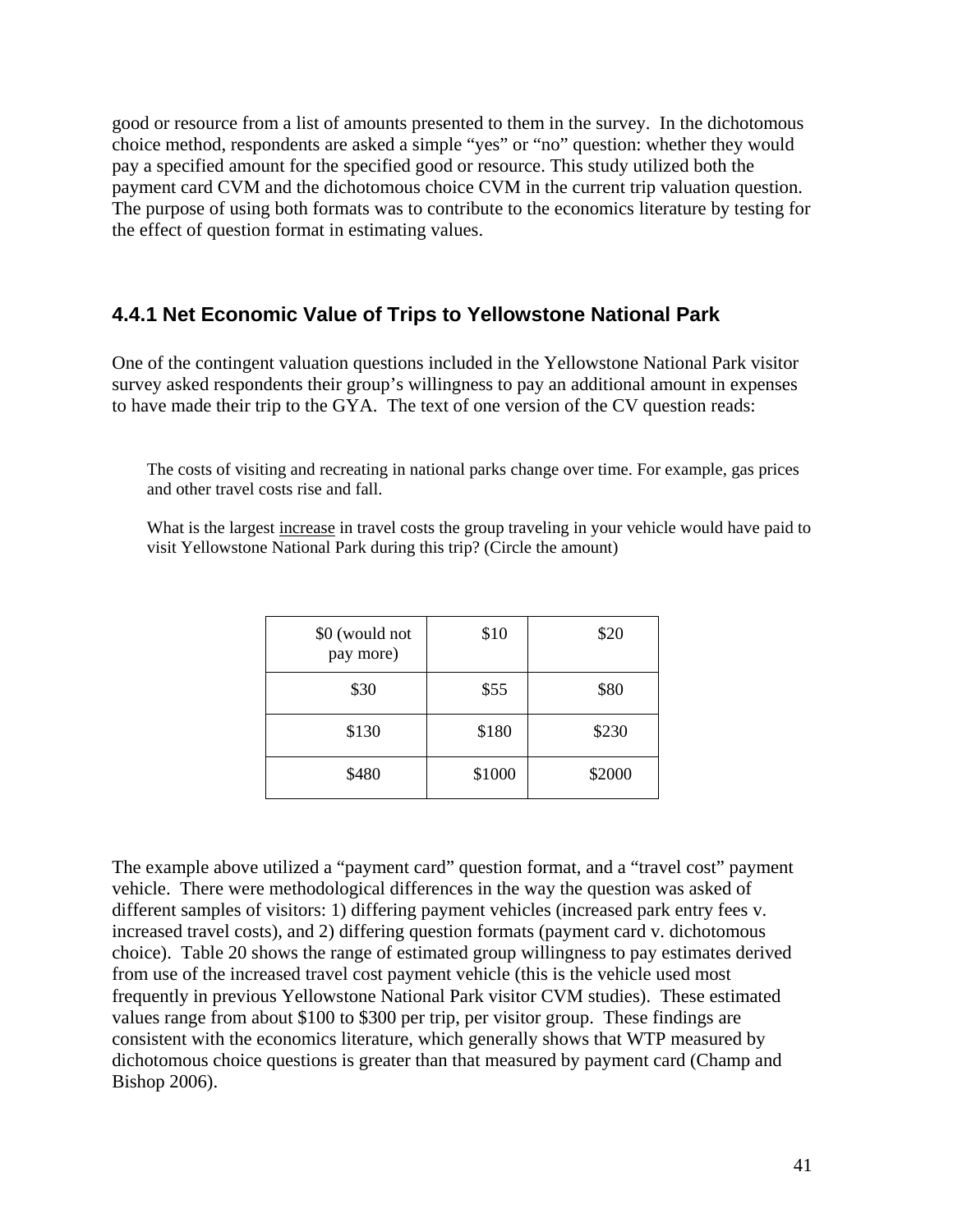good or resource from a list of amounts presented to them in the survey. In the dichotomous choice method, respondents are asked a simple "yes" or "no" question: whether they would pay a specified amount for the specified good or resource. This study utilized both the payment card CVM and the dichotomous choice CVM in the current trip valuation question. The purpose of using both formats was to contribute to the economics literature by testing for the effect of question format in estimating values.

### 4.4.1 Net Economic Value of Trips to Yellowstone National Park

One of the contingent valuation questions included in the Yellowstone National Park visitor survey asked respondents their group's willingness to pay an additional amount in expenses to have made their trip to the GYA. The text of one version of the CV question reads:

> The costs of visiting and recreating in national parks change over time. For example, gas prices and other travel costs rise and fall.
>
> What is the largest <u>increase</u> in travel costs the group traveling in your vehicle would have paid to visit Yellowstone National Park during this trip? (Circle the amount)

| | | |
|---|---|---|
| \$0 (would not pay more) | \$10 | \$20 |
| \$30 | \$55 | \$80 |
| \$130 | \$180 | \$230 |
| \$480 | \$1000 | \$2000 |

The example above utilized a "payment card" question format, and a "travel cost" payment vehicle. There were methodological differences in the way the question was asked of different samples of visitors: 1) differing payment vehicles (increased park entry fees v. increased travel costs), and 2) differing question formats (payment card v. dichotomous choice). Table 20 shows the range of estimated group willingness to pay estimates derived from use of the increased travel cost payment vehicle (this is the vehicle used most frequently in previous Yellowstone National Park visitor CVM studies). These estimated values range from about \$100 to \$300 per trip, per visitor group. These findings are consistent with the economics literature, which generally shows that WTP measured by dichotomous choice questions is greater than that measured by payment card (Champ and Bishop 2006).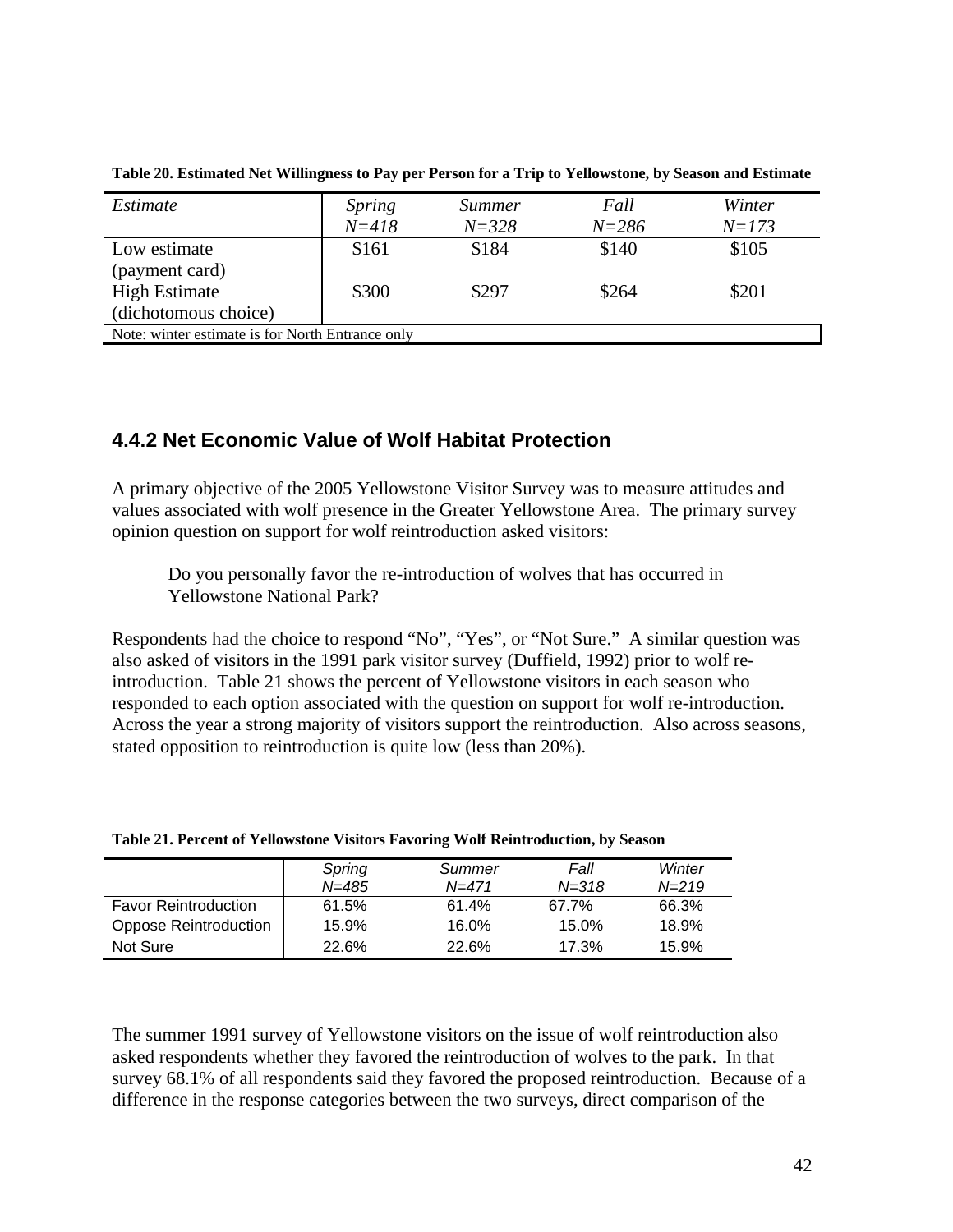**Table 20. Estimated Net Willingness to Pay per Person for a Trip to Yellowstone, by Season and Estimate**

| *Estimate* | *Spring* *N=418* | *Summer* *N=328* | *Fall* *N=286* | *Winter* *N=173* |
|---|---|---|---|---|
| Low estimate (payment card) | $161 | $184 | $140 | $105 |
| High Estimate (dichotomous choice) | $300 | $297 | $264 | $201 |
| Note: winter estimate is for North Entrance only | | | | |

### 4.4.2 Net Economic Value of Wolf Habitat Protection

A primary objective of the 2005 Yellowstone Visitor Survey was to measure attitudes and values associated with wolf presence in the Greater Yellowstone Area. The primary survey opinion question on support for wolf reintroduction asked visitors:

> Do you personally favor the re-introduction of wolves that has occurred in Yellowstone National Park?

Respondents had the choice to respond "No", "Yes", or "Not Sure." A similar question was also asked of visitors in the 1991 park visitor survey (Duffield, 1992) prior to wolf re-introduction. Table 21 shows the percent of Yellowstone visitors in each season who responded to each option associated with the question on support for wolf re-introduction. Across the year a strong majority of visitors support the reintroduction. Also across seasons, stated opposition to reintroduction is quite low (less than 20%).

**Table 21. Percent of Yellowstone Visitors Favoring Wolf Reintroduction, by Season**

| | *Spring* *N=485* | *Summer* *N=471* | *Fall* *N=318* | *Winter* *N=219* |
|---|---|---|---|---|
| Favor Reintroduction | 61.5% | 61.4% | 67.7% | 66.3% |
| Oppose Reintroduction | 15.9% | 16.0% | 15.0% | 18.9% |
| Not Sure | 22.6% | 22.6% | 17.3% | 15.9% |

The summer 1991 survey of Yellowstone visitors on the issue of wolf reintroduction also asked respondents whether they favored the reintroduction of wolves to the park. In that survey 68.1% of all respondents said they favored the proposed reintroduction. Because of a difference in the response categories between the two surveys, direct comparison of the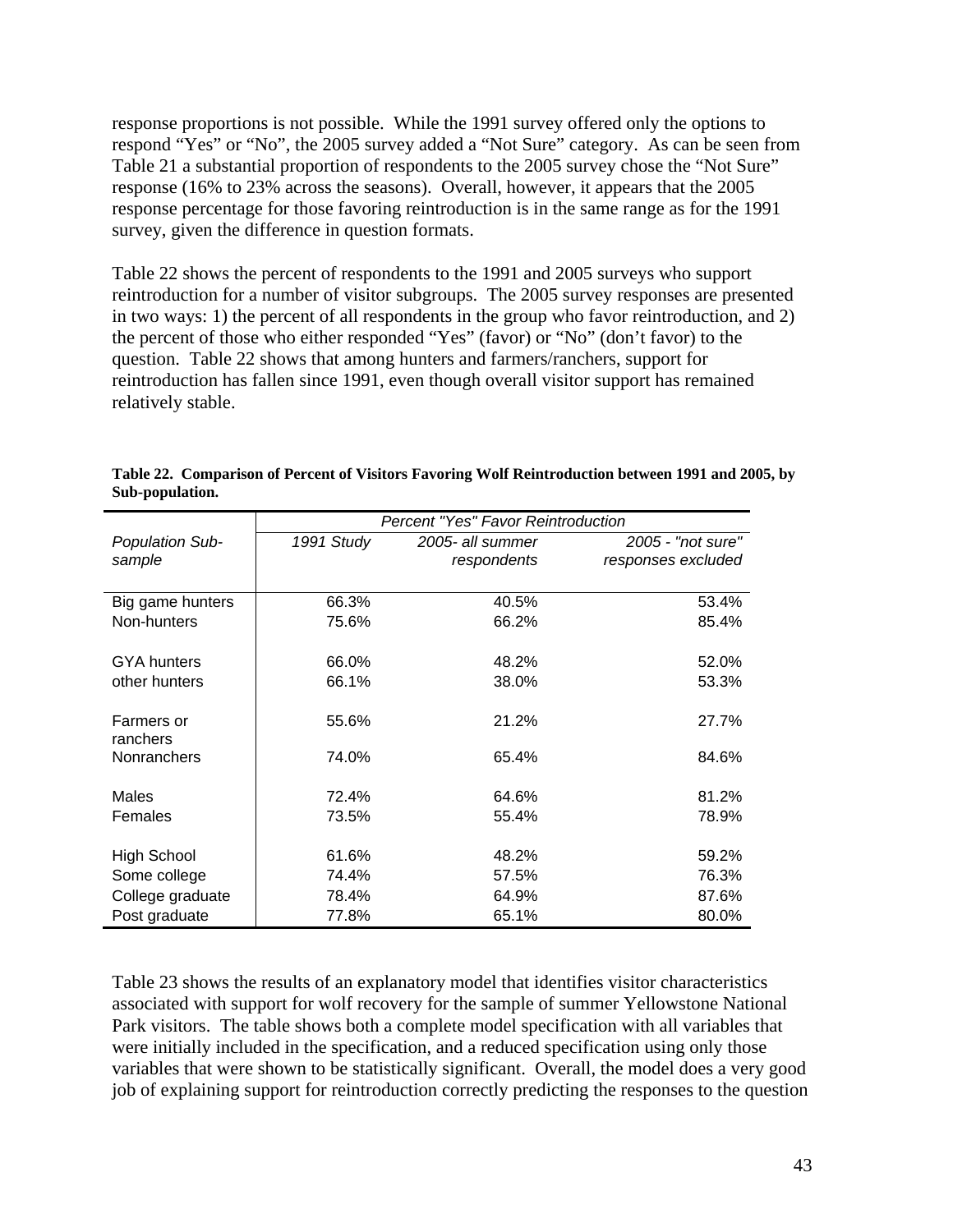response proportions is not possible. While the 1991 survey offered only the options to respond "Yes" or "No", the 2005 survey added a "Not Sure" category. As can be seen from Table 21 a substantial proportion of respondents to the 2005 survey chose the "Not Sure" response (16% to 23% across the seasons). Overall, however, it appears that the 2005 response percentage for those favoring reintroduction is in the same range as for the 1991 survey, given the difference in question formats.

Table 22 shows the percent of respondents to the 1991 and 2005 surveys who support reintroduction for a number of visitor subgroups. The 2005 survey responses are presented in two ways: 1) the percent of all respondents in the group who favor reintroduction, and 2) the percent of those who either responded "Yes" (favor) or "No" (don't favor) to the question. Table 22 shows that among hunters and farmers/ranchers, support for reintroduction has fallen since 1991, even though overall visitor support has remained relatively stable.

**Table 22. Comparison of Percent of Visitors Favoring Wolf Reintroduction between 1991 and 2005, by Sub-population.**

| | *Percent "Yes" Favor Reintroduction* | | |
|---|---|---|---|
| *Population Sub-sample* | *1991 Study* | *2005- all summer respondents* | *2005 - "not sure" responses excluded* |
| Big game hunters | 66.3% | 40.5% | 53.4% |
| Non-hunters | 75.6% | 66.2% | 85.4% |
| GYA hunters | 66.0% | 48.2% | 52.0% |
| other hunters | 66.1% | 38.0% | 53.3% |
| Farmers or ranchers | 55.6% | 21.2% | 27.7% |
| Nonranchers | 74.0% | 65.4% | 84.6% |
| Males | 72.4% | 64.6% | 81.2% |
| Females | 73.5% | 55.4% | 78.9% |
| High School | 61.6% | 48.2% | 59.2% |
| Some college | 74.4% | 57.5% | 76.3% |
| College graduate | 78.4% | 64.9% | 87.6% |
| Post graduate | 77.8% | 65.1% | 80.0% |

Table 23 shows the results of an explanatory model that identifies visitor characteristics associated with support for wolf recovery for the sample of summer Yellowstone National Park visitors. The table shows both a complete model specification with all variables that were initially included in the specification, and a reduced specification using only those variables that were shown to be statistically significant. Overall, the model does a very good job of explaining support for reintroduction correctly predicting the responses to the question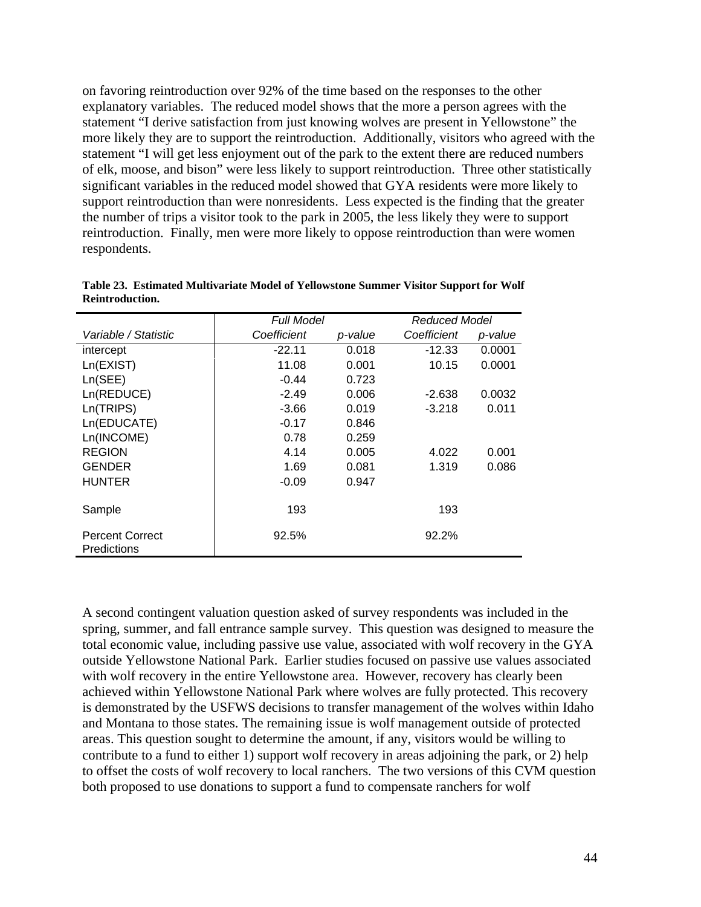on favoring reintroduction over 92% of the time based on the responses to the other explanatory variables. The reduced model shows that the more a person agrees with the statement "I derive satisfaction from just knowing wolves are present in Yellowstone" the more likely they are to support the reintroduction. Additionally, visitors who agreed with the statement "I will get less enjoyment out of the park to the extent there are reduced numbers of elk, moose, and bison" were less likely to support reintroduction. Three other statistically significant variables in the reduced model showed that GYA residents were more likely to support reintroduction than were nonresidents. Less expected is the finding that the greater the number of trips a visitor took to the park in 2005, the less likely they were to support reintroduction. Finally, men were more likely to oppose reintroduction than were women respondents.

**Table 23. Estimated Multivariate Model of Yellowstone Summer Visitor Support for Wolf Reintroduction.**

| | *Full Model* | | *Reduced Model* | |
|---|---|---|---|---|
| *Variable / Statistic* | *Coefficient* | *p-value* | *Coefficient* | *p-value* |
| intercept | -22.11 | 0.018 | -12.33 | 0.0001 |
| Ln(EXIST) | 11.08 | 0.001 | 10.15 | 0.0001 |
| Ln(SEE) | -0.44 | 0.723 | | |
| Ln(REDUCE) | -2.49 | 0.006 | -2.638 | 0.0032 |
| Ln(TRIPS) | -3.66 | 0.019 | -3.218 | 0.011 |
| Ln(EDUCATE) | -0.17 | 0.846 | | |
| Ln(INCOME) | 0.78 | 0.259 | | |
| REGION | 4.14 | 0.005 | 4.022 | 0.001 |
| GENDER | 1.69 | 0.081 | 1.319 | 0.086 |
| HUNTER | -0.09 | 0.947 | | |
| Sample | 193 | | 193 | |
| Percent Correct Predictions | 92.5% | | 92.2% | |

A second contingent valuation question asked of survey respondents was included in the spring, summer, and fall entrance sample survey. This question was designed to measure the total economic value, including passive use value, associated with wolf recovery in the GYA outside Yellowstone National Park. Earlier studies focused on passive use values associated with wolf recovery in the entire Yellowstone area. However, recovery has clearly been achieved within Yellowstone National Park where wolves are fully protected. This recovery is demonstrated by the USFWS decisions to transfer management of the wolves within Idaho and Montana to those states. The remaining issue is wolf management outside of protected areas. This question sought to determine the amount, if any, visitors would be willing to contribute to a fund to either 1) support wolf recovery in areas adjoining the park, or 2) help to offset the costs of wolf recovery to local ranchers. The two versions of this CVM question both proposed to use donations to support a fund to compensate ranchers for wolf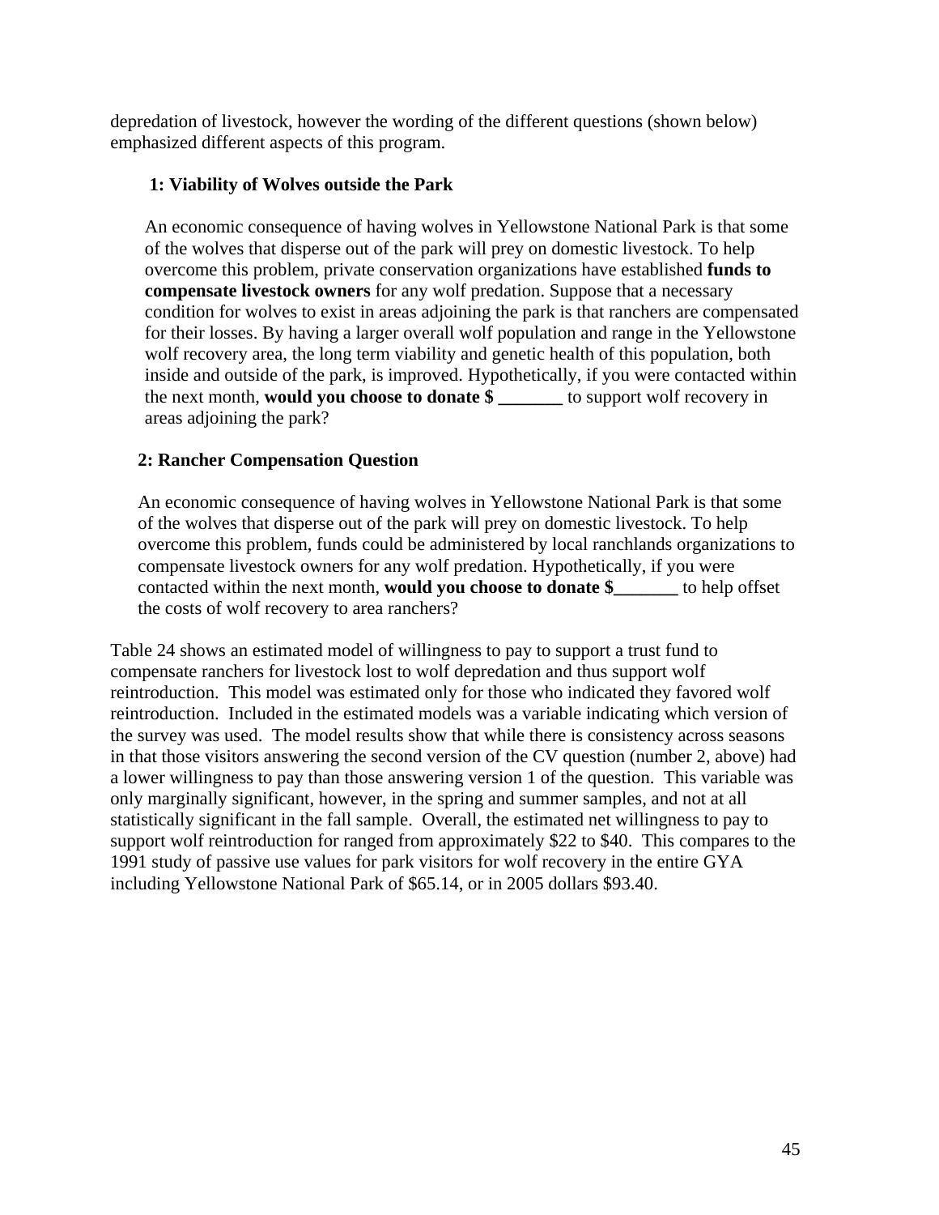depredation of livestock, however the wording of the different questions (shown below) emphasized different aspects of this program.

**1: Viability of Wolves outside the Park**

An economic consequence of having wolves in Yellowstone National Park is that some of the wolves that disperse out of the park will prey on domestic livestock. To help overcome this problem, private conservation organizations have established **funds to compensate livestock owners** for any wolf predation. Suppose that a necessary condition for wolves to exist in areas adjoining the park is that ranchers are compensated for their losses. By having a larger overall wolf population and range in the Yellowstone wolf recovery area, the long term viability and genetic health of this population, both inside and outside of the park, is improved. Hypothetically, if you were contacted within the next month, **would you choose to donate $ _______** to support wolf recovery in areas adjoining the park?

**2: Rancher Compensation Question**

An economic consequence of having wolves in Yellowstone National Park is that some of the wolves that disperse out of the park will prey on domestic livestock. To help overcome this problem, funds could be administered by local ranchlands organizations to compensate livestock owners for any wolf predation. Hypothetically, if you were contacted within the next month, **would you choose to donate $_______** to help offset the costs of wolf recovery to area ranchers?

Table 24 shows an estimated model of willingness to pay to support a trust fund to compensate ranchers for livestock lost to wolf depredation and thus support wolf reintroduction. This model was estimated only for those who indicated they favored wolf reintroduction. Included in the estimated models was a variable indicating which version of the survey was used. The model results show that while there is consistency across seasons in that those visitors answering the second version of the CV question (number 2, above) had a lower willingness to pay than those answering version 1 of the question. This variable was only marginally significant, however, in the spring and summer samples, and not at all statistically significant in the fall sample. Overall, the estimated net willingness to pay to support wolf reintroduction for ranged from approximately $22 to $40. This compares to the 1991 study of passive use values for park visitors for wolf recovery in the entire GYA including Yellowstone National Park of $65.14, or in 2005 dollars $93.40.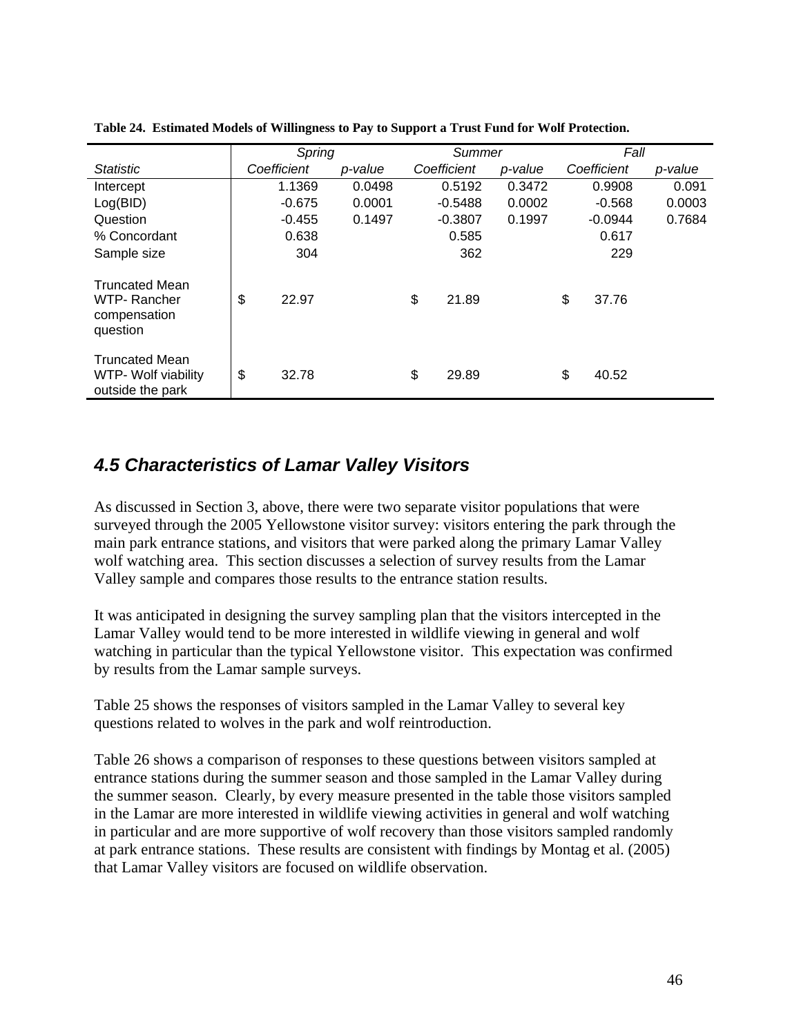**Table 24. Estimated Models of Willingness to Pay to Support a Trust Fund for Wolf Protection.**

| | *Spring* | | *Summer* | | *Fall* | |
|---|---|---|---|---|---|---|
| *Statistic* | *Coefficient* | *p-value* | *Coefficient* | *p-value* | *Coefficient* | *p-value* |
| Intercept | 1.1369 | 0.0498 | 0.5192 | 0.3472 | 0.9908 | 0.091 |
| Log(BID) | -0.675 | 0.0001 | -0.5488 | 0.0002 | -0.568 | 0.0003 |
| Question | -0.455 | 0.1497 | -0.3807 | 0.1997 | -0.0944 | 0.7684 |
| % Concordant | 0.638 | | 0.585 | | 0.617 | |
| Sample size | 304 | | 362 | | 229 | |
| Truncated Mean WTP- Rancher compensation question | $ 22.97 | | $ 21.89 | | $ 37.76 | |
| Truncated Mean WTP- Wolf viability outside the park | $ 32.78 | | $ 29.89 | | $ 40.52 | |

## *4.5 Characteristics of Lamar Valley Visitors*

As discussed in Section 3, above, there were two separate visitor populations that were surveyed through the 2005 Yellowstone visitor survey: visitors entering the park through the main park entrance stations, and visitors that were parked along the primary Lamar Valley wolf watching area. This section discusses a selection of survey results from the Lamar Valley sample and compares those results to the entrance station results.

It was anticipated in designing the survey sampling plan that the visitors intercepted in the Lamar Valley would tend to be more interested in wildlife viewing in general and wolf watching in particular than the typical Yellowstone visitor. This expectation was confirmed by results from the Lamar sample surveys.

Table 25 shows the responses of visitors sampled in the Lamar Valley to several key questions related to wolves in the park and wolf reintroduction.

Table 26 shows a comparison of responses to these questions between visitors sampled at entrance stations during the summer season and those sampled in the Lamar Valley during the summer season. Clearly, by every measure presented in the table those visitors sampled in the Lamar are more interested in wildlife viewing activities in general and wolf watching in particular and are more supportive of wolf recovery than those visitors sampled randomly at park entrance stations. These results are consistent with findings by Montag et al. (2005) that Lamar Valley visitors are focused on wildlife observation.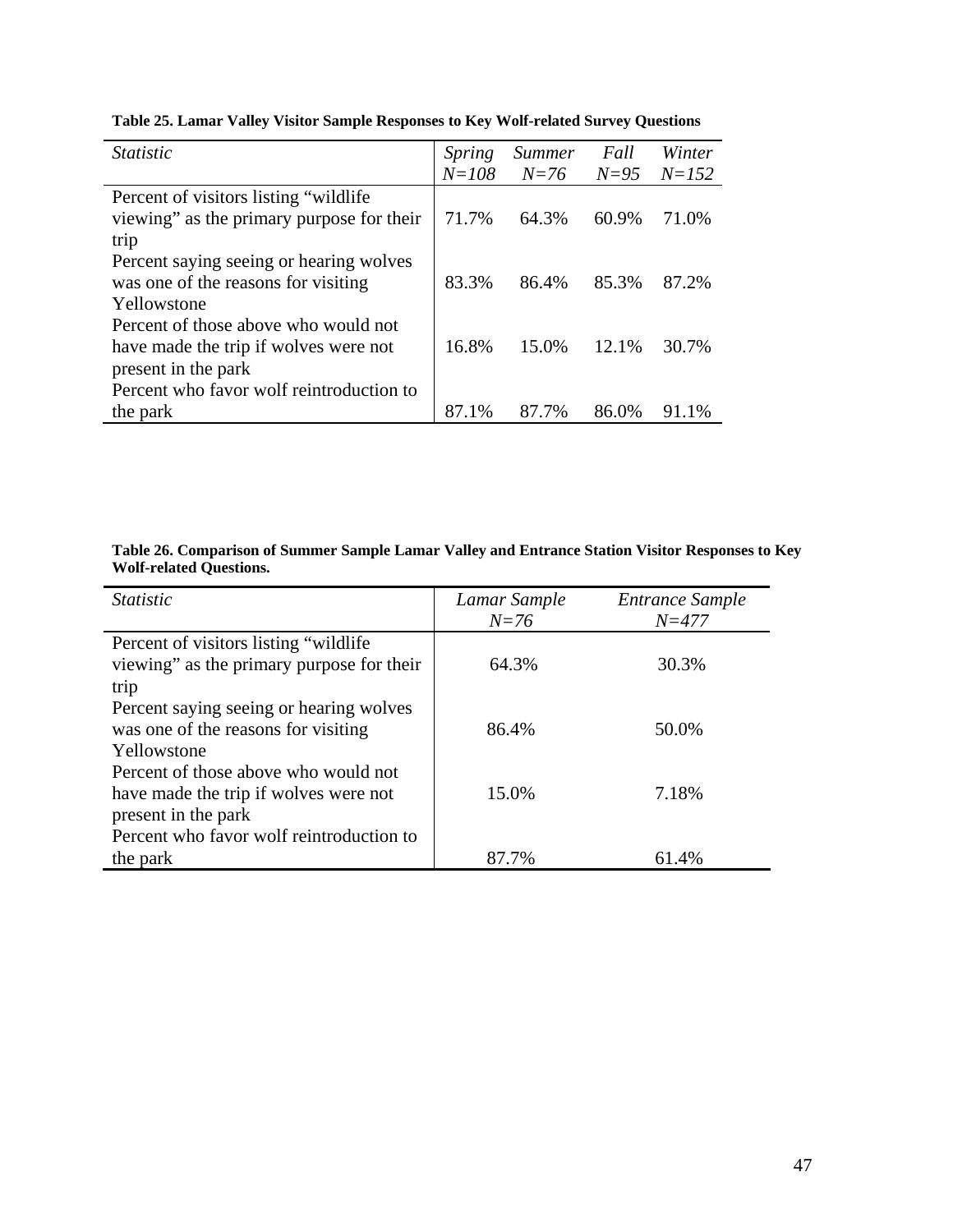**Table 25. Lamar Valley Visitor Sample Responses to Key Wolf-related Survey Questions**

| *Statistic* | *Spring* *N=108* | *Summer* *N=76* | *Fall* *N=95* | *Winter* *N=152* |
|---|---|---|---|---|
| Percent of visitors listing "wildlife viewing" as the primary purpose for their trip | 71.7% | 64.3% | 60.9% | 71.0% |
| Percent saying seeing or hearing wolves was one of the reasons for visiting Yellowstone | 83.3% | 86.4% | 85.3% | 87.2% |
| Percent of those above who would not have made the trip if wolves were not present in the park | 16.8% | 15.0% | 12.1% | 30.7% |
| Percent who favor wolf reintroduction to the park | 87.1% | 87.7% | 86.0% | 91.1% |

**Table 26. Comparison of Summer Sample Lamar Valley and Entrance Station Visitor Responses to Key Wolf-related Questions.**

| *Statistic* | *Lamar Sample* *N=76* | *Entrance Sample* *N=477* |
|---|---|---|
| Percent of visitors listing "wildlife viewing" as the primary purpose for their trip | 64.3% | 30.3% |
| Percent saying seeing or hearing wolves was one of the reasons for visiting Yellowstone | 86.4% | 50.0% |
| Percent of those above who would not have made the trip if wolves were not present in the park | 15.0% | 7.18% |
| Percent who favor wolf reintroduction to the park | 87.7% | 61.4% |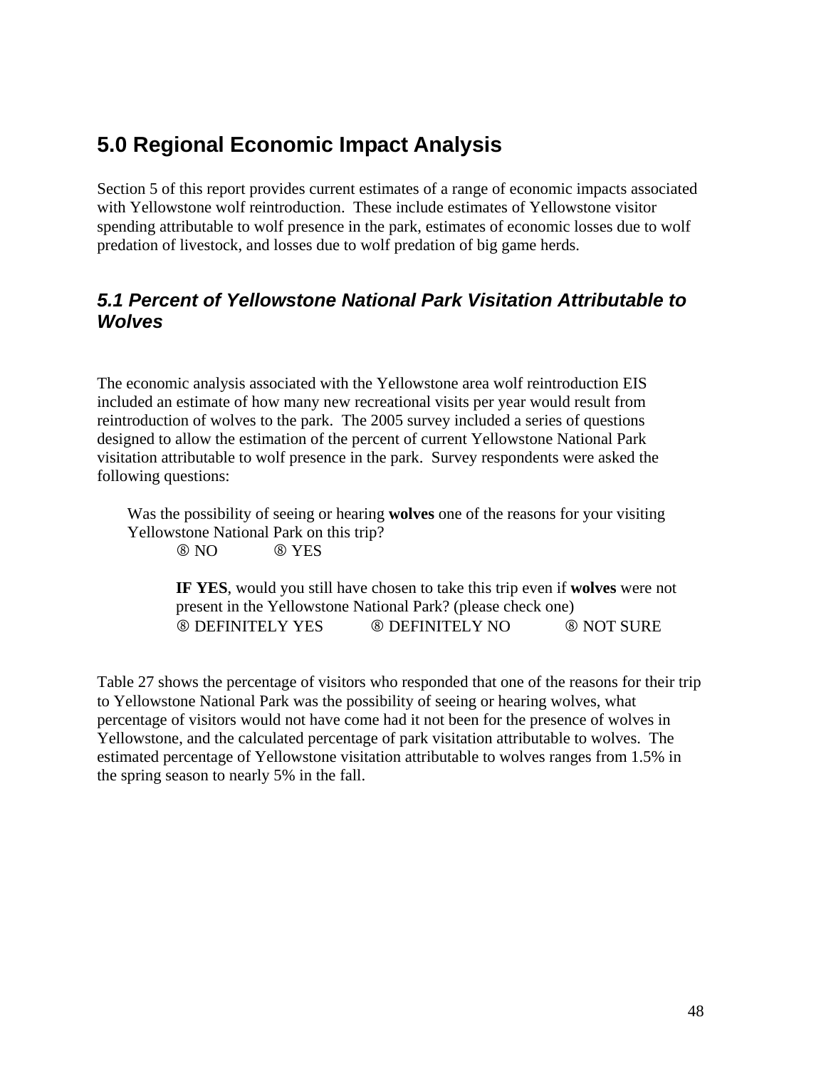# 5.0 Regional Economic Impact Analysis

Section 5 of this report provides current estimates of a range of economic impacts associated with Yellowstone wolf reintroduction. These include estimates of Yellowstone visitor spending attributable to wolf presence in the park, estimates of economic losses due to wolf predation of livestock, and losses due to wolf predation of big game herds.

## *5.1 Percent of Yellowstone National Park Visitation Attributable to Wolves*

The economic analysis associated with the Yellowstone area wolf reintroduction EIS included an estimate of how many new recreational visits per year would result from reintroduction of wolves to the park. The 2005 survey included a series of questions designed to allow the estimation of the percent of current Yellowstone National Park visitation attributable to wolf presence in the park. Survey respondents were asked the following questions:

> Was the possibility of seeing or hearing **wolves** one of the reasons for your visiting Yellowstone National Park on this trip?
>
> ⑧ NO ⑧ YES
>
> **IF YES**, would you still have chosen to take this trip even if **wolves** were not present in the Yellowstone National Park? (please check one)
>
> ⑧ DEFINITELY YES ⑧ DEFINITELY NO ⑧ NOT SURE

Table 27 shows the percentage of visitors who responded that one of the reasons for their trip to Yellowstone National Park was the possibility of seeing or hearing wolves, what percentage of visitors would not have come had it not been for the presence of wolves in Yellowstone, and the calculated percentage of park visitation attributable to wolves. The estimated percentage of Yellowstone visitation attributable to wolves ranges from 1.5% in the spring season to nearly 5% in the fall.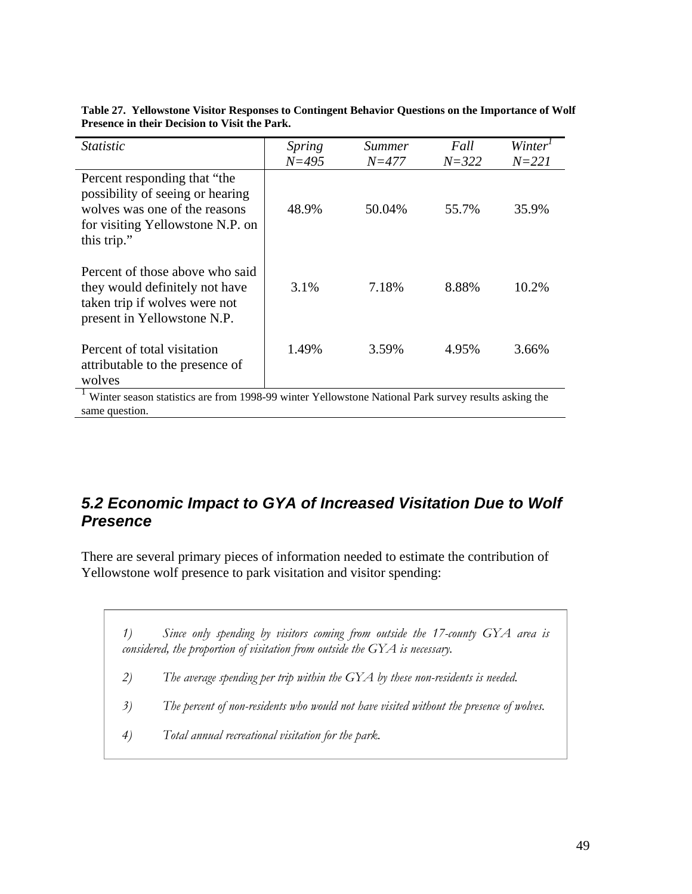**Table 27. Yellowstone Visitor Responses to Contingent Behavior Questions on the Importance of Wolf Presence in their Decision to Visit the Park.**

| *Statistic* | *Spring N=495* | *Summer N=477* | *Fall N=322* | *Winter*[1] *N=221* |
|---|---|---|---|---|
| Percent responding that "the possibility of seeing or hearing wolves was one of the reasons for visiting Yellowstone N.P. on this trip." | 48.9% | 50.04% | 55.7% | 35.9% |
| Percent of those above who said they would definitely not have taken trip if wolves were not present in Yellowstone N.P. | 3.1% | 7.18% | 8.88% | 10.2% |
| Percent of total visitation attributable to the presence of wolves | 1.49% | 3.59% | 4.95% | 3.66% |

[1] Winter season statistics are from 1998-99 winter Yellowstone National Park survey results asking the same question.

### *5.2 Economic Impact to GYA of Increased Visitation Due to Wolf Presence*

There are several primary pieces of information needed to estimate the contribution of Yellowstone wolf presence to park visitation and visitor spending:

1) *Since only spending by visitors coming from outside the 17-county GYA area is considered, the proportion of visitation from outside the GYA is necessary.*

2) *The average spending per trip within the GYA by these non-residents is needed.*

3) *The percent of non-residents who would not have visited without the presence of wolves.*

4) *Total annual recreational visitation for the park.*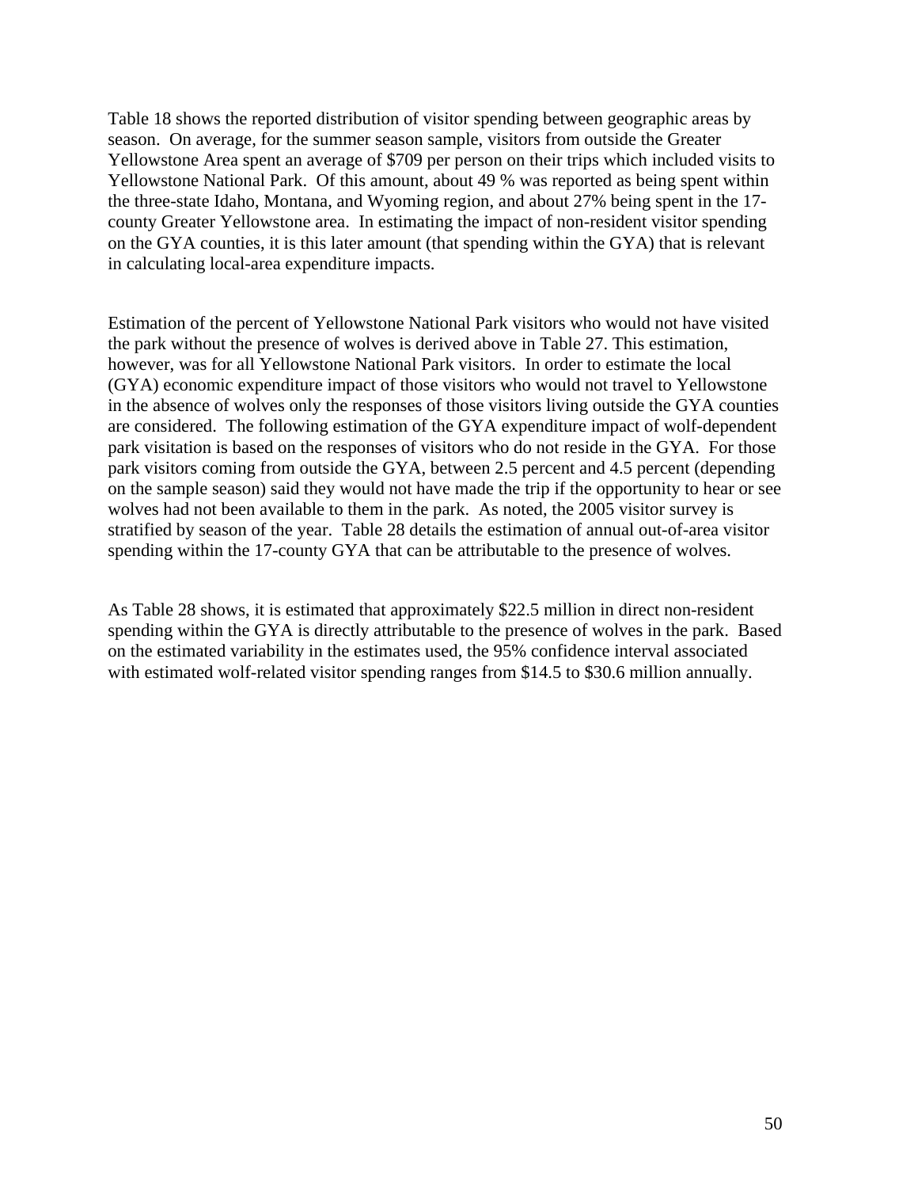Table 18 shows the reported distribution of visitor spending between geographic areas by season. On average, for the summer season sample, visitors from outside the Greater Yellowstone Area spent an average of $709 per person on their trips which included visits to Yellowstone National Park. Of this amount, about 49 % was reported as being spent within the three-state Idaho, Montana, and Wyoming region, and about 27% being spent in the 17-county Greater Yellowstone area. In estimating the impact of non-resident visitor spending on the GYA counties, it is this later amount (that spending within the GYA) that is relevant in calculating local-area expenditure impacts.

Estimation of the percent of Yellowstone National Park visitors who would not have visited the park without the presence of wolves is derived above in Table 27. This estimation, however, was for all Yellowstone National Park visitors. In order to estimate the local (GYA) economic expenditure impact of those visitors who would not travel to Yellowstone in the absence of wolves only the responses of those visitors living outside the GYA counties are considered. The following estimation of the GYA expenditure impact of wolf-dependent park visitation is based on the responses of visitors who do not reside in the GYA. For those park visitors coming from outside the GYA, between 2.5 percent and 4.5 percent (depending on the sample season) said they would not have made the trip if the opportunity to hear or see wolves had not been available to them in the park. As noted, the 2005 visitor survey is stratified by season of the year. Table 28 details the estimation of annual out-of-area visitor spending within the 17-county GYA that can be attributable to the presence of wolves.

As Table 28 shows, it is estimated that approximately $22.5 million in direct non-resident spending within the GYA is directly attributable to the presence of wolves in the park. Based on the estimated variability in the estimates used, the 95% confidence interval associated with estimated wolf-related visitor spending ranges from $14.5 to $30.6 million annually.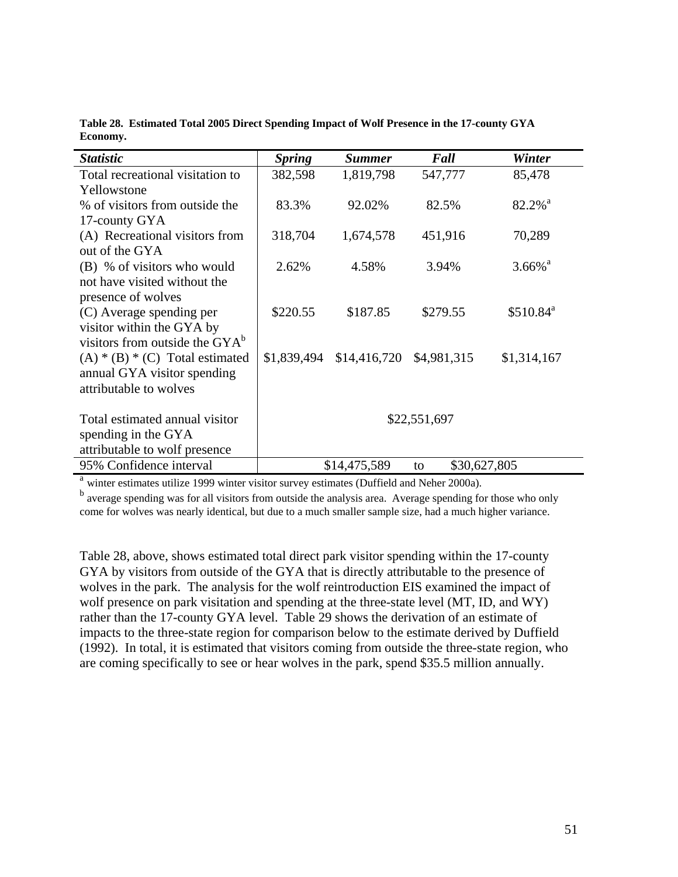**Table 28. Estimated Total 2005 Direct Spending Impact of Wolf Presence in the 17-county GYA Economy.**

| *Statistic* | *Spring* | *Summer* | *Fall* | *Winter* |
|---|---|---|---|---|
| Total recreational visitation to Yellowstone | 382,598 | 1,819,798 | 547,777 | 85,478 |
| % of visitors from outside the 17-county GYA | 83.3% | 92.02% | 82.5% | 82.2%[a] |
| (A) Recreational visitors from out of the GYA | 318,704 | 1,674,578 | 451,916 | 70,289 |
| (B) % of visitors who would not have visited without the presence of wolves | 2.62% | 4.58% | 3.94% | 3.66%[a] |
| (C) Average spending per visitor within the GYA by visitors from outside the GYA[b] | $220.55 | $187.85 | $279.55 | $510.84[a] |
| (A) * (B) * (C) Total estimated annual GYA visitor spending attributable to wolves | $1,839,494 | $14,416,720 | $4,981,315 | $1,314,167 |
| Total estimated annual visitor spending in the GYA attributable to wolf presence | $22,551,697 | | | |
| 95% Confidence interval | $14,475,589 to $30,627,805 | | | |

[a] winter estimates utilize 1999 winter visitor survey estimates (Duffield and Neher 2000a).
[b] average spending was for all visitors from outside the analysis area. Average spending for those who only come for wolves was nearly identical, but due to a much smaller sample size, had a much higher variance.

Table 28, above, shows estimated total direct park visitor spending within the 17-county GYA by visitors from outside of the GYA that is directly attributable to the presence of wolves in the park. The analysis for the wolf reintroduction EIS examined the impact of wolf presence on park visitation and spending at the three-state level (MT, ID, and WY) rather than the 17-county GYA level. Table 29 shows the derivation of an estimate of impacts to the three-state region for comparison below to the estimate derived by Duffield (1992). In total, it is estimated that visitors coming from outside the three-state region, who are coming specifically to see or hear wolves in the park, spend $35.5 million annually.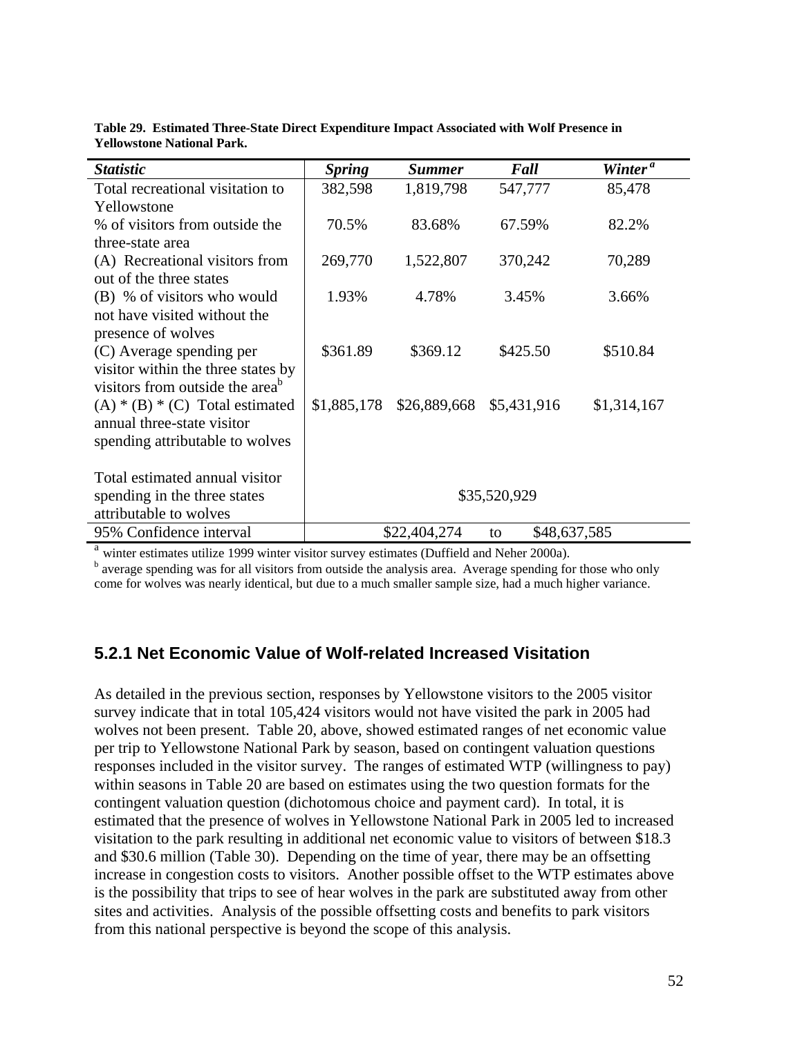**Table 29. Estimated Three-State Direct Expenditure Impact Associated with Wolf Presence in Yellowstone National Park.**

| ***Statistic*** | ***Spring*** | ***Summer*** | ***Fall*** | ***Winter*** [a] |
|---|---|---|---|---|
| Total recreational visitation to Yellowstone | 382,598 | 1,819,798 | 547,777 | 85,478 |
| % of visitors from outside the three-state area | 70.5% | 83.68% | 67.59% | 82.2% |
| (A) Recreational visitors from out of the three states | 269,770 | 1,522,807 | 370,242 | 70,289 |
| (B) % of visitors who would not have visited without the presence of wolves | 1.93% | 4.78% | 3.45% | 3.66% |
| (C) Average spending per visitor within the three states by visitors from outside the area[b] | $361.89 | $369.12 | $425.50 | $510.84 |
| (A) * (B) * (C) Total estimated annual three-state visitor spending attributable to wolves | $1,885,178 | $26,889,668 | $5,431,916 | $1,314,167 |
| Total estimated annual visitor spending in the three states attributable to wolves | $35,520,929 | | | |
| 95% Confidence interval | $22,404,274 to $48,637,585 | | | |

[a] winter estimates utilize 1999 winter visitor survey estimates (Duffield and Neher 2000a).
[b] average spending was for all visitors from outside the analysis area. Average spending for those who only come for wolves was nearly identical, but due to a much smaller sample size, had a much higher variance.

### 5.2.1 Net Economic Value of Wolf-related Increased Visitation

As detailed in the previous section, responses by Yellowstone visitors to the 2005 visitor survey indicate that in total 105,424 visitors would not have visited the park in 2005 had wolves not been present. Table 20, above, showed estimated ranges of net economic value per trip to Yellowstone National Park by season, based on contingent valuation questions responses included in the visitor survey. The ranges of estimated WTP (willingness to pay) within seasons in Table 20 are based on estimates using the two question formats for the contingent valuation question (dichotomous choice and payment card). In total, it is estimated that the presence of wolves in Yellowstone National Park in 2005 led to increased visitation to the park resulting in additional net economic value to visitors of between $18.3 and $30.6 million (Table 30). Depending on the time of year, there may be an offsetting increase in congestion costs to visitors. Another possible offset to the WTP estimates above is the possibility that trips to see of hear wolves in the park are substituted away from other sites and activities. Analysis of the possible offsetting costs and benefits to park visitors from this national perspective is beyond the scope of this analysis.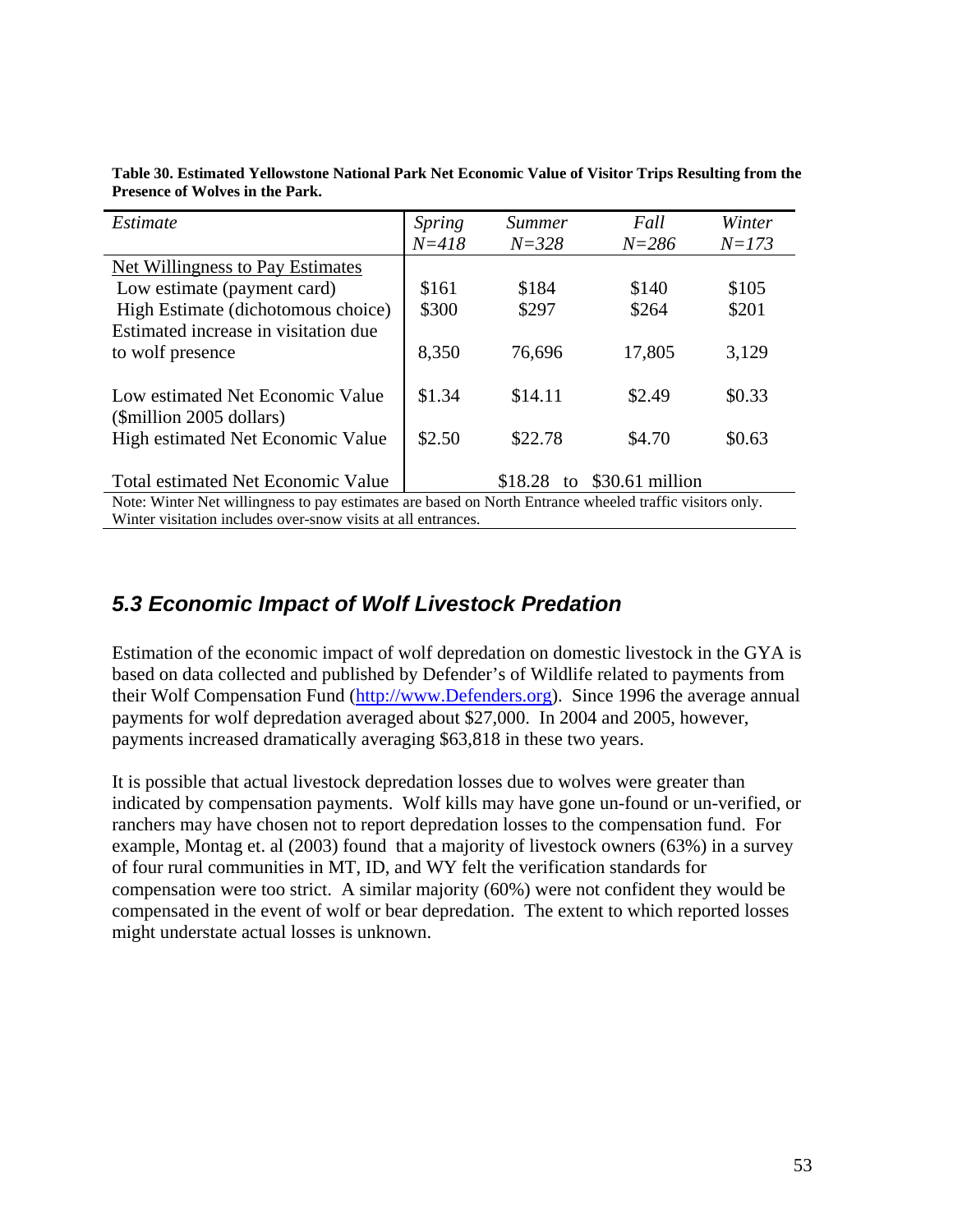**Table 30. Estimated Yellowstone National Park Net Economic Value of Visitor Trips Resulting from the Presence of Wolves in the Park.**

| *Estimate* | *Spring N=418* | *Summer N=328* | *Fall N=286* | *Winter N=173* |
|---|---|---|---|---|
| Net Willingness to Pay Estimates | | | | |
| Low estimate (payment card) | $161 | $184 | $140 | $105 |
| High Estimate (dichotomous choice) | $300 | $297 | $264 | $201 |
| Estimated increase in visitation due to wolf presence | 8,350 | 76,696 | 17,805 | 3,129 |
| Low estimated Net Economic Value ($million 2005 dollars) | $1.34 | $14.11 | $2.49 | $0.33 |
| High estimated Net Economic Value | $2.50 | $22.78 | $4.70 | $0.63 |
| Total estimated Net Economic Value | $18.28 to $30.61 million | | | |

Note: Winter Net willingness to pay estimates are based on North Entrance wheeled traffic visitors only. Winter visitation includes over-snow visits at all entrances.

## *5.3 Economic Impact of Wolf Livestock Predation*

Estimation of the economic impact of wolf depredation on domestic livestock in the GYA is based on data collected and published by Defender's of Wildlife related to payments from their Wolf Compensation Fund (http://www.Defenders.org). Since 1996 the average annual payments for wolf depredation averaged about $27,000. In 2004 and 2005, however, payments increased dramatically averaging $63,818 in these two years.

It is possible that actual livestock depredation losses due to wolves were greater than indicated by compensation payments. Wolf kills may have gone un-found or un-verified, or ranchers may have chosen not to report depredation losses to the compensation fund. For example, Montag et. al (2003) found that a majority of livestock owners (63%) in a survey of four rural communities in MT, ID, and WY felt the verification standards for compensation were too strict. A similar majority (60%) were not confident they would be compensated in the event of wolf or bear depredation. The extent to which reported losses might understate actual losses is unknown.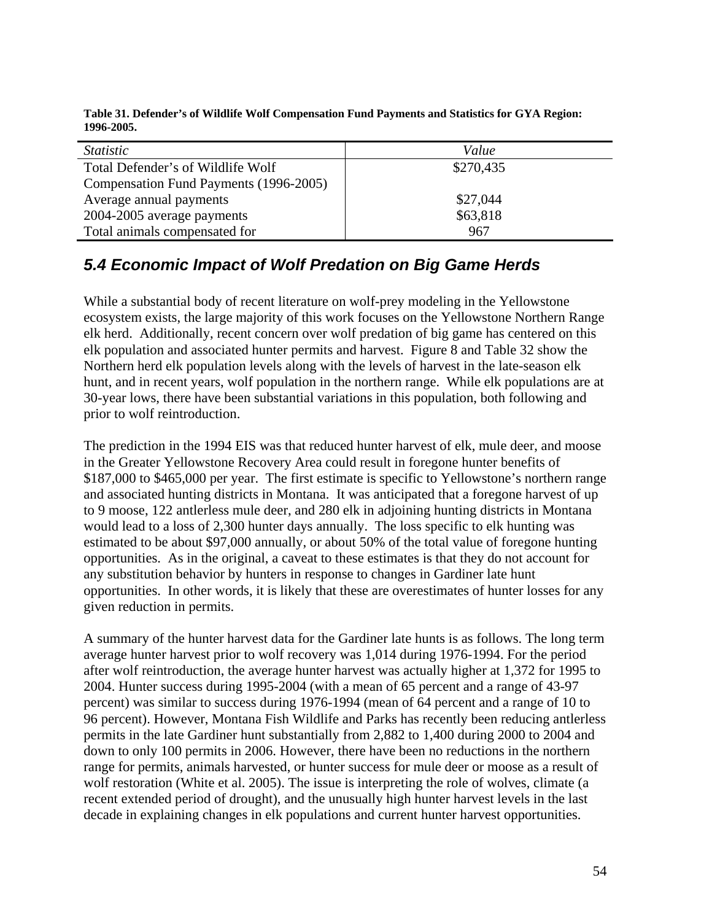**Table 31. Defender's of Wildlife Wolf Compensation Fund Payments and Statistics for GYA Region: 1996-2005.**

| *Statistic* | *Value* |
|---|---|
| Total Defender's of Wildlife Wolf Compensation Fund Payments (1996-2005) | \$270,435 |
| Average annual payments | \$27,044 |
| 2004-2005 average payments | \$63,818 |
| Total animals compensated for | 967 |

## *5.4 Economic Impact of Wolf Predation on Big Game Herds*

While a substantial body of recent literature on wolf-prey modeling in the Yellowstone ecosystem exists, the large majority of this work focuses on the Yellowstone Northern Range elk herd. Additionally, recent concern over wolf predation of big game has centered on this elk population and associated hunter permits and harvest. Figure 8 and Table 32 show the Northern herd elk population levels along with the levels of harvest in the late-season elk hunt, and in recent years, wolf population in the northern range. While elk populations are at 30-year lows, there have been substantial variations in this population, both following and prior to wolf reintroduction.

The prediction in the 1994 EIS was that reduced hunter harvest of elk, mule deer, and moose in the Greater Yellowstone Recovery Area could result in foregone hunter benefits of \$187,000 to \$465,000 per year. The first estimate is specific to Yellowstone's northern range and associated hunting districts in Montana. It was anticipated that a foregone harvest of up to 9 moose, 122 antlerless mule deer, and 280 elk in adjoining hunting districts in Montana would lead to a loss of 2,300 hunter days annually. The loss specific to elk hunting was estimated to be about \$97,000 annually, or about 50% of the total value of foregone hunting opportunities. As in the original, a caveat to these estimates is that they do not account for any substitution behavior by hunters in response to changes in Gardiner late hunt opportunities. In other words, it is likely that these are overestimates of hunter losses for any given reduction in permits.

A summary of the hunter harvest data for the Gardiner late hunts is as follows. The long term average hunter harvest prior to wolf recovery was 1,014 during 1976-1994. For the period after wolf reintroduction, the average hunter harvest was actually higher at 1,372 for 1995 to 2004. Hunter success during 1995-2004 (with a mean of 65 percent and a range of 43-97 percent) was similar to success during 1976-1994 (mean of 64 percent and a range of 10 to 96 percent). However, Montana Fish Wildlife and Parks has recently been reducing antlerless permits in the late Gardiner hunt substantially from 2,882 to 1,400 during 2000 to 2004 and down to only 100 permits in 2006. However, there have been no reductions in the northern range for permits, animals harvested, or hunter success for mule deer or moose as a result of wolf restoration (White et al. 2005). The issue is interpreting the role of wolves, climate (a recent extended period of drought), and the unusually high hunter harvest levels in the last decade in explaining changes in elk populations and current hunter harvest opportunities.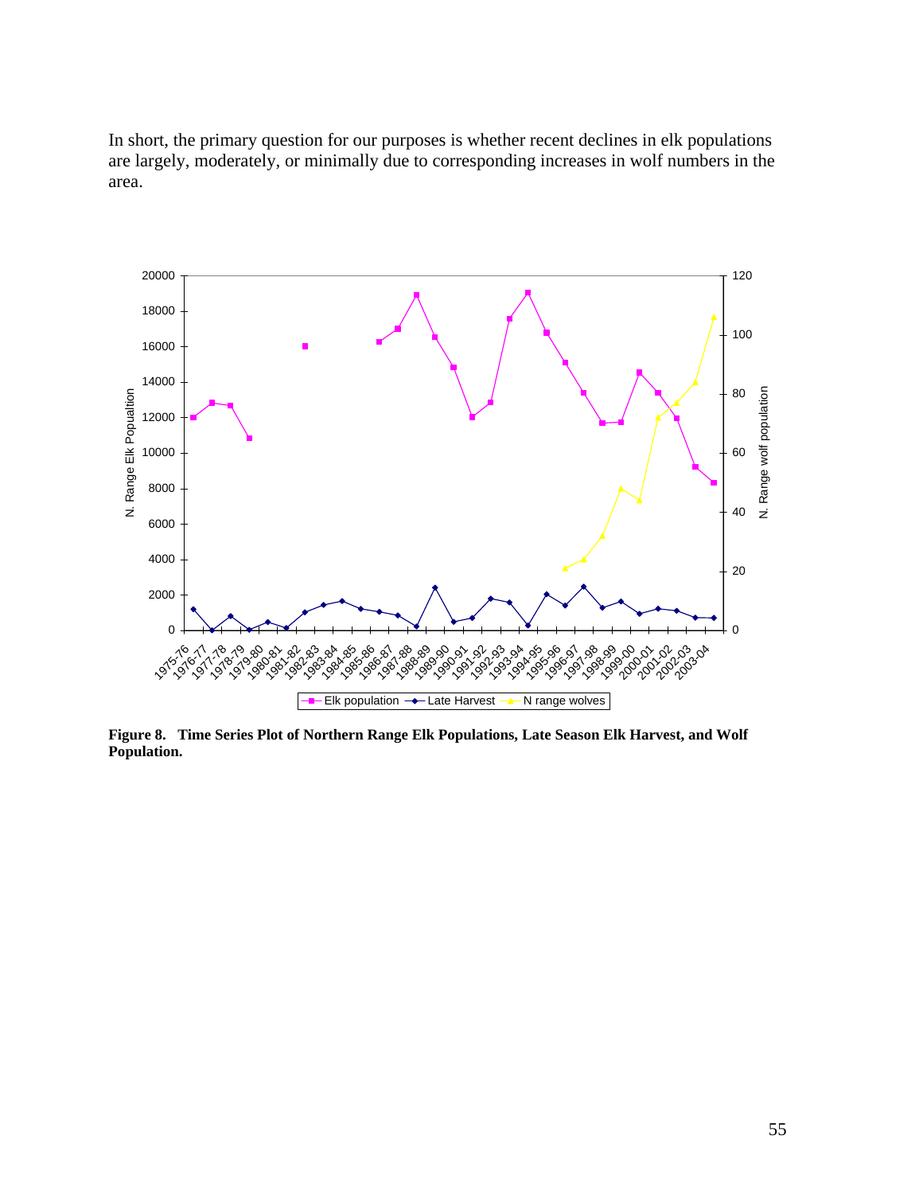In short, the primary question for our purposes is whether recent declines in elk populations are largely, moderately, or minimally due to corresponding increases in wolf numbers in the area.

**Figure 8. Time Series Plot of Northern Range Elk Populations, Late Season Elk Harvest, and Wolf Population.**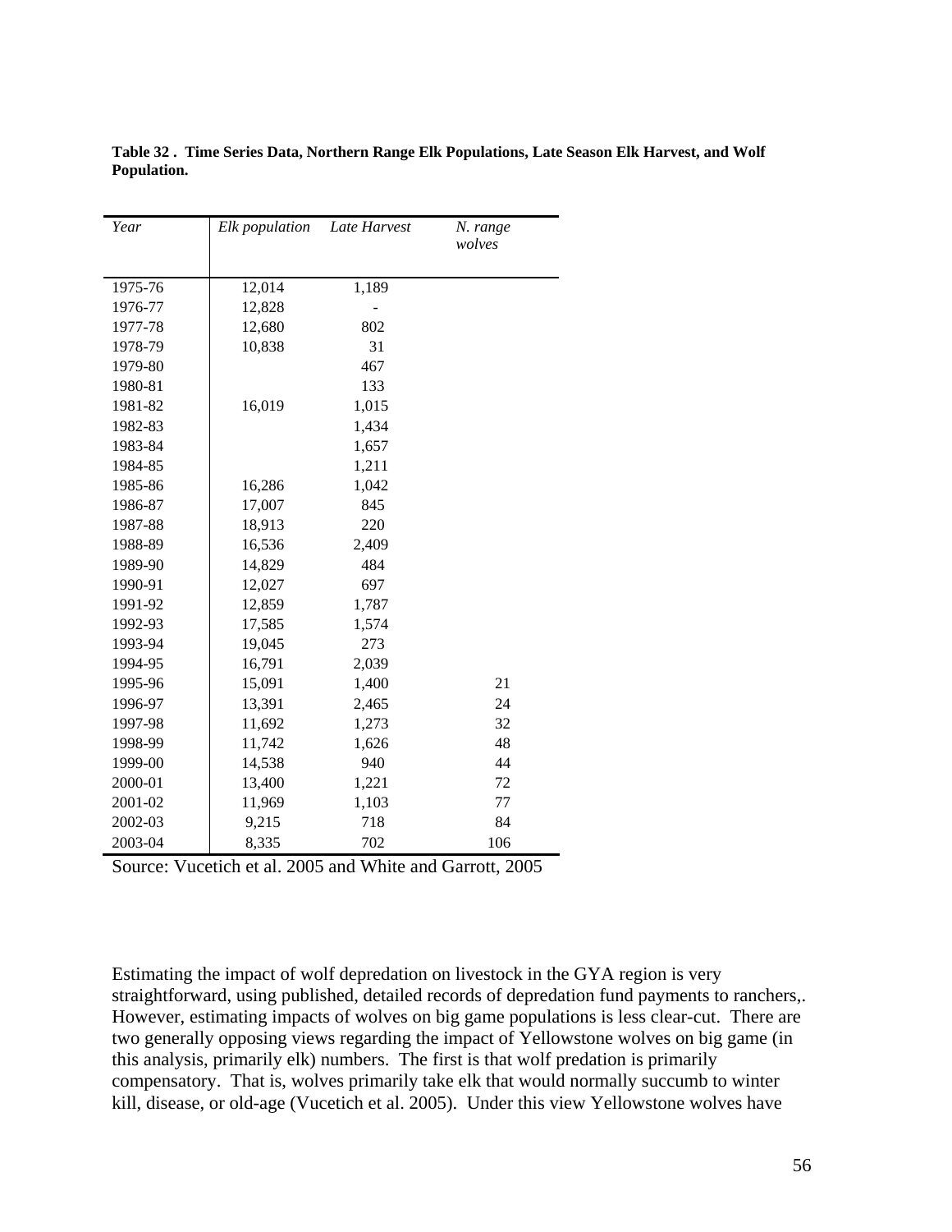**Table 32 . Time Series Data, Northern Range Elk Populations, Late Season Elk Harvest, and Wolf Population.**

| *Year* | *Elk population* | *Late Harvest* | *N. range wolves* |
|---|---|---|---|
| 1975-76 | 12,014 | 1,189 | |
| 1976-77 | 12,828 | - | |
| 1977-78 | 12,680 | 802 | |
| 1978-79 | 10,838 | 31 | |
| 1979-80 | | 467 | |
| 1980-81 | | 133 | |
| 1981-82 | 16,019 | 1,015 | |
| 1982-83 | | 1,434 | |
| 1983-84 | | 1,657 | |
| 1984-85 | | 1,211 | |
| 1985-86 | 16,286 | 1,042 | |
| 1986-87 | 17,007 | 845 | |
| 1987-88 | 18,913 | 220 | |
| 1988-89 | 16,536 | 2,409 | |
| 1989-90 | 14,829 | 484 | |
| 1990-91 | 12,027 | 697 | |
| 1991-92 | 12,859 | 1,787 | |
| 1992-93 | 17,585 | 1,574 | |
| 1993-94 | 19,045 | 273 | |
| 1994-95 | 16,791 | 2,039 | |
| 1995-96 | 15,091 | 1,400 | 21 |
| 1996-97 | 13,391 | 2,465 | 24 |
| 1997-98 | 11,692 | 1,273 | 32 |
| 1998-99 | 11,742 | 1,626 | 48 |
| 1999-00 | 14,538 | 940 | 44 |
| 2000-01 | 13,400 | 1,221 | 72 |
| 2001-02 | 11,969 | 1,103 | 77 |
| 2002-03 | 9,215 | 718 | 84 |
| 2003-04 | 8,335 | 702 | 106 |

Source: Vucetich et al. 2005 and White and Garrott, 2005

Estimating the impact of wolf depredation on livestock in the GYA region is very straightforward, using published, detailed records of depredation fund payments to ranchers,. However, estimating impacts of wolves on big game populations is less clear-cut. There are two generally opposing views regarding the impact of Yellowstone wolves on big game (in this analysis, primarily elk) numbers. The first is that wolf predation is primarily compensatory. That is, wolves primarily take elk that would normally succumb to winter kill, disease, or old-age (Vucetich et al. 2005). Under this view Yellowstone wolves have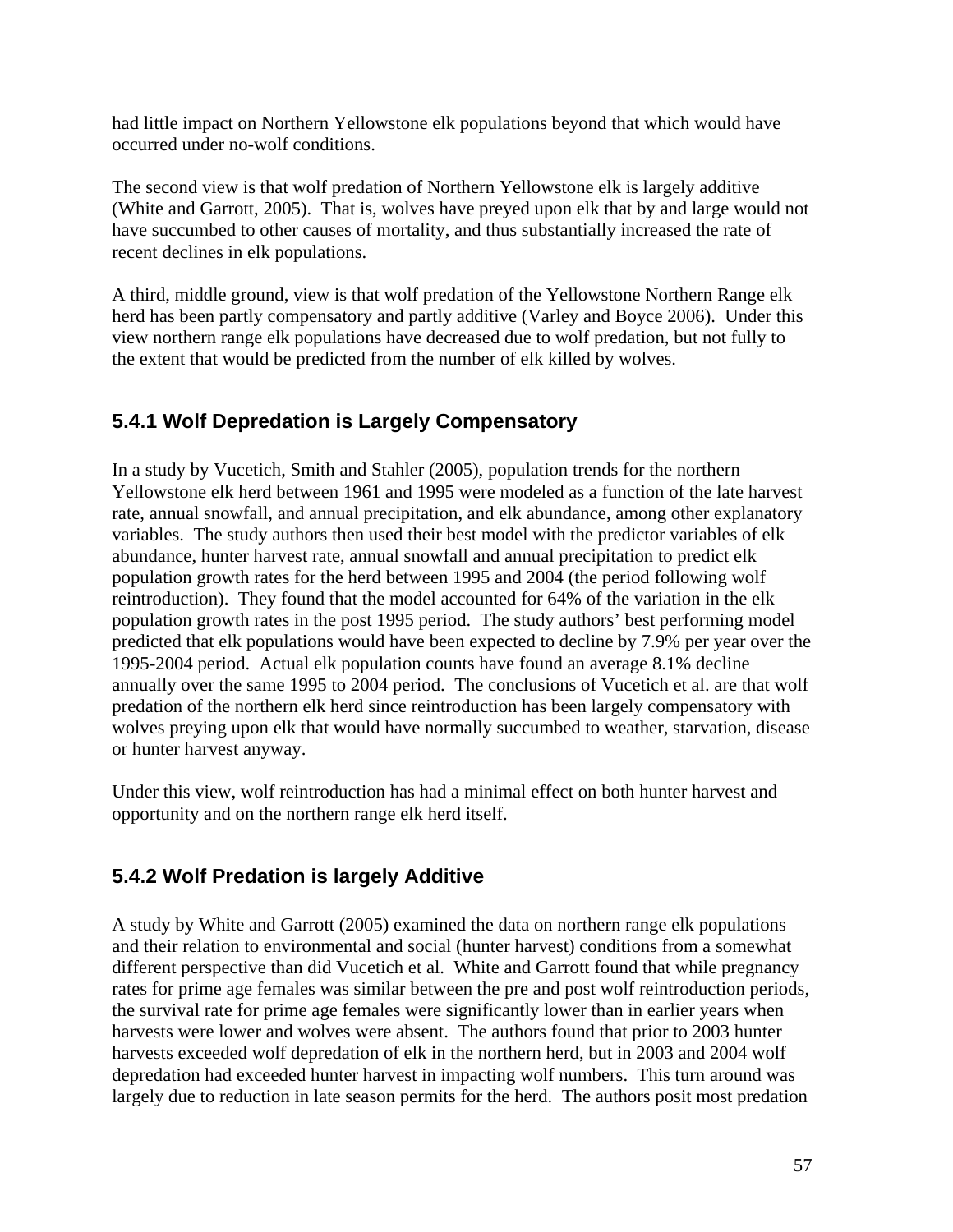had little impact on Northern Yellowstone elk populations beyond that which would have occurred under no-wolf conditions.

The second view is that wolf predation of Northern Yellowstone elk is largely additive (White and Garrott, 2005). That is, wolves have preyed upon elk that by and large would not have succumbed to other causes of mortality, and thus substantially increased the rate of recent declines in elk populations.

A third, middle ground, view is that wolf predation of the Yellowstone Northern Range elk herd has been partly compensatory and partly additive (Varley and Boyce 2006). Under this view northern range elk populations have decreased due to wolf predation, but not fully to the extent that would be predicted from the number of elk killed by wolves.

### 5.4.1 Wolf Depredation is Largely Compensatory

In a study by Vucetich, Smith and Stahler (2005), population trends for the northern Yellowstone elk herd between 1961 and 1995 were modeled as a function of the late harvest rate, annual snowfall, and annual precipitation, and elk abundance, among other explanatory variables. The study authors then used their best model with the predictor variables of elk abundance, hunter harvest rate, annual snowfall and annual precipitation to predict elk population growth rates for the herd between 1995 and 2004 (the period following wolf reintroduction). They found that the model accounted for 64% of the variation in the elk population growth rates in the post 1995 period. The study authors' best performing model predicted that elk populations would have been expected to decline by 7.9% per year over the 1995-2004 period. Actual elk population counts have found an average 8.1% decline annually over the same 1995 to 2004 period. The conclusions of Vucetich et al. are that wolf predation of the northern elk herd since reintroduction has been largely compensatory with wolves preying upon elk that would have normally succumbed to weather, starvation, disease or hunter harvest anyway.

Under this view, wolf reintroduction has had a minimal effect on both hunter harvest and opportunity and on the northern range elk herd itself.

### 5.4.2 Wolf Predation is largely Additive

A study by White and Garrott (2005) examined the data on northern range elk populations and their relation to environmental and social (hunter harvest) conditions from a somewhat different perspective than did Vucetich et al. White and Garrott found that while pregnancy rates for prime age females was similar between the pre and post wolf reintroduction periods, the survival rate for prime age females were significantly lower than in earlier years when harvests were lower and wolves were absent. The authors found that prior to 2003 hunter harvests exceeded wolf depredation of elk in the northern herd, but in 2003 and 2004 wolf depredation had exceeded hunter harvest in impacting wolf numbers. This turn around was largely due to reduction in late season permits for the herd. The authors posit most predation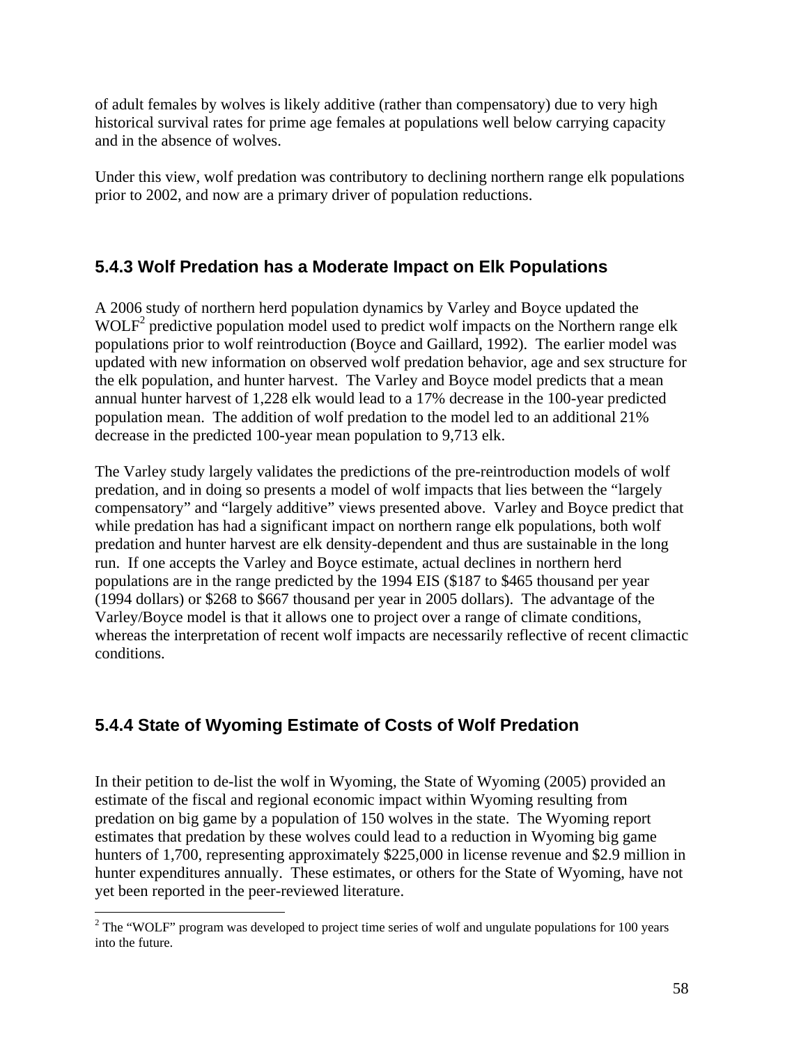of adult females by wolves is likely additive (rather than compensatory) due to very high historical survival rates for prime age females at populations well below carrying capacity and in the absence of wolves.

Under this view, wolf predation was contributory to declining northern range elk populations prior to 2002, and now are a primary driver of population reductions.

### 5.4.3 Wolf Predation has a Moderate Impact on Elk Populations

A 2006 study of northern herd population dynamics by Varley and Boyce updated the WOLF[2] predictive population model used to predict wolf impacts on the Northern range elk populations prior to wolf reintroduction (Boyce and Gaillard, 1992). The earlier model was updated with new information on observed wolf predation behavior, age and sex structure for the elk population, and hunter harvest. The Varley and Boyce model predicts that a mean annual hunter harvest of 1,228 elk would lead to a 17% decrease in the 100-year predicted population mean. The addition of wolf predation to the model led to an additional 21% decrease in the predicted 100-year mean population to 9,713 elk.

The Varley study largely validates the predictions of the pre-reintroduction models of wolf predation, and in doing so presents a model of wolf impacts that lies between the "largely compensatory" and "largely additive" views presented above. Varley and Boyce predict that while predation has had a significant impact on northern range elk populations, both wolf predation and hunter harvest are elk density-dependent and thus are sustainable in the long run. If one accepts the Varley and Boyce estimate, actual declines in northern herd populations are in the range predicted by the 1994 EIS ($187 to $465 thousand per year (1994 dollars) or $268 to $667 thousand per year in 2005 dollars). The advantage of the Varley/Boyce model is that it allows one to project over a range of climate conditions, whereas the interpretation of recent wolf impacts are necessarily reflective of recent climactic conditions.

### 5.4.4 State of Wyoming Estimate of Costs of Wolf Predation

In their petition to de-list the wolf in Wyoming, the State of Wyoming (2005) provided an estimate of the fiscal and regional economic impact within Wyoming resulting from predation on big game by a population of 150 wolves in the state. The Wyoming report estimates that predation by these wolves could lead to a reduction in Wyoming big game hunters of 1,700, representing approximately $225,000 in license revenue and $2.9 million in hunter expenditures annually. These estimates, or others for the State of Wyoming, have not yet been reported in the peer-reviewed literature.

[2] The "WOLF" program was developed to project time series of wolf and ungulate populations for 100 years into the future.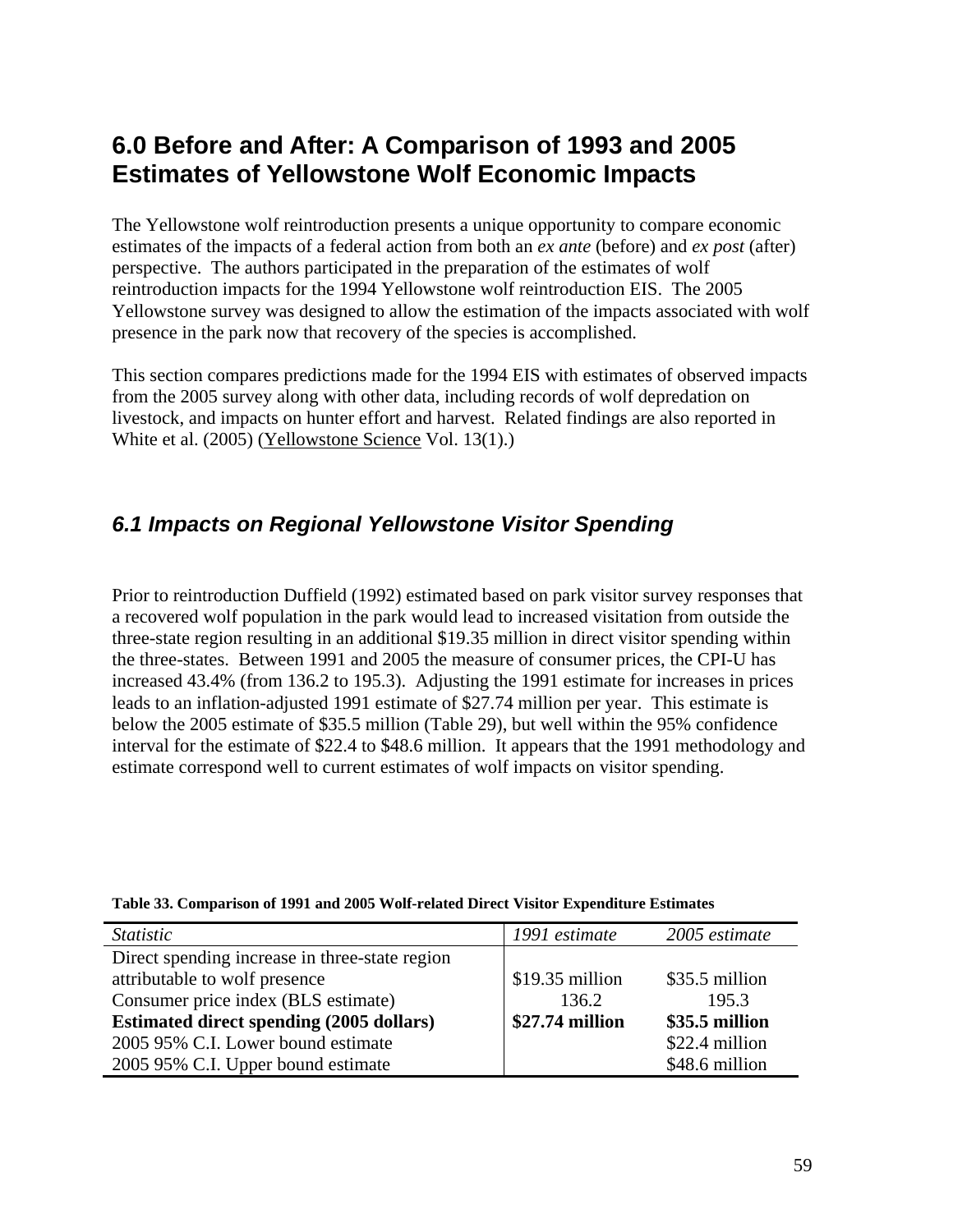# 6.0 Before and After: A Comparison of 1993 and 2005 Estimates of Yellowstone Wolf Economic Impacts

The Yellowstone wolf reintroduction presents a unique opportunity to compare economic estimates of the impacts of a federal action from both an *ex ante* (before) and *ex post* (after) perspective. The authors participated in the preparation of the estimates of wolf reintroduction impacts for the 1994 Yellowstone wolf reintroduction EIS. The 2005 Yellowstone survey was designed to allow the estimation of the impacts associated with wolf presence in the park now that recovery of the species is accomplished.

This section compares predictions made for the 1994 EIS with estimates of observed impacts from the 2005 survey along with other data, including records of wolf depredation on livestock, and impacts on hunter effort and harvest. Related findings are also reported in White et al. (2005) (Yellowstone Science Vol. 13(1).)

## *6.1 Impacts on Regional Yellowstone Visitor Spending*

Prior to reintroduction Duffield (1992) estimated based on park visitor survey responses that a recovered wolf population in the park would lead to increased visitation from outside the three-state region resulting in an additional $19.35 million in direct visitor spending within the three-states. Between 1991 and 2005 the measure of consumer prices, the CPI-U has increased 43.4% (from 136.2 to 195.3). Adjusting the 1991 estimate for increases in prices leads to an inflation-adjusted 1991 estimate of $27.74 million per year. This estimate is below the 2005 estimate of $35.5 million (Table 29), but well within the 95% confidence interval for the estimate of $22.4 to $48.6 million. It appears that the 1991 methodology and estimate correspond well to current estimates of wolf impacts on visitor spending.

**Table 33. Comparison of 1991 and 2005 Wolf-related Direct Visitor Expenditure Estimates**

| *Statistic* | *1991 estimate* | *2005 estimate* |
|---|---|---|
| Direct spending increase in three-state region attributable to wolf presence | $19.35 million | $35.5 million |
| Consumer price index (BLS estimate) | 136.2 | 195.3 |
| **Estimated direct spending (2005 dollars)** | **$27.74 million** | **$35.5 million** |
| 2005 95% C.I. Lower bound estimate | | $22.4 million |
| 2005 95% C.I. Upper bound estimate | | $48.6 million |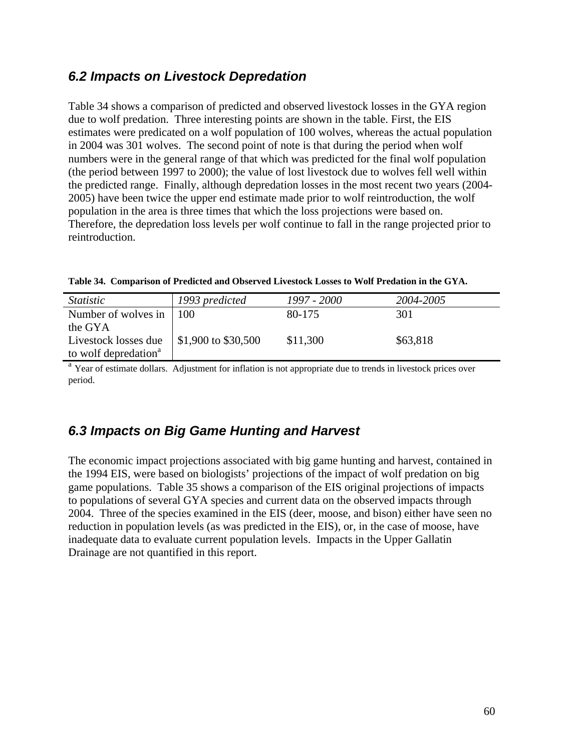## 6.2 Impacts on Livestock Depredation

Table 34 shows a comparison of predicted and observed livestock losses in the GYA region due to wolf predation. Three interesting points are shown in the table. First, the EIS estimates were predicated on a wolf population of 100 wolves, whereas the actual population in 2004 was 301 wolves. The second point of note is that during the period when wolf numbers were in the general range of that which was predicted for the final wolf population (the period between 1997 to 2000); the value of lost livestock due to wolves fell well within the predicted range. Finally, although depredation losses in the most recent two years (2004-2005) have been twice the upper end estimate made prior to wolf reintroduction, the wolf population in the area is three times that which the loss projections were based on. Therefore, the depredation loss levels per wolf continue to fall in the range projected prior to reintroduction.

**Table 34. Comparison of Predicted and Observed Livestock Losses to Wolf Predation in the GYA.**

| *Statistic* | *1993 predicted* | *1997 - 2000* | *2004-2005* |
|---|---|---|---|
| Number of wolves in the GYA | 100 | 80-175 | 301 |
| Livestock losses due to wolf depredation[a] | \$1,900 to \$30,500 | \$11,300 | \$63,818 |

[a] Year of estimate dollars. Adjustment for inflation is not appropriate due to trends in livestock prices over period.

## 6.3 Impacts on Big Game Hunting and Harvest

The economic impact projections associated with big game hunting and harvest, contained in the 1994 EIS, were based on biologists' projections of the impact of wolf predation on big game populations. Table 35 shows a comparison of the EIS original projections of impacts to populations of several GYA species and current data on the observed impacts through 2004. Three of the species examined in the EIS (deer, moose, and bison) either have seen no reduction in population levels (as was predicted in the EIS), or, in the case of moose, have inadequate data to evaluate current population levels. Impacts in the Upper Gallatin Drainage are not quantified in this report.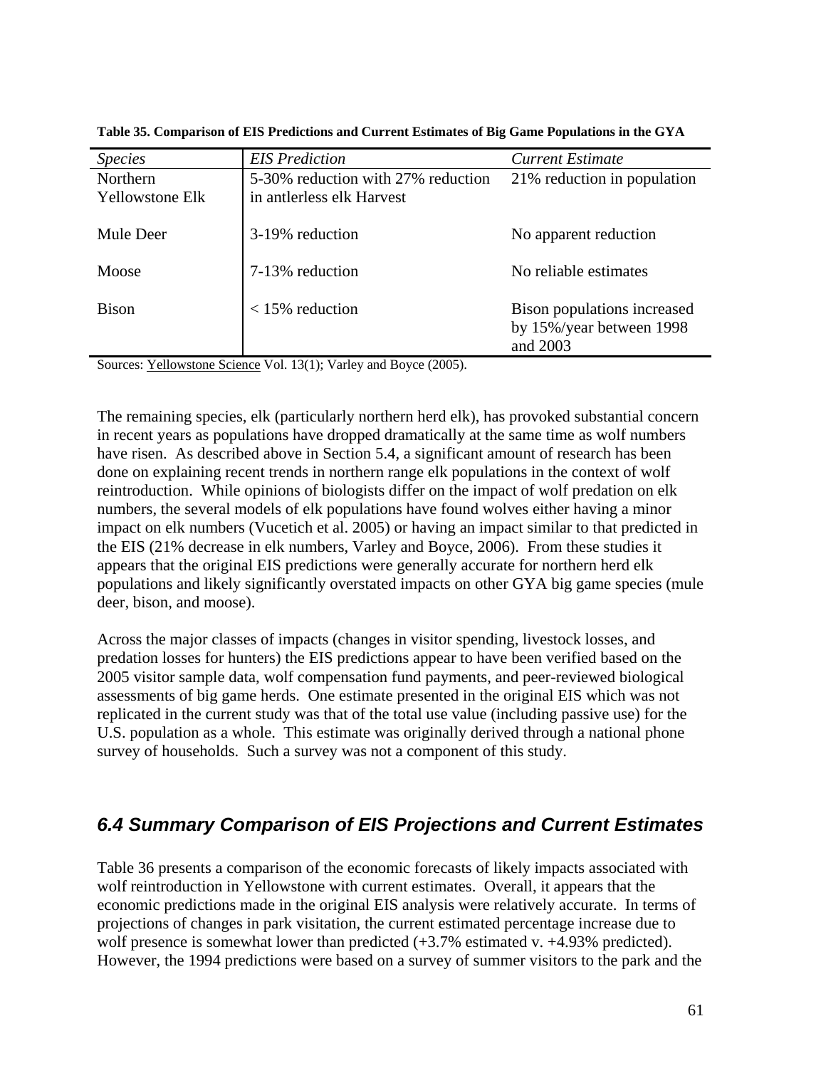**Table 35. Comparison of EIS Predictions and Current Estimates of Big Game Populations in the GYA**

| *Species* | *EIS Prediction* | *Current Estimate* |
|---|---|---|
| Northern Yellowstone Elk | 5-30% reduction with 27% reduction in antlerless elk Harvest | 21% reduction in population |
| Mule Deer | 3-19% reduction | No apparent reduction |
| Moose | 7-13% reduction | No reliable estimates |
| Bison | < 15% reduction | Bison populations increased by 15%/year between 1998 and 2003 |

Sources: Yellowstone Science Vol. 13(1); Varley and Boyce (2005).

The remaining species, elk (particularly northern herd elk), has provoked substantial concern in recent years as populations have dropped dramatically at the same time as wolf numbers have risen. As described above in Section 5.4, a significant amount of research has been done on explaining recent trends in northern range elk populations in the context of wolf reintroduction. While opinions of biologists differ on the impact of wolf predation on elk numbers, the several models of elk populations have found wolves either having a minor impact on elk numbers (Vucetich et al. 2005) or having an impact similar to that predicted in the EIS (21% decrease in elk numbers, Varley and Boyce, 2006). From these studies it appears that the original EIS predictions were generally accurate for northern herd elk populations and likely significantly overstated impacts on other GYA big game species (mule deer, bison, and moose).

Across the major classes of impacts (changes in visitor spending, livestock losses, and predation losses for hunters) the EIS predictions appear to have been verified based on the 2005 visitor sample data, wolf compensation fund payments, and peer-reviewed biological assessments of big game herds. One estimate presented in the original EIS which was not replicated in the current study was that of the total use value (including passive use) for the U.S. population as a whole. This estimate was originally derived through a national phone survey of households. Such a survey was not a component of this study.

## 6.4 Summary Comparison of EIS Projections and Current Estimates

Table 36 presents a comparison of the economic forecasts of likely impacts associated with wolf reintroduction in Yellowstone with current estimates. Overall, it appears that the economic predictions made in the original EIS analysis were relatively accurate. In terms of projections of changes in park visitation, the current estimated percentage increase due to wolf presence is somewhat lower than predicted (+3.7% estimated v. +4.93% predicted). However, the 1994 predictions were based on a survey of summer visitors to the park and the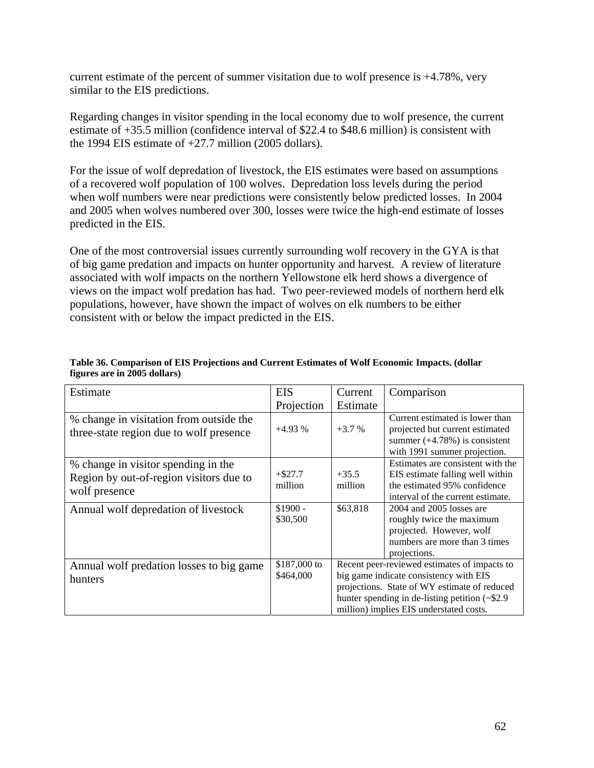current estimate of the percent of summer visitation due to wolf presence is +4.78%, very similar to the EIS predictions.

Regarding changes in visitor spending in the local economy due to wolf presence, the current estimate of +35.5 million (confidence interval of $22.4 to $48.6 million) is consistent with the 1994 EIS estimate of +27.7 million (2005 dollars).

For the issue of wolf depredation of livestock, the EIS estimates were based on assumptions of a recovered wolf population of 100 wolves. Depredation loss levels during the period when wolf numbers were near predictions were consistently below predicted losses. In 2004 and 2005 when wolves numbered over 300, losses were twice the high-end estimate of losses predicted in the EIS.

One of the most controversial issues currently surrounding wolf recovery in the GYA is that of big game predation and impacts on hunter opportunity and harvest. A review of literature associated with wolf impacts on the northern Yellowstone elk herd shows a divergence of views on the impact wolf predation has had. Two peer-reviewed models of northern herd elk populations, however, have shown the impact of wolves on elk numbers to be either consistent with or below the impact predicted in the EIS.

**Table 36. Comparison of EIS Projections and Current Estimates of Wolf Economic Impacts. (dollar figures are in 2005 dollars)**

| Estimate | EIS Projection | Current Estimate | Comparison |
|---|---|---|---|
| % change in visitation from outside the three-state region due to wolf presence | +4.93 % | +3.7 % | Current estimated is lower than projected but current estimated summer (+4.78%) is consistent with 1991 summer projection. |
| % change in visitor spending in the Region by out-of-region visitors due to wolf presence | +$27.7 million | +35.5 million | Estimates are consistent with the EIS estimate falling well within the estimated 95% confidence interval of the current estimate. |
| Annual wolf depredation of livestock | $1900 - $30,500 | $63,818 | 2004 and 2005 losses are roughly twice the maximum projected. However, wolf numbers are more than 3 times projections. |
| Annual wolf predation losses to big game hunters | $187,000 to $464,000 | Recent peer-reviewed estimates of impacts to big game indicate consistency with EIS projections. State of WY estimate of reduced hunter spending in de-listing petition (~$2.9 million) implies EIS understated costs. | |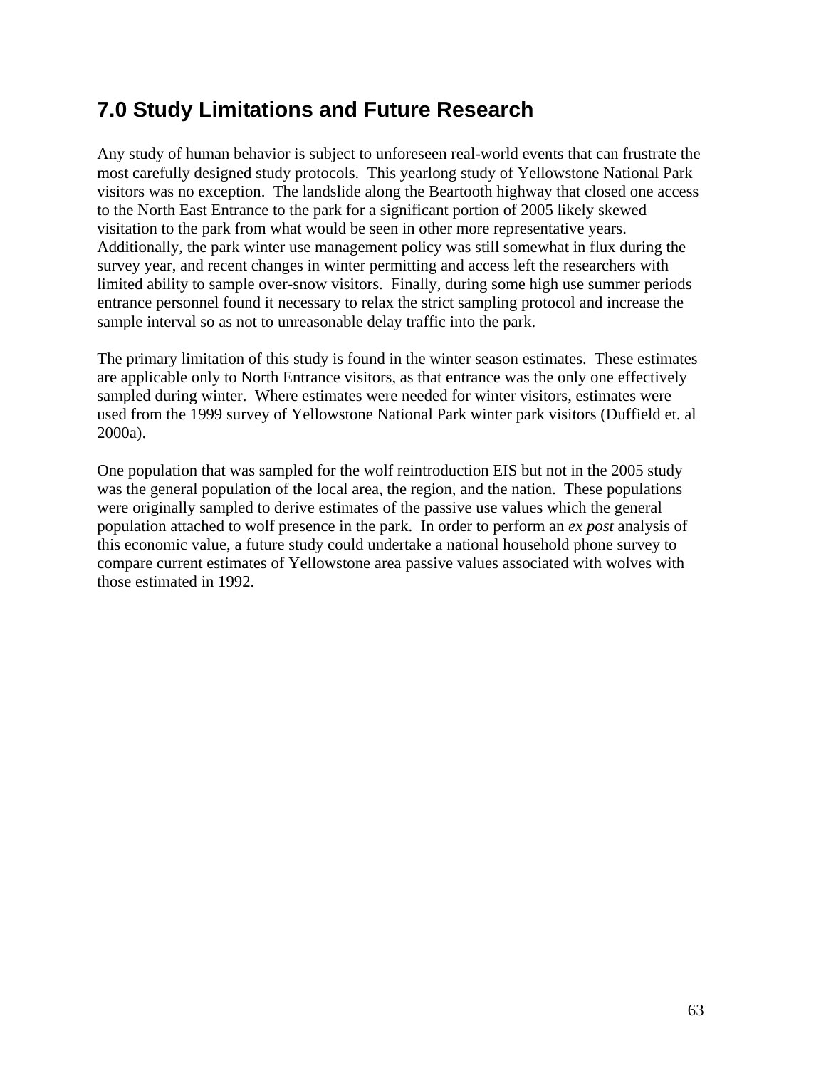## 7.0 Study Limitations and Future Research

Any study of human behavior is subject to unforeseen real-world events that can frustrate the most carefully designed study protocols. This yearlong study of Yellowstone National Park visitors was no exception. The landslide along the Beartooth highway that closed one access to the North East Entrance to the park for a significant portion of 2005 likely skewed visitation to the park from what would be seen in other more representative years. Additionally, the park winter use management policy was still somewhat in flux during the survey year, and recent changes in winter permitting and access left the researchers with limited ability to sample over-snow visitors. Finally, during some high use summer periods entrance personnel found it necessary to relax the strict sampling protocol and increase the sample interval so as not to unreasonable delay traffic into the park.

The primary limitation of this study is found in the winter season estimates. These estimates are applicable only to North Entrance visitors, as that entrance was the only one effectively sampled during winter. Where estimates were needed for winter visitors, estimates were used from the 1999 survey of Yellowstone National Park winter park visitors (Duffield et. al 2000a).

One population that was sampled for the wolf reintroduction EIS but not in the 2005 study was the general population of the local area, the region, and the nation. These populations were originally sampled to derive estimates of the passive use values which the general population attached to wolf presence in the park. In order to perform an *ex post* analysis of this economic value, a future study could undertake a national household phone survey to compare current estimates of Yellowstone area passive values associated with wolves with those estimated in 1992.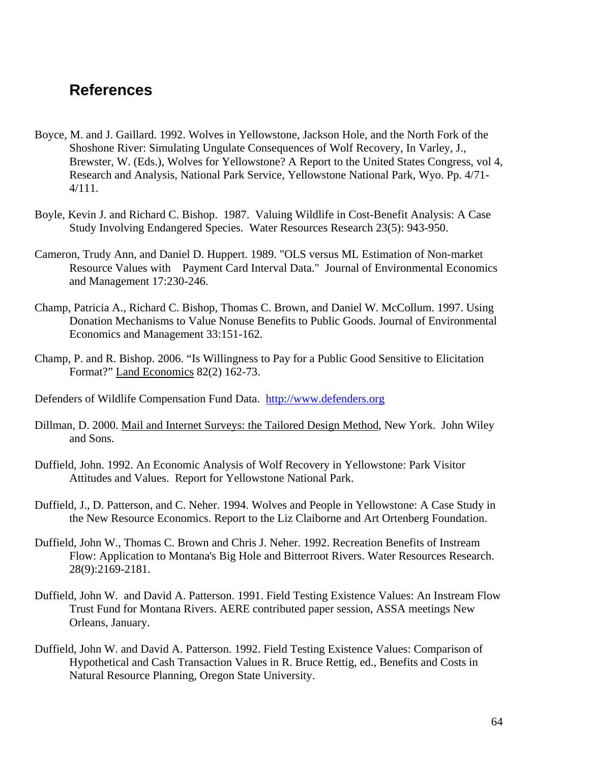## References

Boyce, M. and J. Gaillard. 1992. Wolves in Yellowstone, Jackson Hole, and the North Fork of the Shoshone River: Simulating Ungulate Consequences of Wolf Recovery, In Varley, J., Brewster, W. (Eds.), Wolves for Yellowstone? A Report to the United States Congress, vol 4, Research and Analysis, National Park Service, Yellowstone National Park, Wyo. Pp. 4/71-4/111.

Boyle, Kevin J. and Richard C. Bishop. 1987. Valuing Wildlife in Cost-Benefit Analysis: A Case Study Involving Endangered Species. Water Resources Research 23(5): 943-950.

Cameron, Trudy Ann, and Daniel D. Huppert. 1989. "OLS versus ML Estimation of Non-market Resource Values with Payment Card Interval Data." Journal of Environmental Economics and Management 17:230-246.

Champ, Patricia A., Richard C. Bishop, Thomas C. Brown, and Daniel W. McCollum. 1997. Using Donation Mechanisms to Value Nonuse Benefits to Public Goods. Journal of Environmental Economics and Management 33:151-162.

Champ, P. and R. Bishop. 2006. "Is Willingness to Pay for a Public Good Sensitive to Elicitation Format?" Land Economics 82(2) 162-73.

Defenders of Wildlife Compensation Fund Data. http://www.defenders.org

Dillman, D. 2000. Mail and Internet Surveys: the Tailored Design Method, New York. John Wiley and Sons.

Duffield, John. 1992. An Economic Analysis of Wolf Recovery in Yellowstone: Park Visitor Attitudes and Values. Report for Yellowstone National Park.

Duffield, J., D. Patterson, and C. Neher. 1994. Wolves and People in Yellowstone: A Case Study in the New Resource Economics. Report to the Liz Claiborne and Art Ortenberg Foundation.

Duffield, John W., Thomas C. Brown and Chris J. Neher. 1992. Recreation Benefits of Instream Flow: Application to Montana's Big Hole and Bitterroot Rivers. Water Resources Research. 28(9):2169-2181.

Duffield, John W. and David A. Patterson. 1991. Field Testing Existence Values: An Instream Flow Trust Fund for Montana Rivers. AERE contributed paper session, ASSA meetings New Orleans, January.

Duffield, John W. and David A. Patterson. 1992. Field Testing Existence Values: Comparison of Hypothetical and Cash Transaction Values in R. Bruce Rettig, ed., Benefits and Costs in Natural Resource Planning, Oregon State University.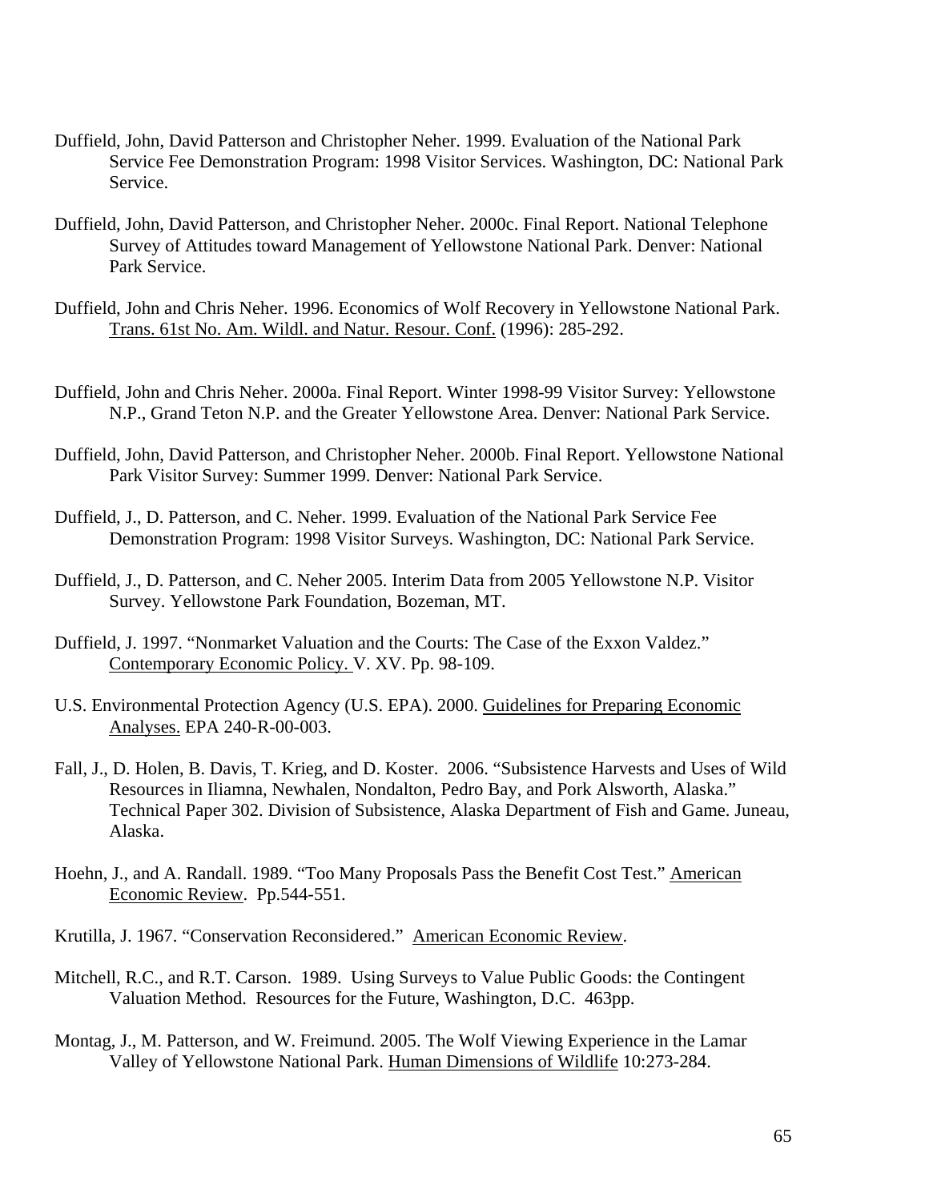Duffield, John, David Patterson and Christopher Neher. 1999. Evaluation of the National Park Service Fee Demonstration Program: 1998 Visitor Services. Washington, DC: National Park Service.

Duffield, John, David Patterson, and Christopher Neher. 2000c. Final Report. National Telephone Survey of Attitudes toward Management of Yellowstone National Park. Denver: National Park Service.

Duffield, John and Chris Neher. 1996. Economics of Wolf Recovery in Yellowstone National Park. Trans. 61st No. Am. Wildl. and Natur. Resour. Conf. (1996): 285-292.

Duffield, John and Chris Neher. 2000a. Final Report. Winter 1998-99 Visitor Survey: Yellowstone N.P., Grand Teton N.P. and the Greater Yellowstone Area. Denver: National Park Service.

Duffield, John, David Patterson, and Christopher Neher. 2000b. Final Report. Yellowstone National Park Visitor Survey: Summer 1999. Denver: National Park Service.

Duffield, J., D. Patterson, and C. Neher. 1999. Evaluation of the National Park Service Fee Demonstration Program: 1998 Visitor Surveys. Washington, DC: National Park Service.

Duffield, J., D. Patterson, and C. Neher 2005. Interim Data from 2005 Yellowstone N.P. Visitor Survey. Yellowstone Park Foundation, Bozeman, MT.

Duffield, J. 1997. "Nonmarket Valuation and the Courts: The Case of the Exxon Valdez." Contemporary Economic Policy. V. XV. Pp. 98-109.

U.S. Environmental Protection Agency (U.S. EPA). 2000. Guidelines for Preparing Economic Analyses. EPA 240-R-00-003.

Fall, J., D. Holen, B. Davis, T. Krieg, and D. Koster. 2006. "Subsistence Harvests and Uses of Wild Resources in Iliamna, Newhalen, Nondalton, Pedro Bay, and Pork Alsworth, Alaska." Technical Paper 302. Division of Subsistence, Alaska Department of Fish and Game. Juneau, Alaska.

Hoehn, J., and A. Randall. 1989. "Too Many Proposals Pass the Benefit Cost Test." American Economic Review. Pp.544-551.

Krutilla, J. 1967. "Conservation Reconsidered." American Economic Review.

Mitchell, R.C., and R.T. Carson. 1989. Using Surveys to Value Public Goods: the Contingent Valuation Method. Resources for the Future, Washington, D.C. 463pp.

Montag, J., M. Patterson, and W. Freimund. 2005. The Wolf Viewing Experience in the Lamar Valley of Yellowstone National Park. Human Dimensions of Wildlife 10:273-284.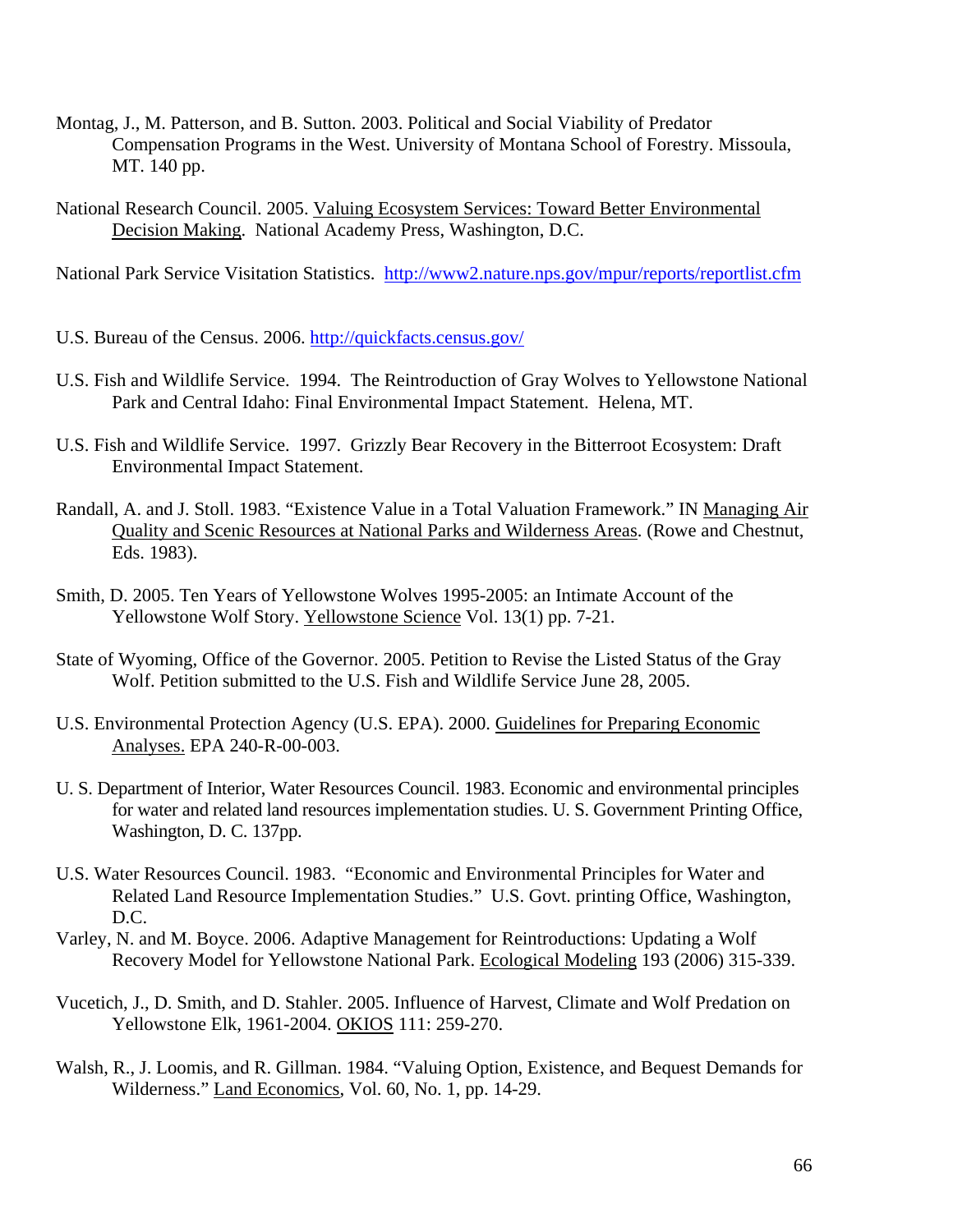Montag, J., M. Patterson, and B. Sutton. 2003. Political and Social Viability of Predator Compensation Programs in the West. University of Montana School of Forestry. Missoula, MT. 140 pp.

National Research Council. 2005. Valuing Ecosystem Services: Toward Better Environmental Decision Making. National Academy Press, Washington, D.C.

National Park Service Visitation Statistics. http://www2.nature.nps.gov/mpur/reports/reportlist.cfm

U.S. Bureau of the Census. 2006. http://quickfacts.census.gov/

U.S. Fish and Wildlife Service. 1994. The Reintroduction of Gray Wolves to Yellowstone National Park and Central Idaho: Final Environmental Impact Statement. Helena, MT.

U.S. Fish and Wildlife Service. 1997. Grizzly Bear Recovery in the Bitterroot Ecosystem: Draft Environmental Impact Statement.

Randall, A. and J. Stoll. 1983. "Existence Value in a Total Valuation Framework." IN Managing Air Quality and Scenic Resources at National Parks and Wilderness Areas. (Rowe and Chestnut, Eds. 1983).

Smith, D. 2005. Ten Years of Yellowstone Wolves 1995-2005: an Intimate Account of the Yellowstone Wolf Story. Yellowstone Science Vol. 13(1) pp. 7-21.

State of Wyoming, Office of the Governor. 2005. Petition to Revise the Listed Status of the Gray Wolf. Petition submitted to the U.S. Fish and Wildlife Service June 28, 2005.

U.S. Environmental Protection Agency (U.S. EPA). 2000. Guidelines for Preparing Economic Analyses. EPA 240-R-00-003.

U. S. Department of Interior, Water Resources Council. 1983. Economic and environmental principles for water and related land resources implementation studies. U. S. Government Printing Office, Washington, D. C. 137pp.

U.S. Water Resources Council. 1983. "Economic and Environmental Principles for Water and Related Land Resource Implementation Studies." U.S. Govt. printing Office, Washington, D.C.

Varley, N. and M. Boyce. 2006. Adaptive Management for Reintroductions: Updating a Wolf Recovery Model for Yellowstone National Park. Ecological Modeling 193 (2006) 315-339.

Vucetich, J., D. Smith, and D. Stahler. 2005. Influence of Harvest, Climate and Wolf Predation on Yellowstone Elk, 1961-2004. OKIOS 111: 259-270.

Walsh, R., J. Loomis, and R. Gillman. 1984. "Valuing Option, Existence, and Bequest Demands for Wilderness." Land Economics, Vol. 60, No. 1, pp. 14-29.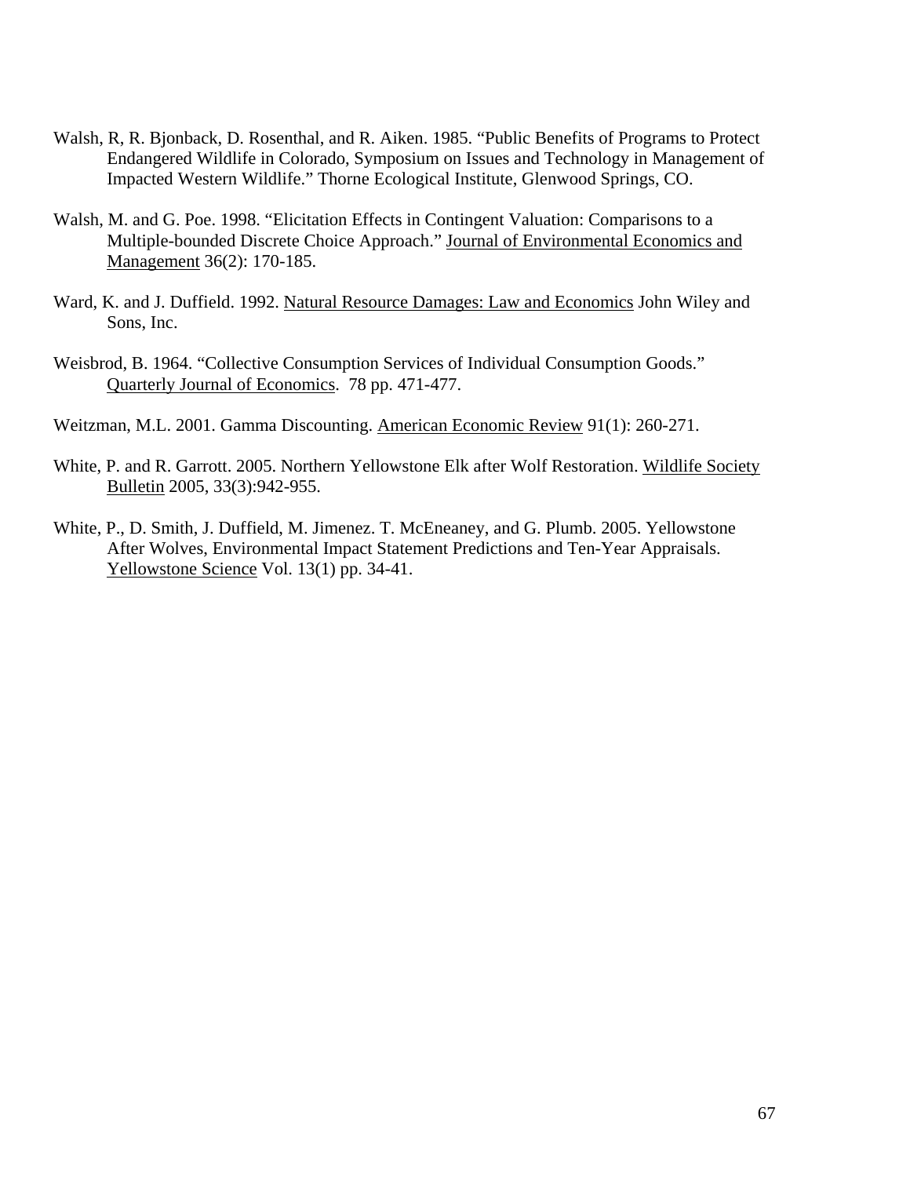Walsh, R, R. Bjonback, D. Rosenthal, and R. Aiken. 1985. "Public Benefits of Programs to Protect Endangered Wildlife in Colorado, Symposium on Issues and Technology in Management of Impacted Western Wildlife." Thorne Ecological Institute, Glenwood Springs, CO.

Walsh, M. and G. Poe. 1998. "Elicitation Effects in Contingent Valuation: Comparisons to a Multiple-bounded Discrete Choice Approach." Journal of Environmental Economics and Management 36(2): 170-185.

Ward, K. and J. Duffield. 1992. Natural Resource Damages: Law and Economics John Wiley and Sons, Inc.

Weisbrod, B. 1964. "Collective Consumption Services of Individual Consumption Goods." Quarterly Journal of Economics. 78 pp. 471-477.

Weitzman, M.L. 2001. Gamma Discounting. American Economic Review 91(1): 260-271.

White, P. and R. Garrott. 2005. Northern Yellowstone Elk after Wolf Restoration. Wildlife Society Bulletin 2005, 33(3):942-955.

White, P., D. Smith, J. Duffield, M. Jimenez. T. McEneaney, and G. Plumb. 2005. Yellowstone After Wolves, Environmental Impact Statement Predictions and Ten-Year Appraisals. Yellowstone Science Vol. 13(1) pp. 34-41.